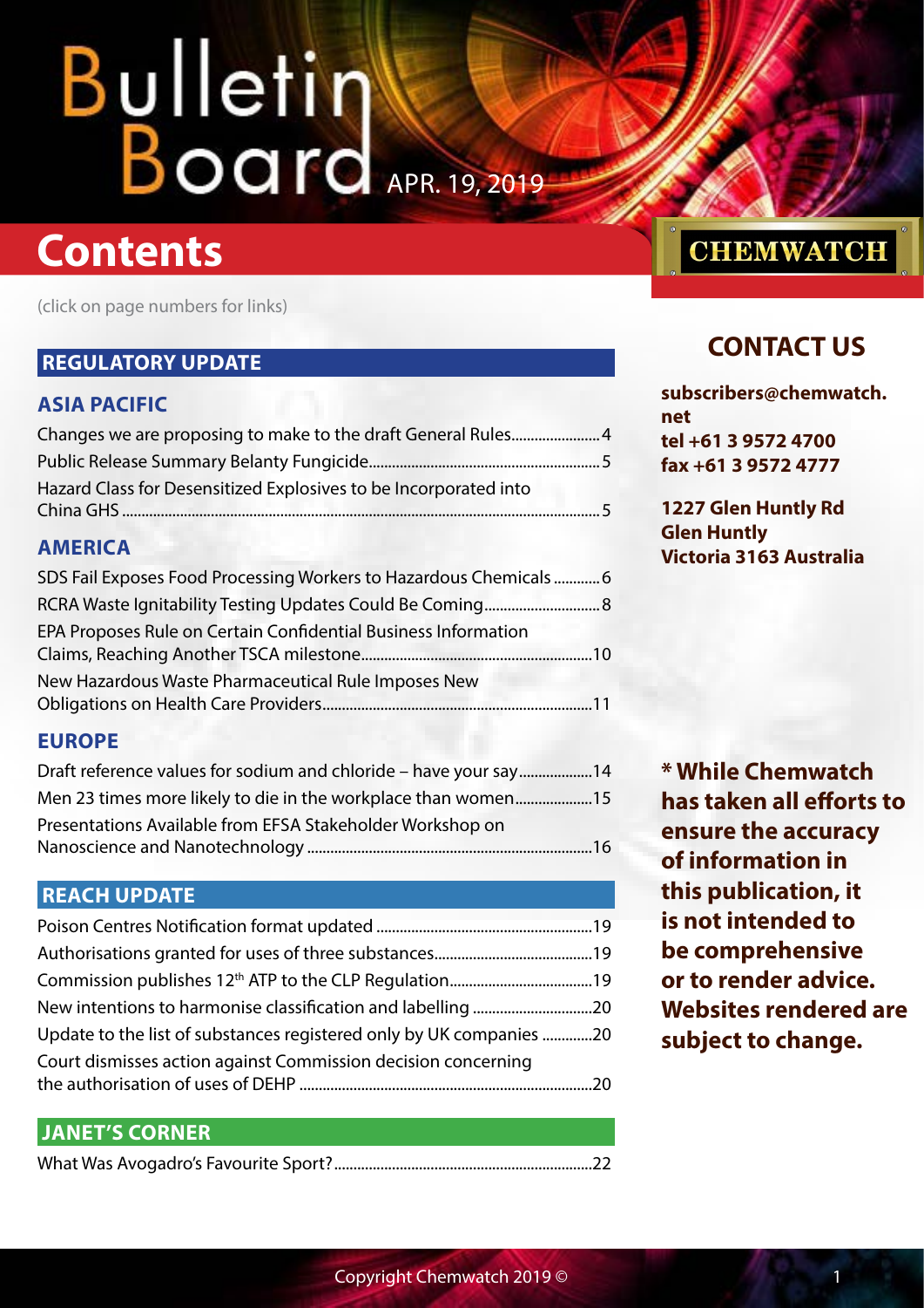# Bulletin Board

APR. 19, 2019

# Contents

(click on page numbers for links)

## REGULATORY UPDATE

### ASIA PACIFIC

Changes we are proposing to make to the draft General Rules....................... 4

Public Release Summary Belanty Fungicide........................................................... 5

Hazard Class for Desensitized Explosives to be Incorporated into China GHS .......................................................................................................................... 5

### AMERICA

SDS Fail Exposes Food Processing Workers to Hazardous Chemicals ............ 6

RCRA Waste Ignitability Testing Updates Could Be Coming.............................. 8

EPA Proposes Rule on Certain Confidential Business Information Claims, Reaching Another TSCA milestone............................................................ 10

New Hazardous Waste Pharmaceutical Rule Imposes New Obligations on Health Care Providers...................................................................... 11

### EUROPE

Draft reference values for sodium and chloride – have your say................... 14

Men 23 times more likely to die in the workplace than women.................... 15

Presentations Available from EFSA Stakeholder Workshop on Nanoscience and Nanotechnology .......................................................................... 16

## REACH UPDATE

Poison Centres Notification format updated ........................................................ 19

Authorisations granted for uses of three substances......................................... 19

Commission publishes 12th ATP to the CLP Regulation...................................... 19

New intentions to harmonise classification and labelling ............................... 20

Update to the list of substances registered only by UK companies ............. 20

Court dismisses action against Commission decision concerning the authorisation of uses of DEHP ............................................................................ 20

## JANET'S CORNER

What Was Avogadro's Favourite Sport?................................................................... 22

CHEMWATCH

## CONTACT US

**subscribers@chemwatch.net**
**tel +61 3 9572 4700**
**fax +61 3 9572 4777**

**1227 Glen Huntly Rd**
**Glen Huntly**
**Victoria 3163 Australia**

*** While Chemwatch has taken all efforts to ensure the accuracy of information in this publication, it is not intended to be comprehensive or to render advice. Websites rendered are subject to change.**

Copyright Chemwatch 2019 ©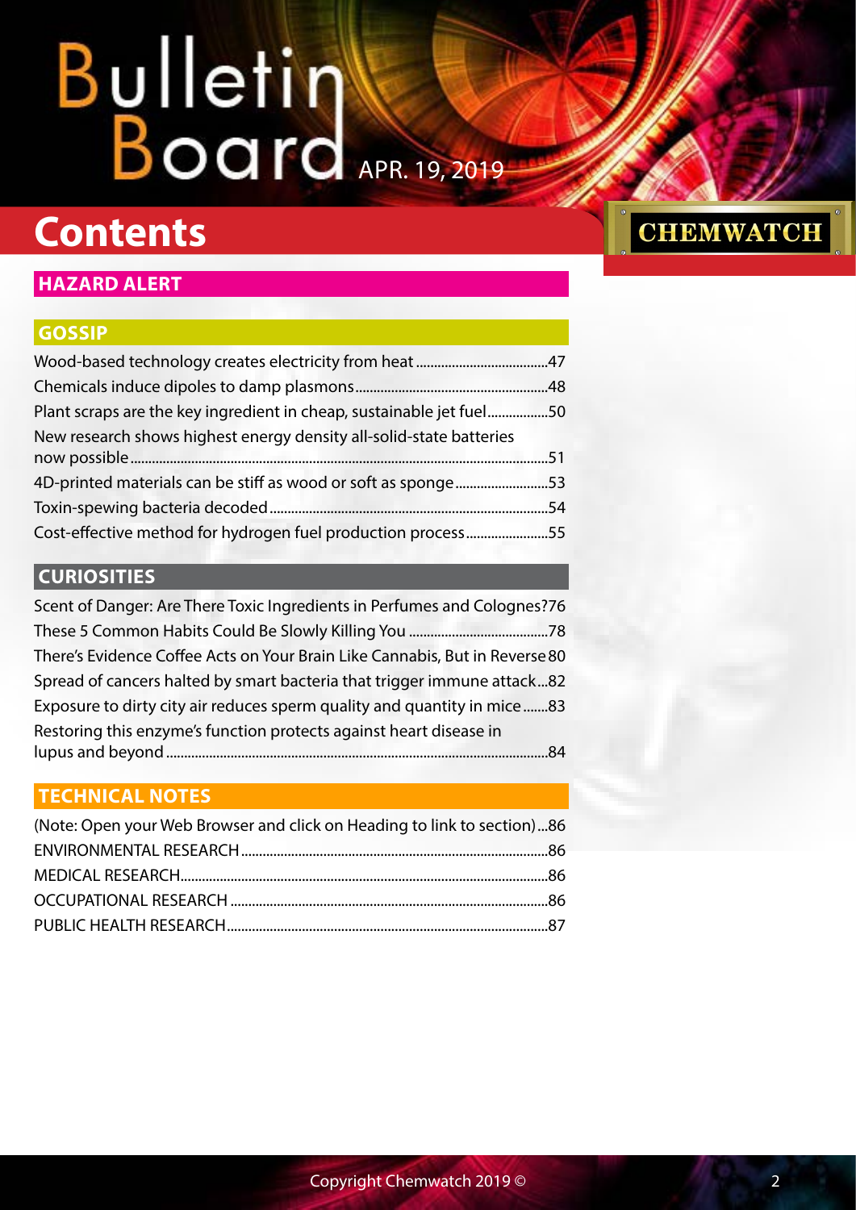# Bulletin Board

APR. 19, 2019

# Contents

CHEMWATCH

## HAZARD ALERT

## GOSSIP

Wood-based technology creates electricity from heat.....47
Chemicals induce dipoles to damp plasmons.....48
Plant scraps are the key ingredient in cheap, sustainable jet fuel.....50
New research shows highest energy density all-solid-state batteries now possible.....51
4D-printed materials can be stiff as wood or soft as sponge.....53
Toxin-spewing bacteria decoded.....54
Cost-effective method for hydrogen fuel production process.....55

## CURIOSITIES

Scent of Danger: Are There Toxic Ingredients in Perfumes and Colognes?76
These 5 Common Habits Could Be Slowly Killing You.....78
There's Evidence Coffee Acts on Your Brain Like Cannabis, But in Reverse 80
Spread of cancers halted by smart bacteria that trigger immune attack...82
Exposure to dirty city air reduces sperm quality and quantity in mice.....83
Restoring this enzyme's function protects against heart disease in lupus and beyond.....84

## TECHNICAL NOTES

(Note: Open your Web Browser and click on Heading to link to section)...86
ENVIRONMENTAL RESEARCH.....86
MEDICAL RESEARCH.....86
OCCUPATIONAL RESEARCH.....86
PUBLIC HEALTH RESEARCH.....87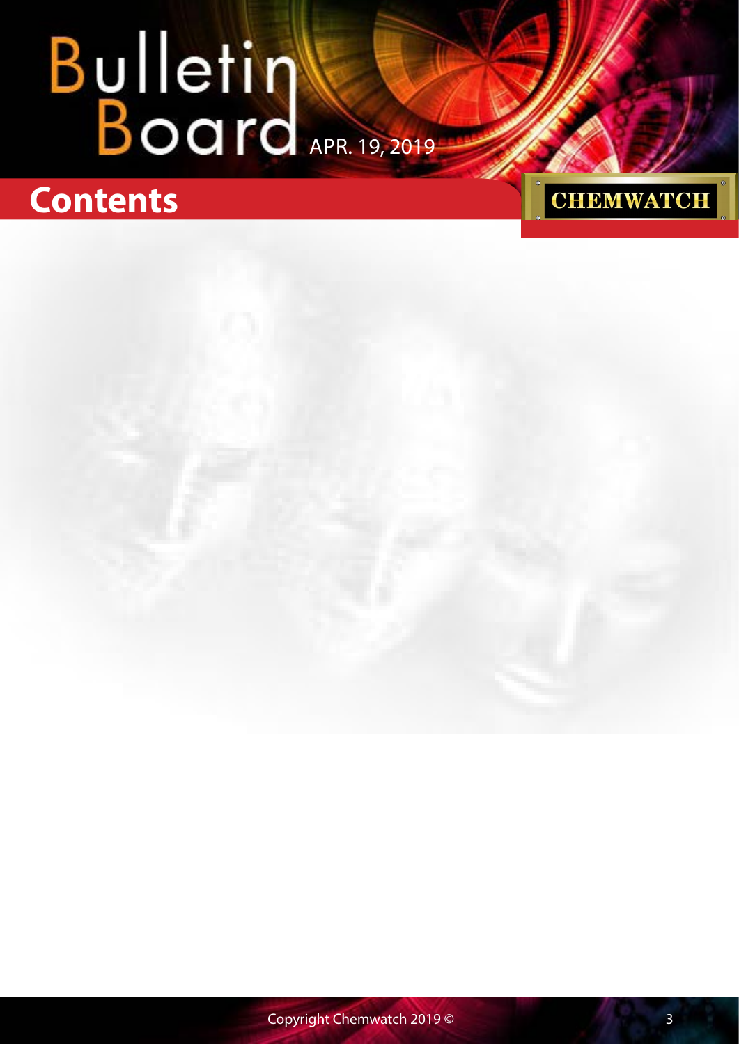# Contents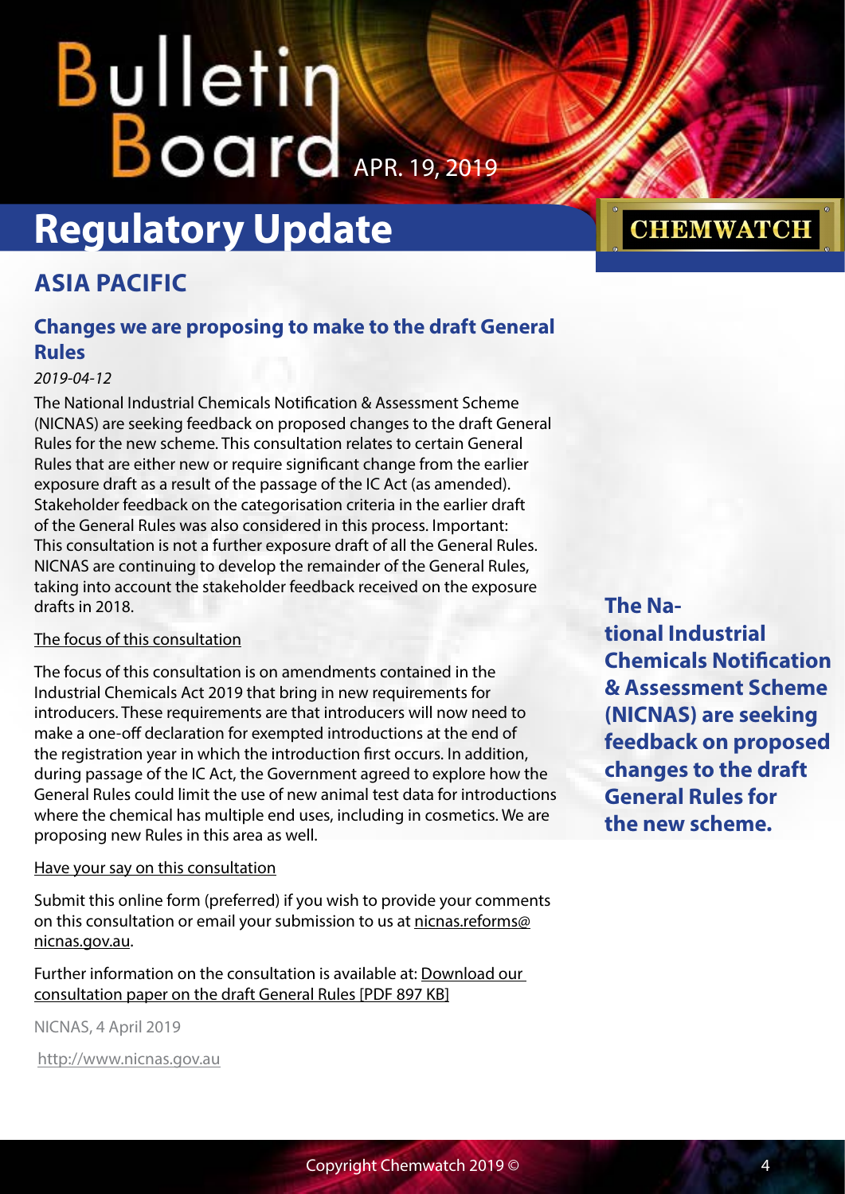# Regulatory Update

## ASIA PACIFIC

### Changes we are proposing to make to the draft General Rules

*2019-04-12*

The National Industrial Chemicals Notification & Assessment Scheme (NICNAS) are seeking feedback on proposed changes to the draft General Rules for the new scheme. This consultation relates to certain General Rules that are either new or require significant change from the earlier exposure draft as a result of the passage of the IC Act (as amended). Stakeholder feedback on the categorisation criteria in the earlier draft of the General Rules was also considered in this process. Important: This consultation is not a further exposure draft of all the General Rules. NICNAS are continuing to develop the remainder of the General Rules, taking into account the stakeholder feedback received on the exposure drafts in 2018.

**The National Industrial Chemicals Notification & Assessment Scheme (NICNAS) are seeking feedback on proposed changes to the draft General Rules for the new scheme.**

The focus of this consultation

The focus of this consultation is on amendments contained in the Industrial Chemicals Act 2019 that bring in new requirements for introducers. These requirements are that introducers will now need to make a one-off declaration for exempted introductions at the end of the registration year in which the introduction first occurs. In addition, during passage of the IC Act, the Government agreed to explore how the General Rules could limit the use of new animal test data for introductions where the chemical has multiple end uses, including in cosmetics. We are proposing new Rules in this area as well.

Have your say on this consultation

Submit this online form (preferred) if you wish to provide your comments on this consultation or email your submission to us at nicnas.reforms@nicnas.gov.au.

Further information on the consultation is available at: Download our consultation paper on the draft General Rules [PDF 897 KB]

NICNAS, 4 April 2019

http://www.nicnas.gov.au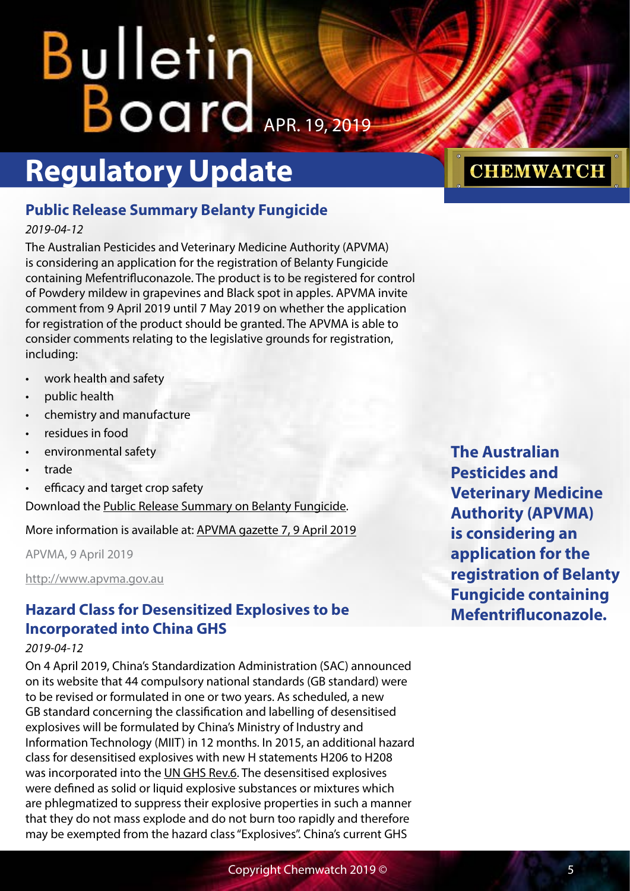# Regulatory Update

## Public Release Summary Belanty Fungicide

*2019-04-12*

The Australian Pesticides and Veterinary Medicine Authority (APVMA) is considering an application for the registration of Belanty Fungicide containing Mefentrifluconazole. The product is to be registered for control of Powdery mildew in grapevines and Black spot in apples. APVMA invite comment from 9 April 2019 until 7 May 2019 on whether the application for registration of the product should be granted. The APVMA is able to consider comments relating to the legislative grounds for registration, including:

- work health and safety
- public health
- chemistry and manufacture
- residues in food
- environmental safety
- trade
- efficacy and target crop safety

Download the Public Release Summary on Belanty Fungicide.

More information is available at: APVMA gazette 7, 9 April 2019

APVMA, 9 April 2019

http://www.apvma.gov.au

**The Australian Pesticides and Veterinary Medicine Authority (APVMA) is considering an application for the registration of Belanty Fungicide containing Mefentrifluconazole.**

## Hazard Class for Desensitized Explosives to be Incorporated into China GHS

*2019-04-12*

On 4 April 2019, China's Standardization Administration (SAC) announced on its website that 44 compulsory national standards (GB standard) were to be revised or formulated in one or two years. As scheduled, a new GB standard concerning the classification and labelling of desensitised explosives will be formulated by China's Ministry of Industry and Information Technology (MIIT) in 12 months. In 2015, an additional hazard class for desensitised explosives with new H statements H206 to H208 was incorporated into the UN GHS Rev.6. The desensitised explosives were defined as solid or liquid explosive substances or mixtures which are phlegmatized to suppress their explosive properties in such a manner that they do not mass explode and do not burn too rapidly and therefore may be exempted from the hazard class "Explosives". China's current GHS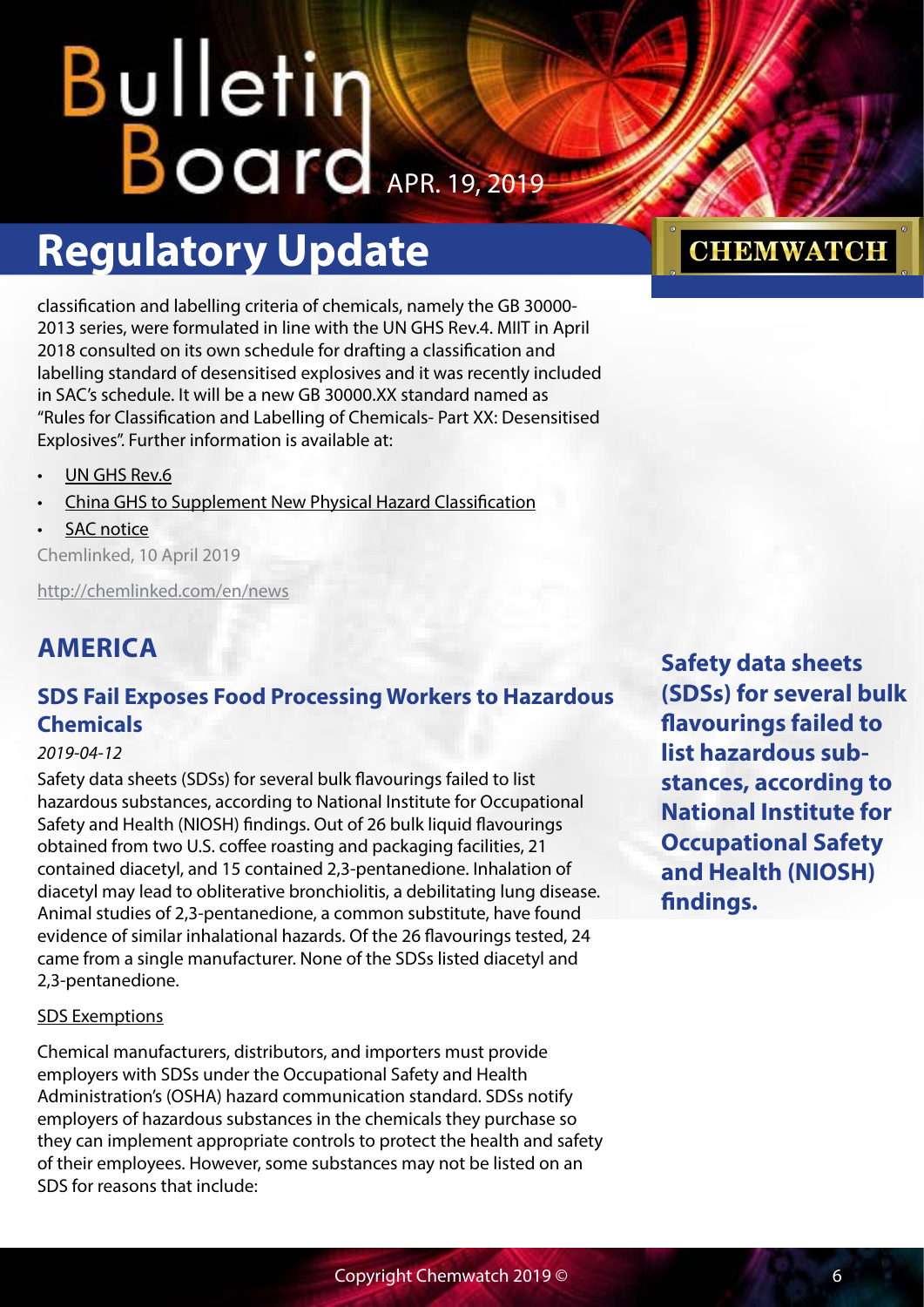classification and labelling criteria of chemicals, namely the GB 30000-2013 series, were formulated in line with the UN GHS Rev.4. MIIT in April 2018 consulted on its own schedule for drafting a classification and labelling standard of desensitised explosives and it was recently included in SAC's schedule. It will be a new GB 30000.XX standard named as "Rules for Classification and Labelling of Chemicals- Part XX: Desensitised Explosives". Further information is available at:

- UN GHS Rev.6
- China GHS to Supplement New Physical Hazard Classification
- SAC notice

Chemlinked, 10 April 2019

http://chemlinked.com/en/news

## AMERICA

### SDS Fail Exposes Food Processing Workers to Hazardous Chemicals

*2019-04-12*

Safety data sheets (SDSs) for several bulk flavourings failed to list hazardous substances, according to National Institute for Occupational Safety and Health (NIOSH) findings. Out of 26 bulk liquid flavourings obtained from two U.S. coffee roasting and packaging facilities, 21 contained diacetyl, and 15 contained 2,3-pentanedione. Inhalation of diacetyl may lead to obliterative bronchiolitis, a debilitating lung disease. Animal studies of 2,3-pentanedione, a common substitute, have found evidence of similar inhalational hazards. Of the 26 flavourings tested, 24 came from a single manufacturer. None of the SDSs listed diacetyl and 2,3-pentanedione.

**Safety data sheets (SDSs) for several bulk flavourings failed to list hazardous substances, according to National Institute for Occupational Safety and Health (NIOSH) findings.**

SDS Exemptions

Chemical manufacturers, distributors, and importers must provide employers with SDSs under the Occupational Safety and Health Administration's (OSHA) hazard communication standard. SDSs notify employers of hazardous substances in the chemicals they purchase so they can implement appropriate controls to protect the health and safety of their employees. However, some substances may not be listed on an SDS for reasons that include: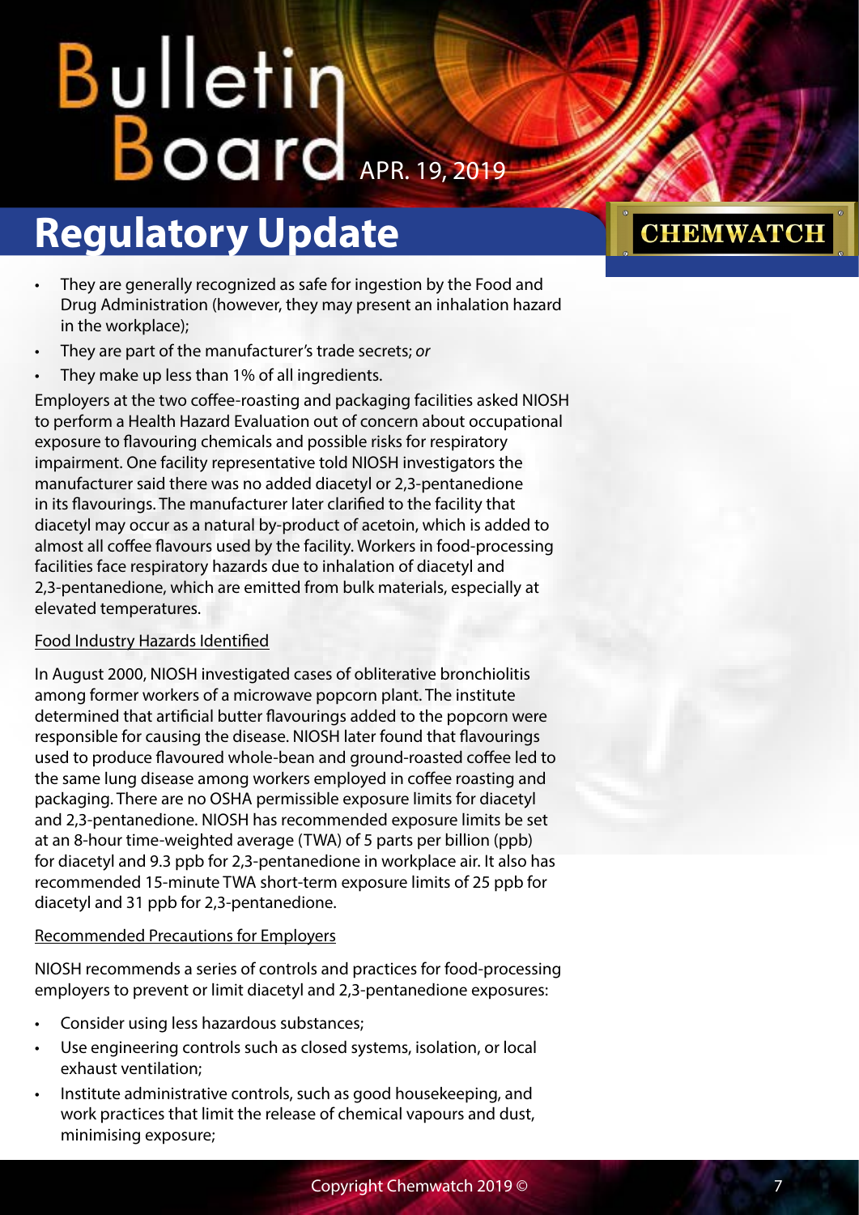- They are generally recognized as safe for ingestion by the Food and Drug Administration (however, they may present an inhalation hazard in the workplace);
- They are part of the manufacturer's trade secrets; *or*
- They make up less than 1% of all ingredients.

Employers at the two coffee-roasting and packaging facilities asked NIOSH to perform a Health Hazard Evaluation out of concern about occupational exposure to flavouring chemicals and possible risks for respiratory impairment. One facility representative told NIOSH investigators the manufacturer said there was no added diacetyl or 2,3-pentanedione in its flavourings. The manufacturer later clarified to the facility that diacetyl may occur as a natural by-product of acetoin, which is added to almost all coffee flavours used by the facility. Workers in food-processing facilities face respiratory hazards due to inhalation of diacetyl and 2,3-pentanedione, which are emitted from bulk materials, especially at elevated temperatures.

Food Industry Hazards Identified

In August 2000, NIOSH investigated cases of obliterative bronchiolitis among former workers of a microwave popcorn plant. The institute determined that artificial butter flavourings added to the popcorn were responsible for causing the disease. NIOSH later found that flavourings used to produce flavoured whole-bean and ground-roasted coffee led to the same lung disease among workers employed in coffee roasting and packaging. There are no OSHA permissible exposure limits for diacetyl and 2,3-pentanedione. NIOSH has recommended exposure limits be set at an 8-hour time-weighted average (TWA) of 5 parts per billion (ppb) for diacetyl and 9.3 ppb for 2,3-pentanedione in workplace air. It also has recommended 15-minute TWA short-term exposure limits of 25 ppb for diacetyl and 31 ppb for 2,3-pentanedione.

Recommended Precautions for Employers

NIOSH recommends a series of controls and practices for food-processing employers to prevent or limit diacetyl and 2,3-pentanedione exposures:

- Consider using less hazardous substances;
- Use engineering controls such as closed systems, isolation, or local exhaust ventilation;
- Institute administrative controls, such as good housekeeping, and work practices that limit the release of chemical vapours and dust, minimising exposure;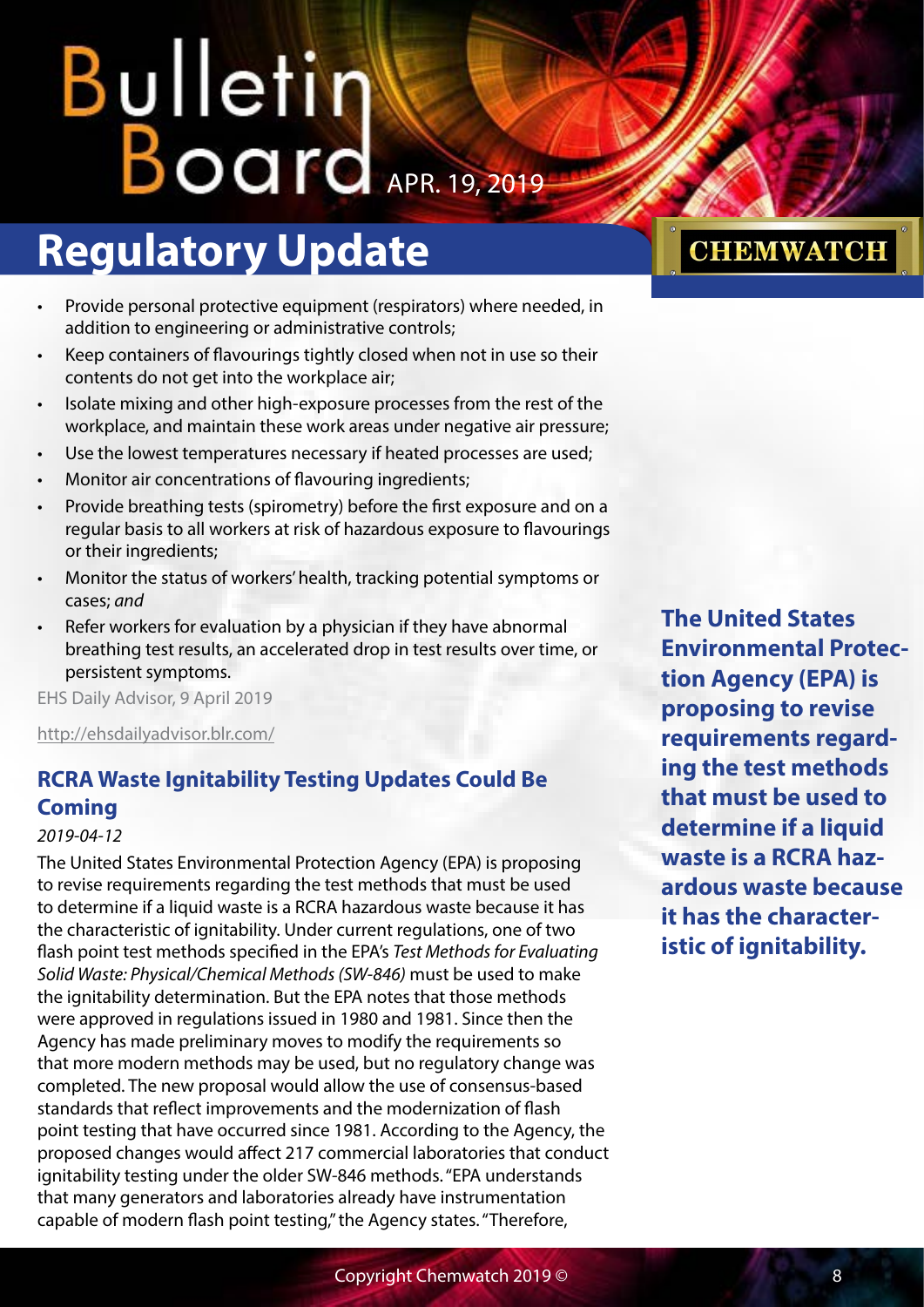- Provide personal protective equipment (respirators) where needed, in addition to engineering or administrative controls;
- Keep containers of flavourings tightly closed when not in use so their contents do not get into the workplace air;
- Isolate mixing and other high-exposure processes from the rest of the workplace, and maintain these work areas under negative air pressure;
- Use the lowest temperatures necessary if heated processes are used;
- Monitor air concentrations of flavouring ingredients;
- Provide breathing tests (spirometry) before the first exposure and on a regular basis to all workers at risk of hazardous exposure to flavourings or their ingredients;
- Monitor the status of workers' health, tracking potential symptoms or cases; *and*
- Refer workers for evaluation by a physician if they have abnormal breathing test results, an accelerated drop in test results over time, or persistent symptoms.

EHS Daily Advisor, 9 April 2019

http://ehsdailyadvisor.blr.com/

## RCRA Waste Ignitability Testing Updates Could Be Coming

*2019-04-12*

The United States Environmental Protection Agency (EPA) is proposing to revise requirements regarding the test methods that must be used to determine if a liquid waste is a RCRA hazardous waste because it has the characteristic of ignitability. Under current regulations, one of two flash point test methods specified in the EPA's *Test Methods for Evaluating Solid Waste: Physical/Chemical Methods (SW-846)* must be used to make the ignitability determination. But the EPA notes that those methods were approved in regulations issued in 1980 and 1981. Since then the Agency has made preliminary moves to modify the requirements so that more modern methods may be used, but no regulatory change was completed. The new proposal would allow the use of consensus-based standards that reflect improvements and the modernization of flash point testing that have occurred since 1981. According to the Agency, the proposed changes would affect 217 commercial laboratories that conduct ignitability testing under the older SW-846 methods. "EPA understands that many generators and laboratories already have instrumentation capable of modern flash point testing," the Agency states. "Therefore,

**The United States Environmental Protection Agency (EPA) is proposing to revise requirements regarding the test methods that must be used to determine if a liquid waste is a RCRA hazardous waste because it has the characteristic of ignitability.**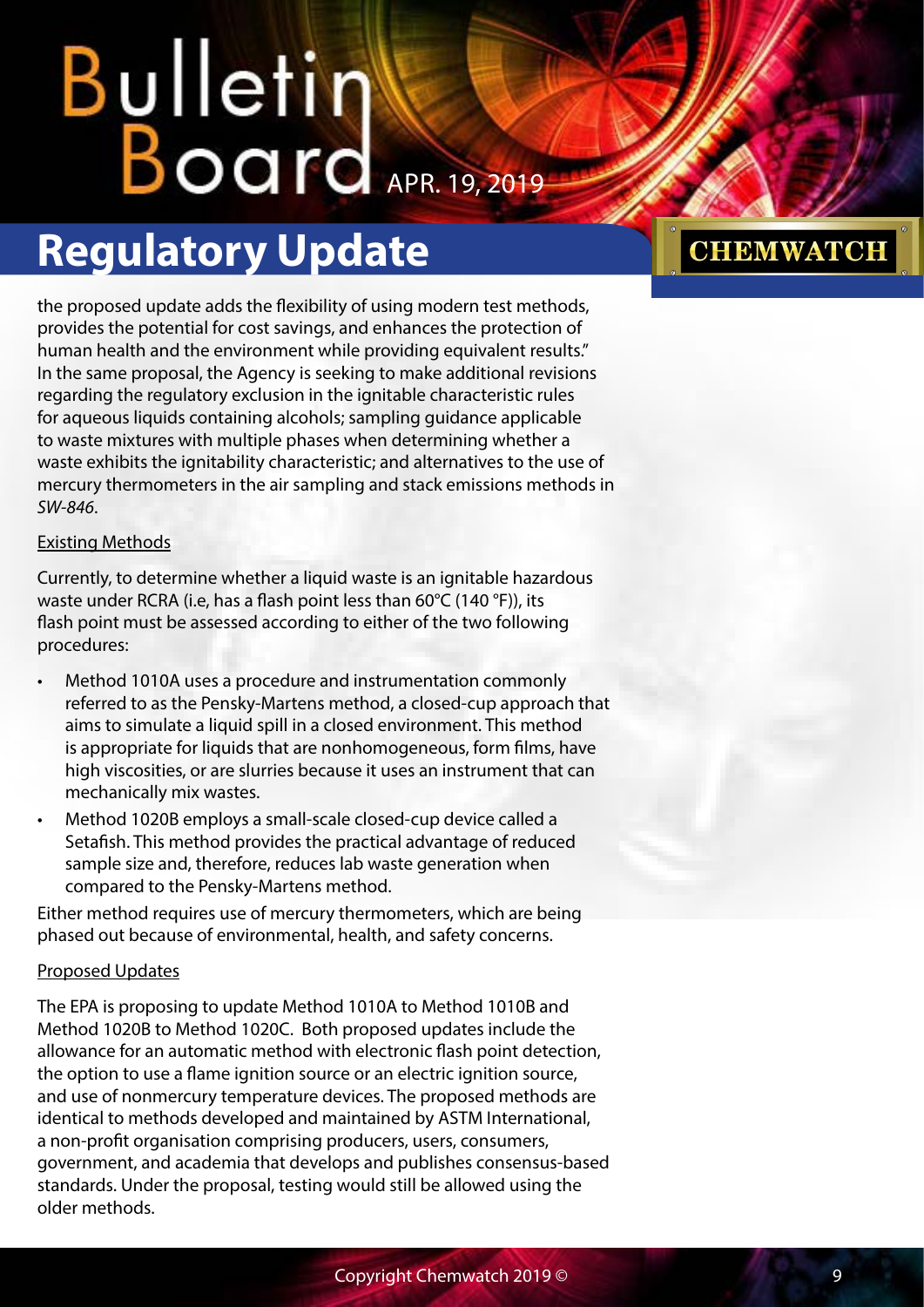the proposed update adds the flexibility of using modern test methods, provides the potential for cost savings, and enhances the protection of human health and the environment while providing equivalent results." In the same proposal, the Agency is seeking to make additional revisions regarding the regulatory exclusion in the ignitable characteristic rules for aqueous liquids containing alcohols; sampling guidance applicable to waste mixtures with multiple phases when determining whether a waste exhibits the ignitability characteristic; and alternatives to the use of mercury thermometers in the air sampling and stack emissions methods in *SW-846*.

Existing Methods

Currently, to determine whether a liquid waste is an ignitable hazardous waste under RCRA (i.e, has a flash point less than 60°C (140 °F)), its flash point must be assessed according to either of the two following procedures:

- Method 1010A uses a procedure and instrumentation commonly referred to as the Pensky-Martens method, a closed-cup approach that aims to simulate a liquid spill in a closed environment. This method is appropriate for liquids that are nonhomogeneous, form films, have high viscosities, or are slurries because it uses an instrument that can mechanically mix wastes.
- Method 1020B employs a small-scale closed-cup device called a Setafish. This method provides the practical advantage of reduced sample size and, therefore, reduces lab waste generation when compared to the Pensky-Martens method.

Either method requires use of mercury thermometers, which are being phased out because of environmental, health, and safety concerns.

Proposed Updates

The EPA is proposing to update Method 1010A to Method 1010B and Method 1020B to Method 1020C. Both proposed updates include the allowance for an automatic method with electronic flash point detection, the option to use a flame ignition source or an electric ignition source, and use of nonmercury temperature devices. The proposed methods are identical to methods developed and maintained by ASTM International, a non-profit organisation comprising producers, users, consumers, government, and academia that develops and publishes consensus-based standards. Under the proposal, testing would still be allowed using the older methods.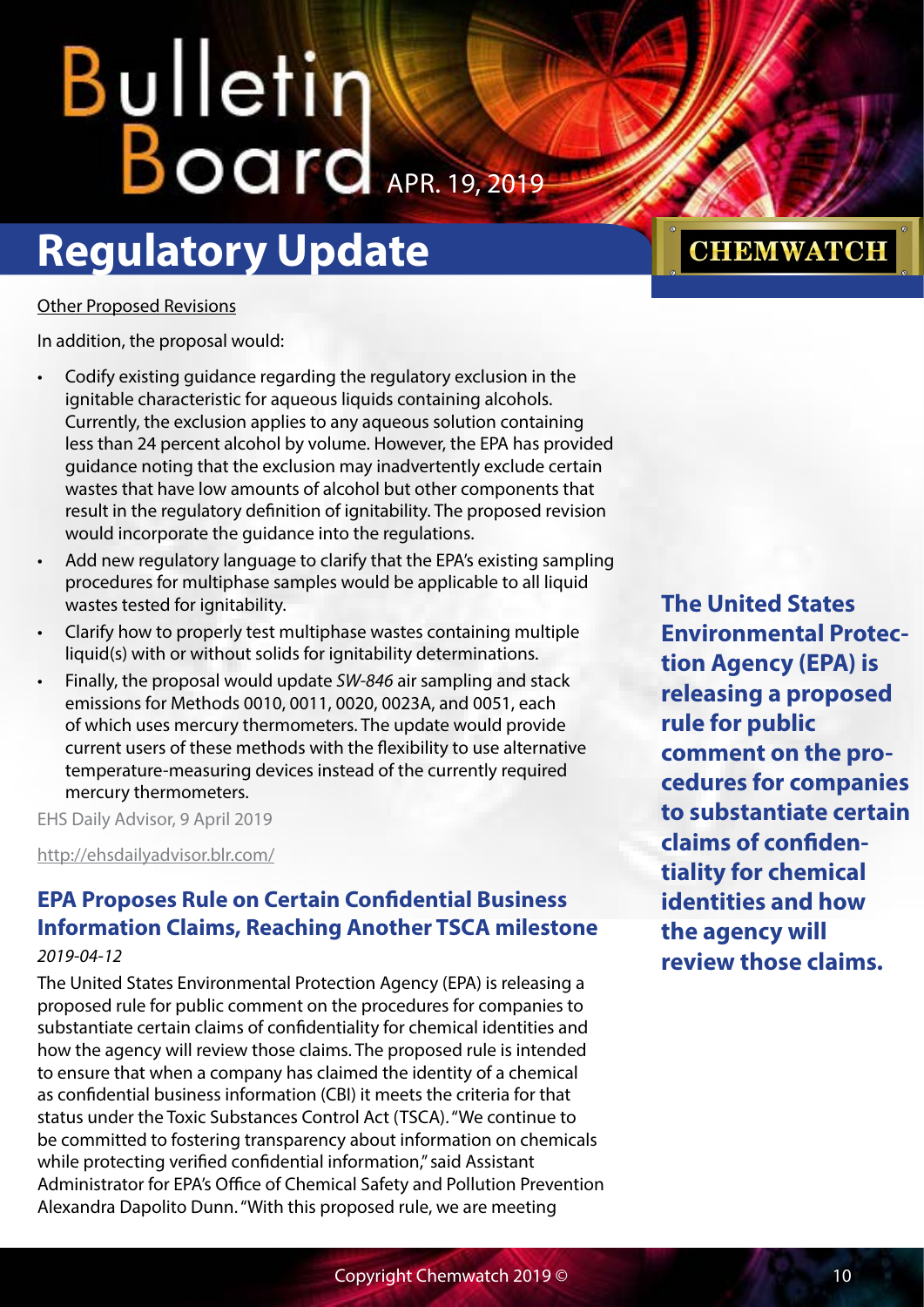Other Proposed Revisions

In addition, the proposal would:

- Codify existing guidance regarding the regulatory exclusion in the ignitable characteristic for aqueous liquids containing alcohols. Currently, the exclusion applies to any aqueous solution containing less than 24 percent alcohol by volume. However, the EPA has provided guidance noting that the exclusion may inadvertently exclude certain wastes that have low amounts of alcohol but other components that result in the regulatory definition of ignitability. The proposed revision would incorporate the guidance into the regulations.
- Add new regulatory language to clarify that the EPA's existing sampling procedures for multiphase samples would be applicable to all liquid wastes tested for ignitability.
- Clarify how to properly test multiphase wastes containing multiple liquid(s) with or without solids for ignitability determinations.
- Finally, the proposal would update *SW-846* air sampling and stack emissions for Methods 0010, 0011, 0020, 0023A, and 0051, each of which uses mercury thermometers. The update would provide current users of these methods with the flexibility to use alternative temperature-measuring devices instead of the currently required mercury thermometers.

EHS Daily Advisor, 9 April 2019

http://ehsdailyadvisor.blr.com/

## EPA Proposes Rule on Certain Confidential Business Information Claims, Reaching Another TSCA milestone

*2019-04-12*

The United States Environmental Protection Agency (EPA) is releasing a proposed rule for public comment on the procedures for companies to substantiate certain claims of confidentiality for chemical identities and how the agency will review those claims. The proposed rule is intended to ensure that when a company has claimed the identity of a chemical as confidential business information (CBI) it meets the criteria for that status under the Toxic Substances Control Act (TSCA). "We continue to be committed to fostering transparency about information on chemicals while protecting verified confidential information," said Assistant Administrator for EPA's Office of Chemical Safety and Pollution Prevention Alexandra Dapolito Dunn. "With this proposed rule, we are meeting

**The United States Environmental Protection Agency (EPA) is releasing a proposed rule for public comment on the procedures for companies to substantiate certain claims of confidentiality for chemical identities and how the agency will review those claims.**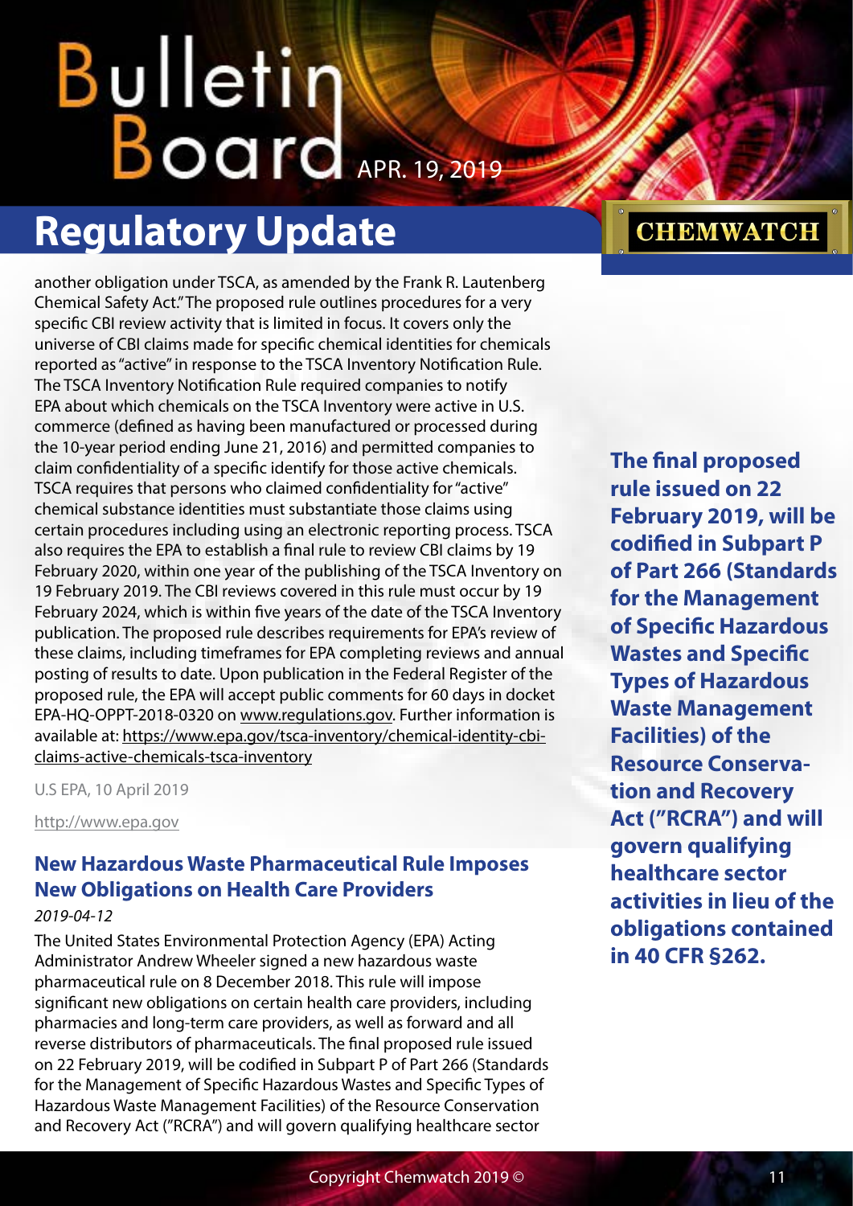another obligation under TSCA, as amended by the Frank R. Lautenberg Chemical Safety Act." The proposed rule outlines procedures for a very specific CBI review activity that is limited in focus. It covers only the universe of CBI claims made for specific chemical identities for chemicals reported as "active" in response to the TSCA Inventory Notification Rule. The TSCA Inventory Notification Rule required companies to notify EPA about which chemicals on the TSCA Inventory were active in U.S. commerce (defined as having been manufactured or processed during the 10-year period ending June 21, 2016) and permitted companies to claim confidentiality of a specific identify for those active chemicals. TSCA requires that persons who claimed confidentiality for "active" chemical substance identities must substantiate those claims using certain procedures including using an electronic reporting process. TSCA also requires the EPA to establish a final rule to review CBI claims by 19 February 2020, within one year of the publishing of the TSCA Inventory on 19 February 2019. The CBI reviews covered in this rule must occur by 19 February 2024, which is within five years of the date of the TSCA Inventory publication. The proposed rule describes requirements for EPA's review of these claims, including timeframes for EPA completing reviews and annual posting of results to date. Upon publication in the Federal Register of the proposed rule, the EPA will accept public comments for 60 days in docket EPA-HQ-OPPT-2018-0320 on www.regulations.gov. Further information is available at: https://www.epa.gov/tsca-inventory/chemical-identity-cbi-claims-active-chemicals-tsca-inventory

U.S EPA, 10 April 2019

http://www.epa.gov

## New Hazardous Waste Pharmaceutical Rule Imposes New Obligations on Health Care Providers

*2019-04-12*

The United States Environmental Protection Agency (EPA) Acting Administrator Andrew Wheeler signed a new hazardous waste pharmaceutical rule on 8 December 2018. This rule will impose significant new obligations on certain health care providers, including pharmacies and long-term care providers, as well as forward and all reverse distributors of pharmaceuticals. The final proposed rule issued on 22 February 2019, will be codified in Subpart P of Part 266 (Standards for the Management of Specific Hazardous Wastes and Specific Types of Hazardous Waste Management Facilities) of the Resource Conservation and Recovery Act ("RCRA") and will govern qualifying healthcare sector

**The final proposed rule issued on 22 February 2019, will be codified in Subpart P of Part 266 (Standards for the Management of Specific Hazardous Wastes and Specific Types of Hazardous Waste Management Facilities) of the Resource Conservation and Recovery Act ("RCRA") and will govern qualifying healthcare sector activities in lieu of the obligations contained in 40 CFR §262.**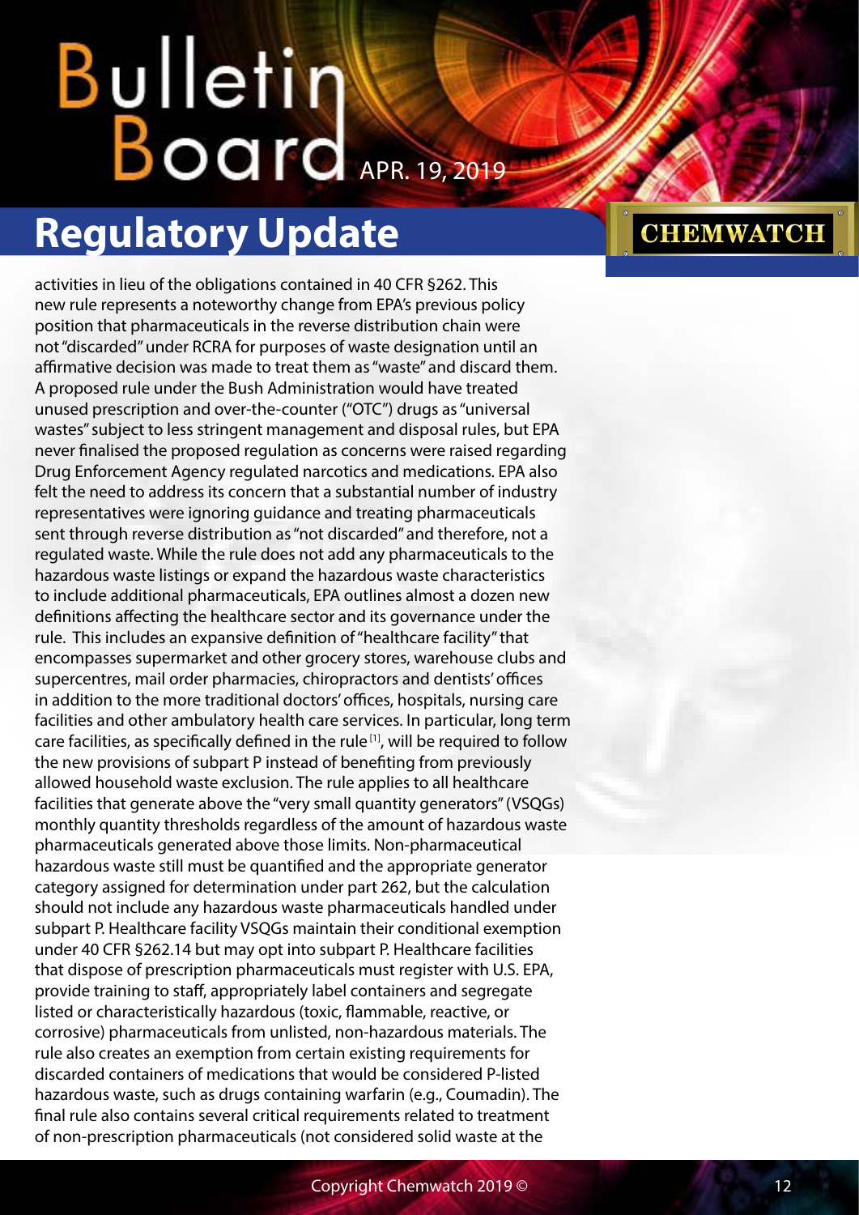activities in lieu of the obligations contained in 40 CFR §262. This new rule represents a noteworthy change from EPA's previous policy position that pharmaceuticals in the reverse distribution chain were not "discarded" under RCRA for purposes of waste designation until an affirmative decision was made to treat them as "waste" and discard them. A proposed rule under the Bush Administration would have treated unused prescription and over-the-counter ("OTC") drugs as "universal wastes" subject to less stringent management and disposal rules, but EPA never finalised the proposed regulation as concerns were raised regarding Drug Enforcement Agency regulated narcotics and medications. EPA also felt the need to address its concern that a substantial number of industry representatives were ignoring guidance and treating pharmaceuticals sent through reverse distribution as "not discarded" and therefore, not a regulated waste. While the rule does not add any pharmaceuticals to the hazardous waste listings or expand the hazardous waste characteristics to include additional pharmaceuticals, EPA outlines almost a dozen new definitions affecting the healthcare sector and its governance under the rule. This includes an expansive definition of "healthcare facility" that encompasses supermarket and other grocery stores, warehouse clubs and supercentres, mail order pharmacies, chiropractors and dentists' offices in addition to the more traditional doctors' offices, hospitals, nursing care facilities and other ambulatory health care services. In particular, long term care facilities, as specifically defined in the rule [1], will be required to follow the new provisions of subpart P instead of benefiting from previously allowed household waste exclusion. The rule applies to all healthcare facilities that generate above the "very small quantity generators" (VSQGs) monthly quantity thresholds regardless of the amount of hazardous waste pharmaceuticals generated above those limits. Non-pharmaceutical hazardous waste still must be quantified and the appropriate generator category assigned for determination under part 262, but the calculation should not include any hazardous waste pharmaceuticals handled under subpart P. Healthcare facility VSQGs maintain their conditional exemption under 40 CFR §262.14 but may opt into subpart P. Healthcare facilities that dispose of prescription pharmaceuticals must register with U.S. EPA, provide training to staff, appropriately label containers and segregate listed or characteristically hazardous (toxic, flammable, reactive, or corrosive) pharmaceuticals from unlisted, non-hazardous materials. The rule also creates an exemption from certain existing requirements for discarded containers of medications that would be considered P-listed hazardous waste, such as drugs containing warfarin (e.g., Coumadin). The final rule also contains several critical requirements related to treatment of non-prescription pharmaceuticals (not considered solid waste at the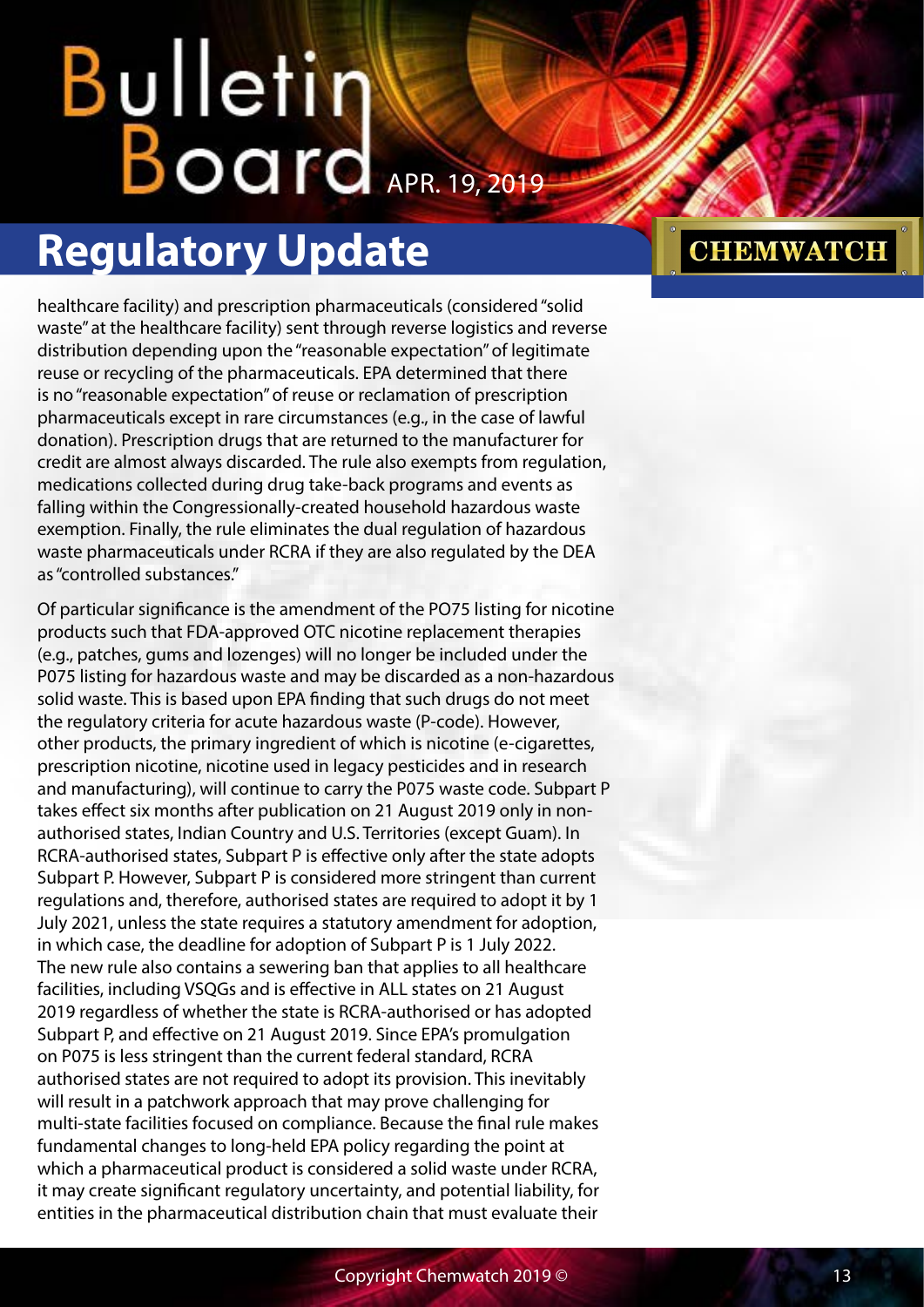healthcare facility) and prescription pharmaceuticals (considered "solid waste" at the healthcare facility) sent through reverse logistics and reverse distribution depending upon the "reasonable expectation" of legitimate reuse or recycling of the pharmaceuticals. EPA determined that there is no "reasonable expectation" of reuse or reclamation of prescription pharmaceuticals except in rare circumstances (e.g., in the case of lawful donation). Prescription drugs that are returned to the manufacturer for credit are almost always discarded. The rule also exempts from regulation, medications collected during drug take-back programs and events as falling within the Congressionally-created household hazardous waste exemption. Finally, the rule eliminates the dual regulation of hazardous waste pharmaceuticals under RCRA if they are also regulated by the DEA as "controlled substances."

Of particular significance is the amendment of the PO75 listing for nicotine products such that FDA-approved OTC nicotine replacement therapies (e.g., patches, gums and lozenges) will no longer be included under the P075 listing for hazardous waste and may be discarded as a non-hazardous solid waste. This is based upon EPA finding that such drugs do not meet the regulatory criteria for acute hazardous waste (P-code). However, other products, the primary ingredient of which is nicotine (e-cigarettes, prescription nicotine, nicotine used in legacy pesticides and in research and manufacturing), will continue to carry the P075 waste code. Subpart P takes effect six months after publication on 21 August 2019 only in non-authorised states, Indian Country and U.S. Territories (except Guam). In RCRA-authorised states, Subpart P is effective only after the state adopts Subpart P. However, Subpart P is considered more stringent than current regulations and, therefore, authorised states are required to adopt it by 1 July 2021, unless the state requires a statutory amendment for adoption, in which case, the deadline for adoption of Subpart P is 1 July 2022. The new rule also contains a sewering ban that applies to all healthcare facilities, including VSQGs and is effective in ALL states on 21 August 2019 regardless of whether the state is RCRA-authorised or has adopted Subpart P, and effective on 21 August 2019. Since EPA's promulgation on P075 is less stringent than the current federal standard, RCRA authorised states are not required to adopt its provision. This inevitably will result in a patchwork approach that may prove challenging for multi-state facilities focused on compliance. Because the final rule makes fundamental changes to long-held EPA policy regarding the point at which a pharmaceutical product is considered a solid waste under RCRA, it may create significant regulatory uncertainty, and potential liability, for entities in the pharmaceutical distribution chain that must evaluate their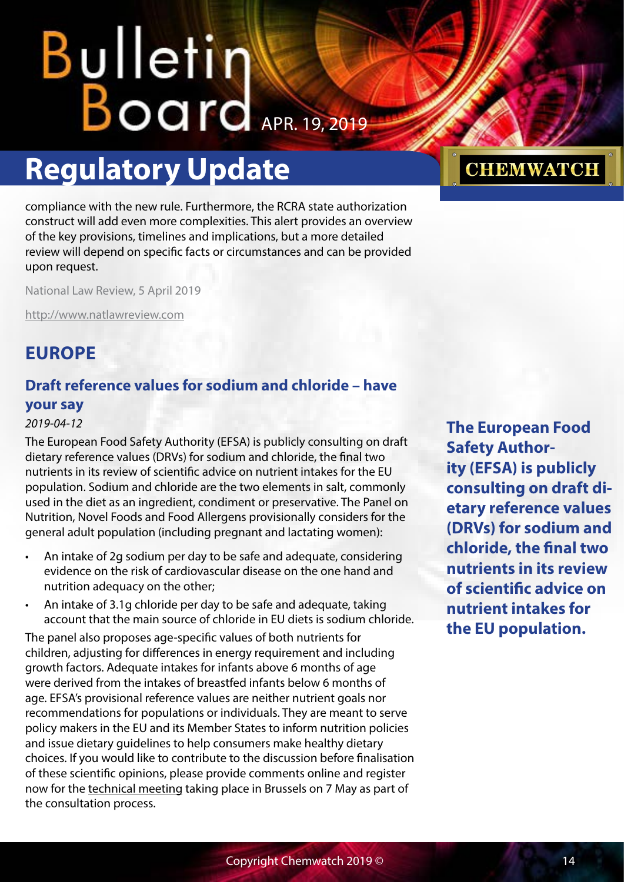compliance with the new rule. Furthermore, the RCRA state authorization construct will add even more complexities. This alert provides an overview of the key provisions, timelines and implications, but a more detailed review will depend on specific facts or circumstances and can be provided upon request.

National Law Review, 5 April 2019

http://www.natlawreview.com

## EUROPE

### Draft reference values for sodium and chloride – have your say

*2019-04-12*

The European Food Safety Authority (EFSA) is publicly consulting on draft dietary reference values (DRVs) for sodium and chloride, the final two nutrients in its review of scientific advice on nutrient intakes for the EU population. Sodium and chloride are the two elements in salt, commonly used in the diet as an ingredient, condiment or preservative. The Panel on Nutrition, Novel Foods and Food Allergens provisionally considers for the general adult population (including pregnant and lactating women):

- An intake of 2g sodium per day to be safe and adequate, considering evidence on the risk of cardiovascular disease on the one hand and nutrition adequacy on the other;
- An intake of 3.1g chloride per day to be safe and adequate, taking account that the main source of chloride in EU diets is sodium chloride.

The panel also proposes age-specific values of both nutrients for children, adjusting for differences in energy requirement and including growth factors. Adequate intakes for infants above 6 months of age were derived from the intakes of breastfed infants below 6 months of age. EFSA's provisional reference values are neither nutrient goals nor recommendations for populations or individuals. They are meant to serve policy makers in the EU and its Member States to inform nutrition policies and issue dietary guidelines to help consumers make healthy dietary choices. If you would like to contribute to the discussion before finalisation of these scientific opinions, please provide comments online and register now for the technical meeting taking place in Brussels on 7 May as part of the consultation process.

**The European Food Safety Authority (EFSA) is publicly consulting on draft dietary reference values (DRVs) for sodium and chloride, the final two nutrients in its review of scientific advice on nutrient intakes for the EU population.**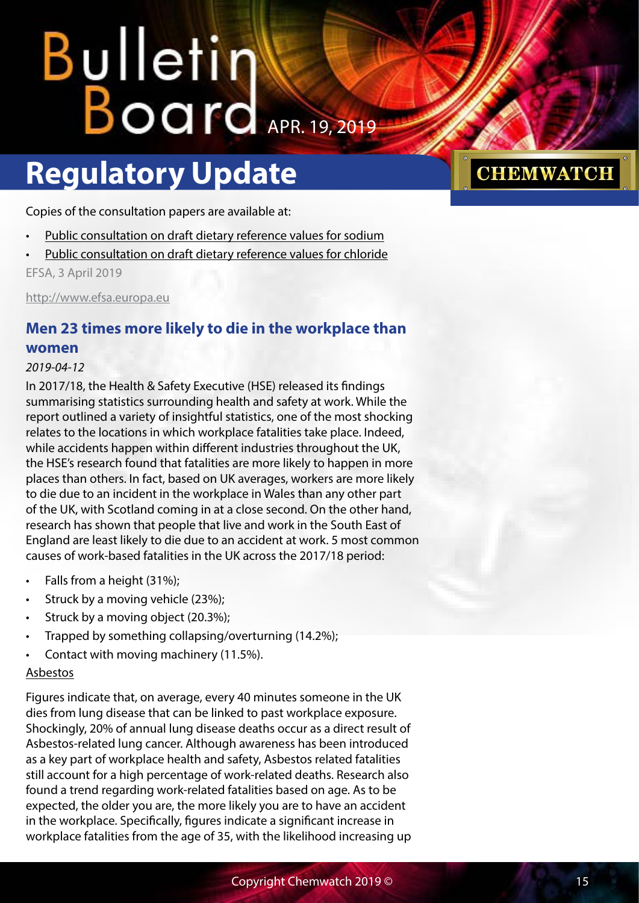Copies of the consultation papers are available at:

- Public consultation on draft dietary reference values for sodium
- Public consultation on draft dietary reference values for chloride

EFSA, 3 April 2019

http://www.efsa.europa.eu

## Men 23 times more likely to die in the workplace than women

*2019-04-12*

In 2017/18, the Health & Safety Executive (HSE) released its findings summarising statistics surrounding health and safety at work. While the report outlined a variety of insightful statistics, one of the most shocking relates to the locations in which workplace fatalities take place. Indeed, while accidents happen within different industries throughout the UK, the HSE's research found that fatalities are more likely to happen in more places than others. In fact, based on UK averages, workers are more likely to die due to an incident in the workplace in Wales than any other part of the UK, with Scotland coming in at a close second. On the other hand, research has shown that people that live and work in the South East of England are least likely to die due to an accident at work. 5 most common causes of work-based fatalities in the UK across the 2017/18 period:

- Falls from a height (31%);
- Struck by a moving vehicle (23%);
- Struck by a moving object (20.3%);
- Trapped by something collapsing/overturning (14.2%);
- Contact with moving machinery (11.5%).

Asbestos

Figures indicate that, on average, every 40 minutes someone in the UK dies from lung disease that can be linked to past workplace exposure. Shockingly, 20% of annual lung disease deaths occur as a direct result of Asbestos-related lung cancer. Although awareness has been introduced as a key part of workplace health and safety, Asbestos related fatalities still account for a high percentage of work-related deaths. Research also found a trend regarding work-related fatalities based on age. As to be expected, the older you are, the more likely you are to have an accident in the workplace. Specifically, figures indicate a significant increase in workplace fatalities from the age of 35, with the likelihood increasing up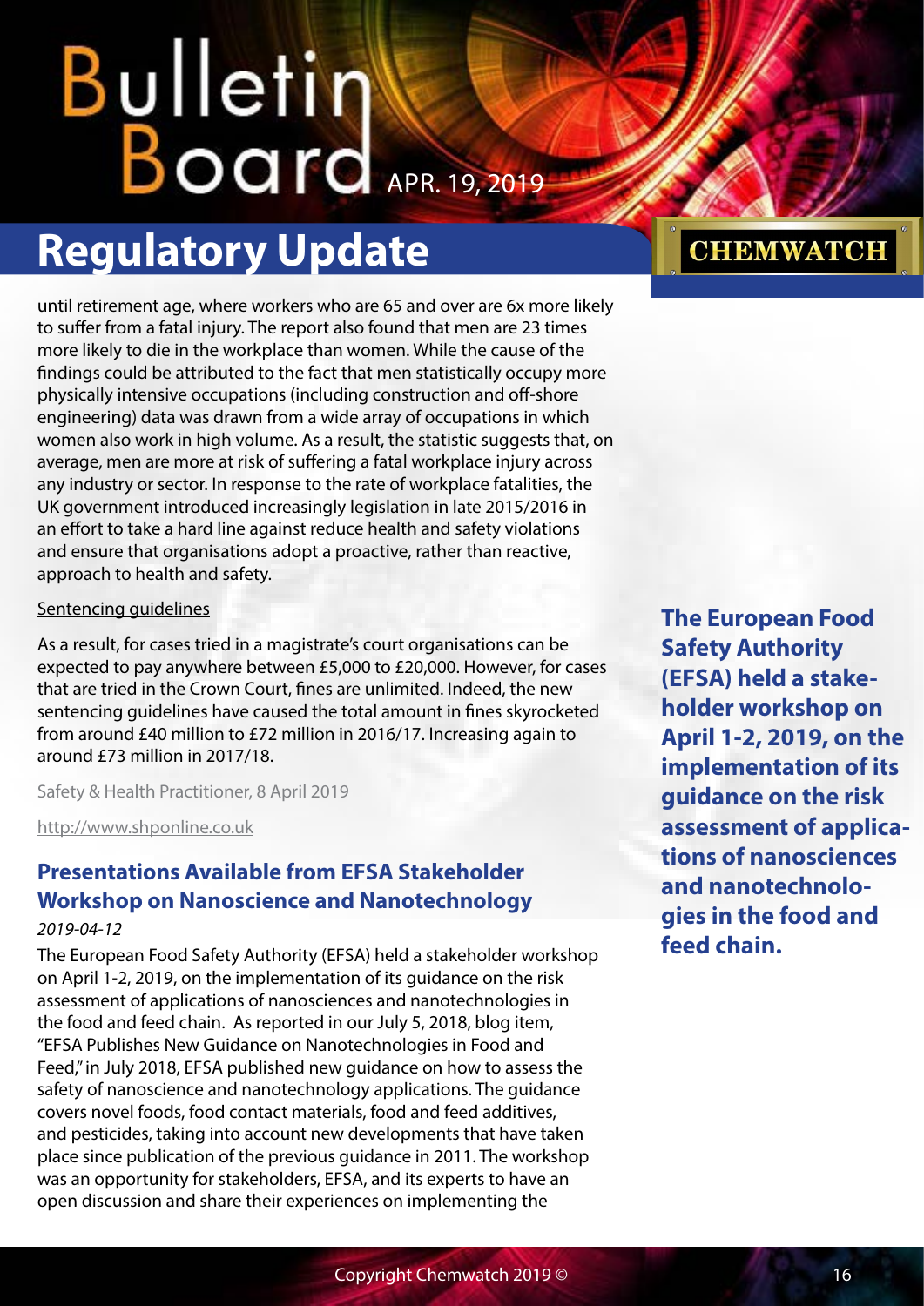until retirement age, where workers who are 65 and over are 6x more likely to suffer from a fatal injury. The report also found that men are 23 times more likely to die in the workplace than women. While the cause of the findings could be attributed to the fact that men statistically occupy more physically intensive occupations (including construction and off-shore engineering) data was drawn from a wide array of occupations in which women also work in high volume. As a result, the statistic suggests that, on average, men are more at risk of suffering a fatal workplace injury across any industry or sector. In response to the rate of workplace fatalities, the UK government introduced increasingly legislation in late 2015/2016 in an effort to take a hard line against reduce health and safety violations and ensure that organisations adopt a proactive, rather than reactive, approach to health and safety.

Sentencing guidelines

As a result, for cases tried in a magistrate's court organisations can be expected to pay anywhere between £5,000 to £20,000. However, for cases that are tried in the Crown Court, fines are unlimited. Indeed, the new sentencing guidelines have caused the total amount in fines skyrocketed from around £40 million to £72 million in 2016/17. Increasing again to around £73 million in 2017/18.

Safety & Health Practitioner, 8 April 2019

http://www.shponline.co.uk

## Presentations Available from EFSA Stakeholder Workshop on Nanoscience and Nanotechnology

*2019-04-12*

The European Food Safety Authority (EFSA) held a stakeholder workshop on April 1-2, 2019, on the implementation of its guidance on the risk assessment of applications of nanosciences and nanotechnologies in the food and feed chain. As reported in our July 5, 2018, blog item, "EFSA Publishes New Guidance on Nanotechnologies in Food and Feed," in July 2018, EFSA published new guidance on how to assess the safety of nanoscience and nanotechnology applications. The guidance covers novel foods, food contact materials, food and feed additives, and pesticides, taking into account new developments that have taken place since publication of the previous guidance in 2011. The workshop was an opportunity for stakeholders, EFSA, and its experts to have an open discussion and share their experiences on implementing the

**The European Food Safety Authority (EFSA) held a stakeholder workshop on April 1-2, 2019, on the implementation of its guidance on the risk assessment of applications of nanosciences and nanotechnologies in the food and feed chain.**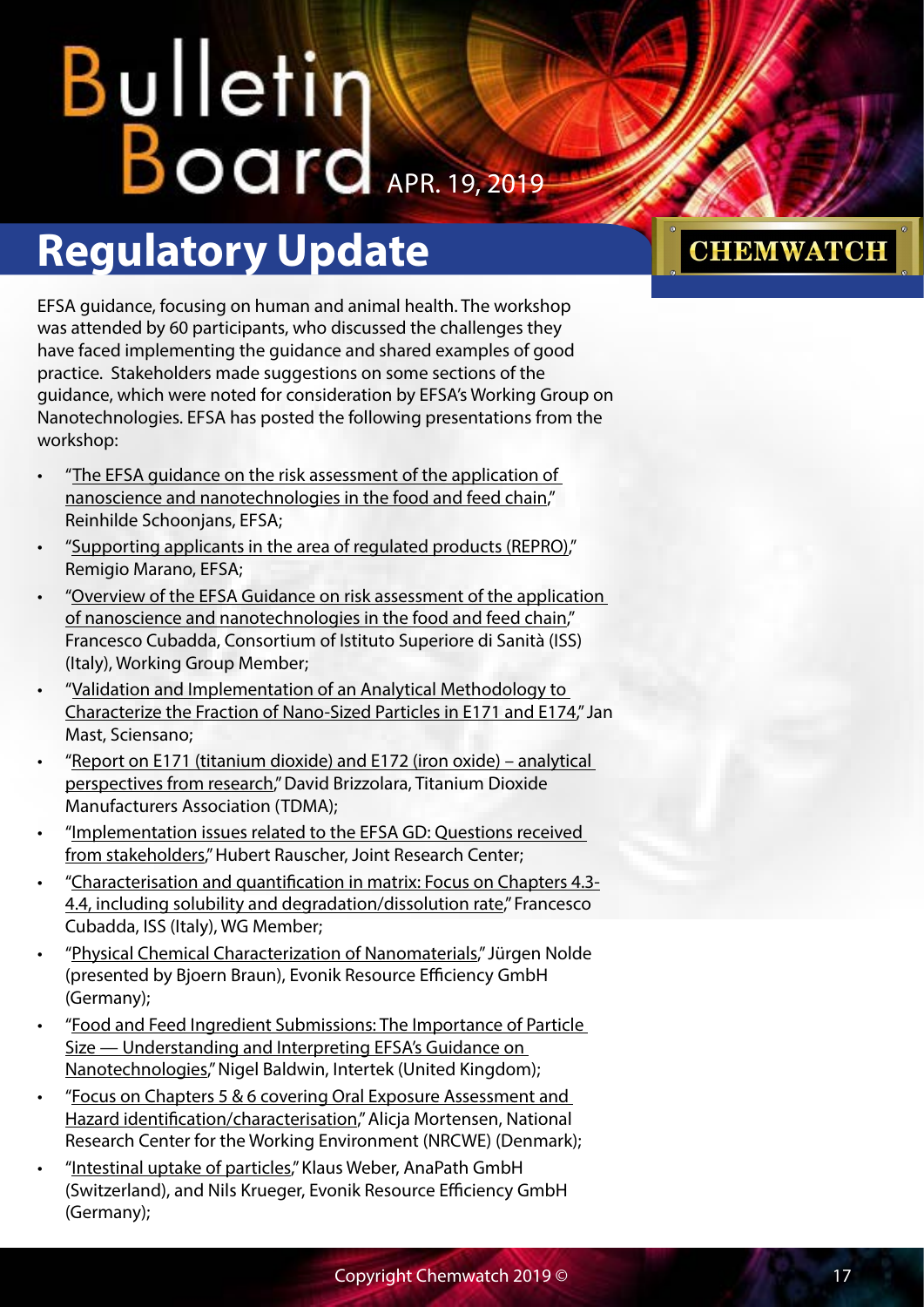## Regulatory Update

EFSA guidance, focusing on human and animal health. The workshop was attended by 60 participants, who discussed the challenges they have faced implementing the guidance and shared examples of good practice. Stakeholders made suggestions on some sections of the guidance, which were noted for consideration by EFSA's Working Group on Nanotechnologies. EFSA has posted the following presentations from the workshop:

- "The EFSA guidance on the risk assessment of the application of nanoscience and nanotechnologies in the food and feed chain," Reinhilde Schoonjans, EFSA;
- "Supporting applicants in the area of regulated products (REPRO)," Remigio Marano, EFSA;
- "Overview of the EFSA Guidance on risk assessment of the application of nanoscience and nanotechnologies in the food and feed chain," Francesco Cubadda, Consortium of Istituto Superiore di Sanità (ISS) (Italy), Working Group Member;
- "Validation and Implementation of an Analytical Methodology to Characterize the Fraction of Nano-Sized Particles in E171 and E174," Jan Mast, Sciensano;
- "Report on E171 (titanium dioxide) and E172 (iron oxide) – analytical perspectives from research," David Brizzolara, Titanium Dioxide Manufacturers Association (TDMA);
- "Implementation issues related to the EFSA GD: Questions received from stakeholders," Hubert Rauscher, Joint Research Center;
- "Characterisation and quantification in matrix: Focus on Chapters 4.3-4.4, including solubility and degradation/dissolution rate," Francesco Cubadda, ISS (Italy), WG Member;
- "Physical Chemical Characterization of Nanomaterials," Jürgen Nolde (presented by Bjoern Braun), Evonik Resource Efficiency GmbH (Germany);
- "Food and Feed Ingredient Submissions: The Importance of Particle Size — Understanding and Interpreting EFSA's Guidance on Nanotechnologies," Nigel Baldwin, Intertek (United Kingdom);
- "Focus on Chapters 5 & 6 covering Oral Exposure Assessment and Hazard identification/characterisation," Alicja Mortensen, National Research Center for the Working Environment (NRCWE) (Denmark);
- "Intestinal uptake of particles," Klaus Weber, AnaPath GmbH (Switzerland), and Nils Krueger, Evonik Resource Efficiency GmbH (Germany);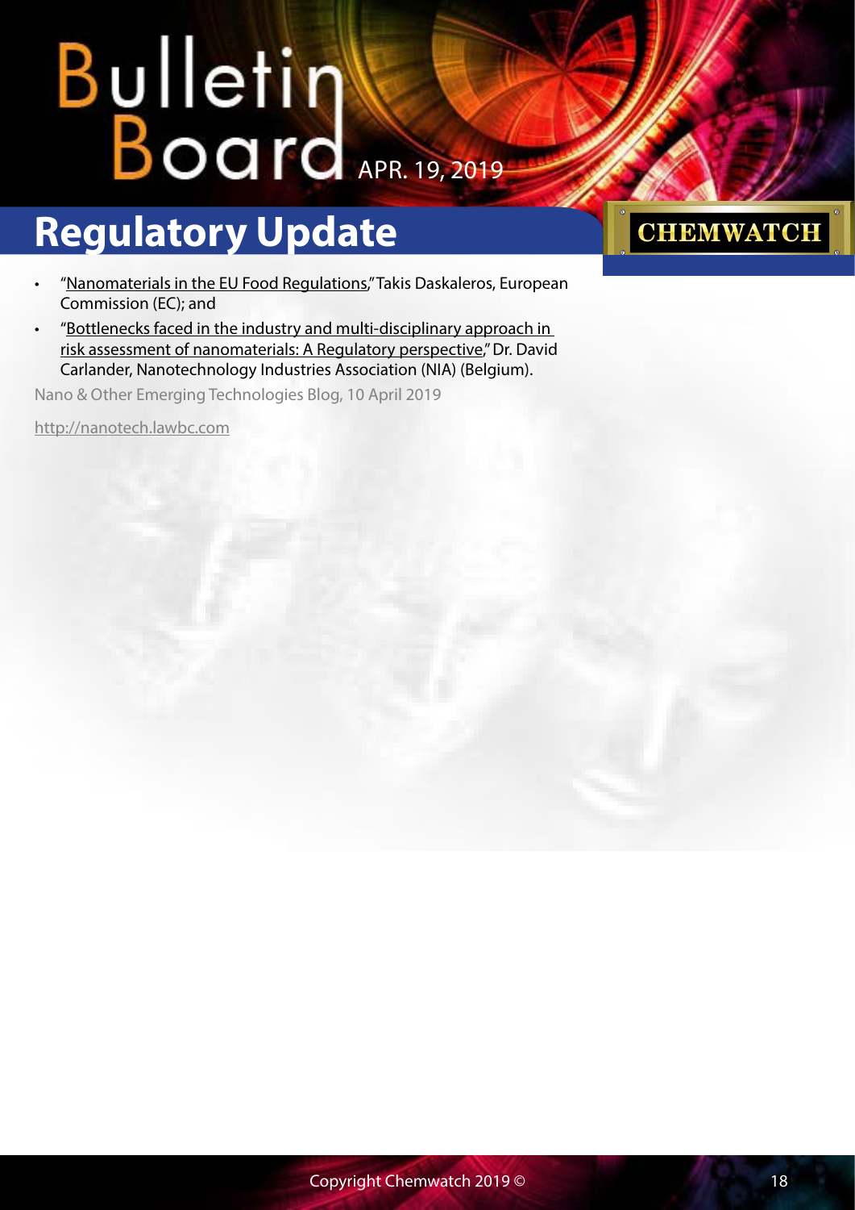- "Nanomaterials in the EU Food Regulations," Takis Daskaleros, European Commission (EC); and
- "Bottlenecks faced in the industry and multi-disciplinary approach in risk assessment of nanomaterials: A Regulatory perspective," Dr. David Carlander, Nanotechnology Industries Association (NIA) (Belgium).

Nano & Other Emerging Technologies Blog, 10 April 2019

http://nanotech.lawbc.com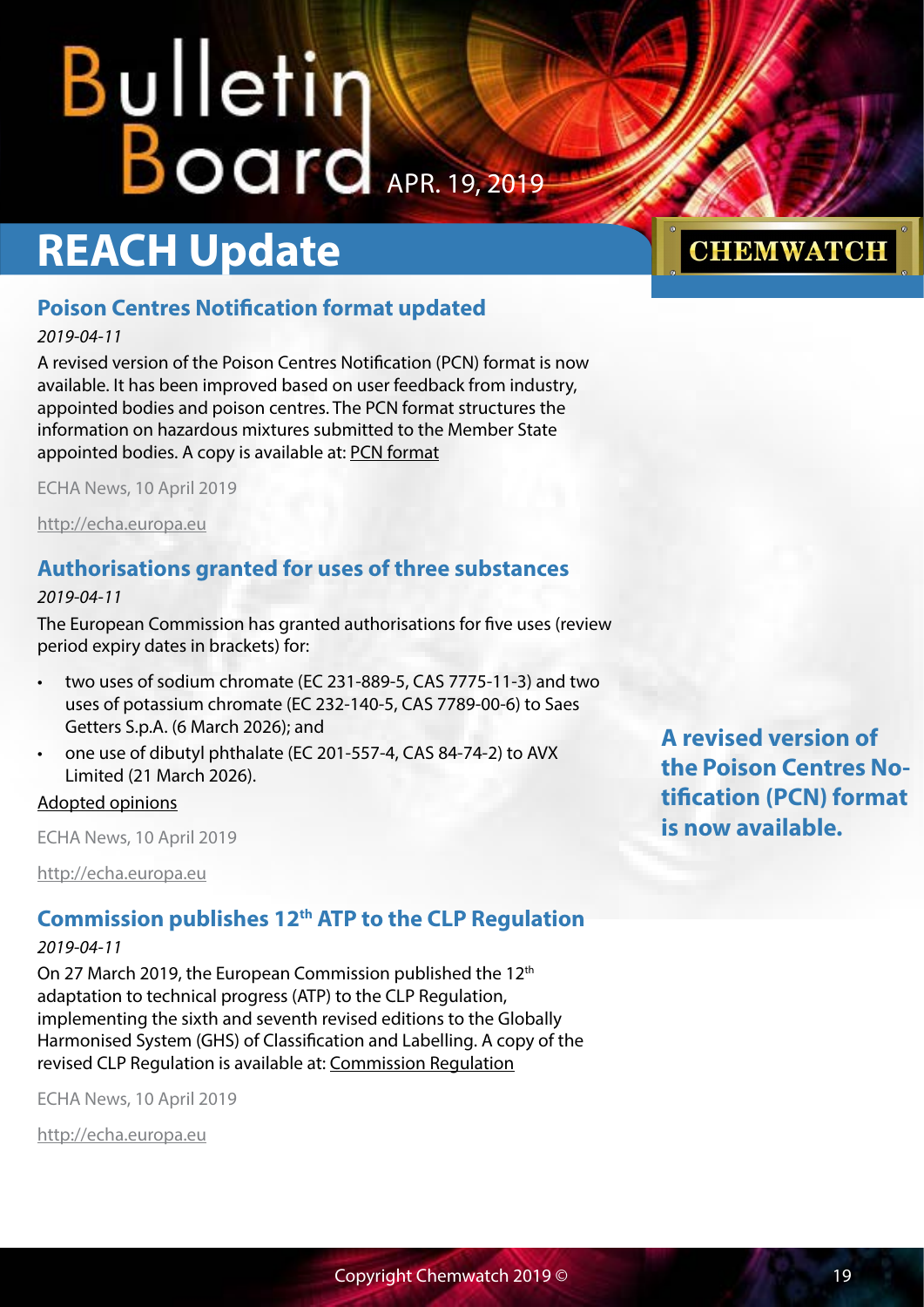# REACH Update

## Poison Centres Notification format updated

*2019-04-11*

A revised version of the Poison Centres Notification (PCN) format is now available. It has been improved based on user feedback from industry, appointed bodies and poison centres. The PCN format structures the information on hazardous mixtures submitted to the Member State appointed bodies. A copy is available at: PCN format

ECHA News, 10 April 2019

http://echa.europa.eu

## Authorisations granted for uses of three substances

*2019-04-11*

The European Commission has granted authorisations for five uses (review period expiry dates in brackets) for:

- two uses of sodium chromate (EC 231-889-5, CAS 7775-11-3) and two uses of potassium chromate (EC 232-140-5, CAS 7789-00-6) to Saes Getters S.p.A. (6 March 2026); and
- one use of dibutyl phthalate (EC 201-557-4, CAS 84-74-2) to AVX Limited (21 March 2026).

Adopted opinions

ECHA News, 10 April 2019

http://echa.europa.eu

## Commission publishes 12th ATP to the CLP Regulation

*2019-04-11*

On 27 March 2019, the European Commission published the 12th adaptation to technical progress (ATP) to the CLP Regulation, implementing the sixth and seventh revised editions to the Globally Harmonised System (GHS) of Classification and Labelling. A copy of the revised CLP Regulation is available at: Commission Regulation

ECHA News, 10 April 2019

http://echa.europa.eu

**A revised version of the Poison Centres Notification (PCN) format is now available.**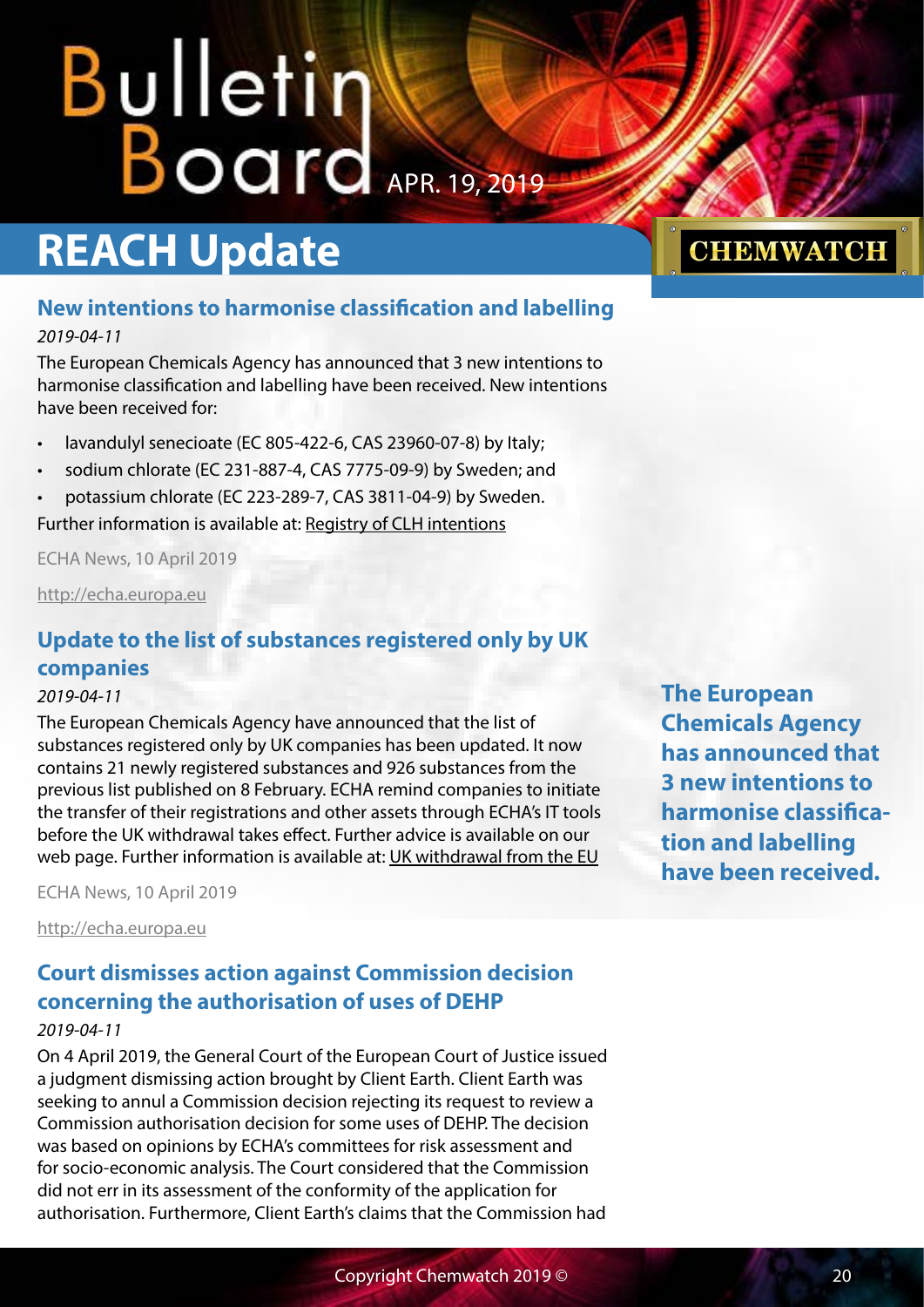# REACH Update

## New intentions to harmonise classification and labelling

*2019-04-11*

The European Chemicals Agency has announced that 3 new intentions to harmonise classification and labelling have been received. New intentions have been received for:

- lavandulyl senecioate (EC 805-422-6, CAS 23960-07-8) by Italy;
- sodium chlorate (EC 231-887-4, CAS 7775-09-9) by Sweden; and
- potassium chlorate (EC 223-289-7, CAS 3811-04-9) by Sweden.

Further information is available at: Registry of CLH intentions

ECHA News, 10 April 2019

http://echa.europa.eu

**The European Chemicals Agency has announced that 3 new intentions to harmonise classification and labelling have been received.**

## Update to the list of substances registered only by UK companies

*2019-04-11*

The European Chemicals Agency have announced that the list of substances registered only by UK companies has been updated. It now contains 21 newly registered substances and 926 substances from the previous list published on 8 February. ECHA remind companies to initiate the transfer of their registrations and other assets through ECHA's IT tools before the UK withdrawal takes effect. Further advice is available on our web page. Further information is available at: UK withdrawal from the EU

ECHA News, 10 April 2019

http://echa.europa.eu

## Court dismisses action against Commission decision concerning the authorisation of uses of DEHP

*2019-04-11*

On 4 April 2019, the General Court of the European Court of Justice issued a judgment dismissing action brought by Client Earth. Client Earth was seeking to annul a Commission decision rejecting its request to review a Commission authorisation decision for some uses of DEHP. The decision was based on opinions by ECHA's committees for risk assessment and for socio-economic analysis. The Court considered that the Commission did not err in its assessment of the conformity of the application for authorisation. Furthermore, Client Earth's claims that the Commission had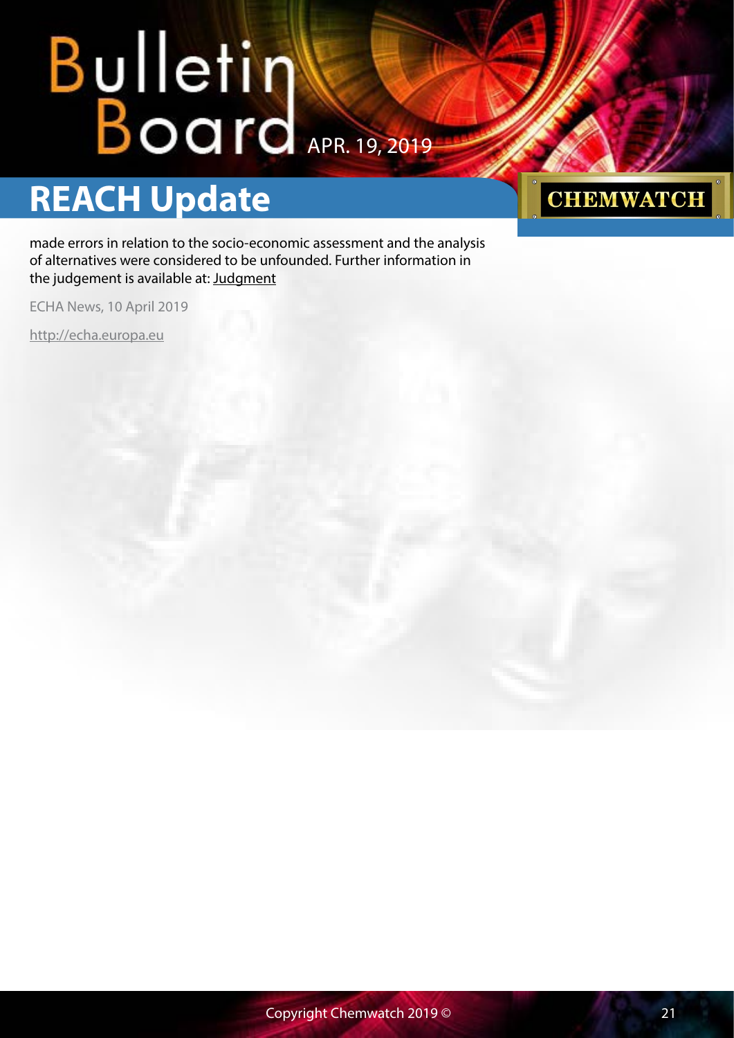made errors in relation to the socio-economic assessment and the analysis of alternatives were considered to be unfounded. Further information in the judgement is available at: Judgment

ECHA News, 10 April 2019

http://echa.europa.eu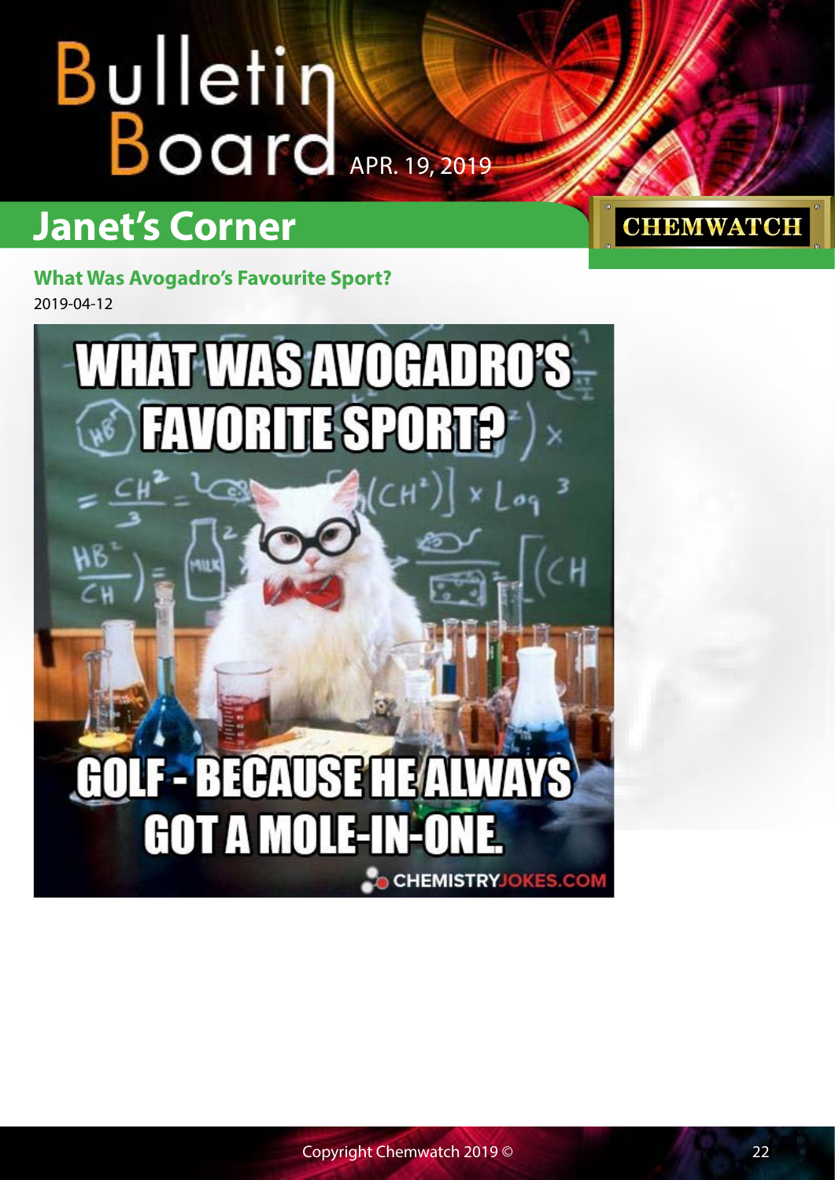## Janet's Corner

### What Was Avogadro's Favourite Sport?

2019-04-12

WHAT WAS AVOGADRO'S FAVORITE SPORT?

GOLF - BECAUSE HE ALWAYS GOT A MOLE-IN-ONE.

CHEMISTRYJOKES.COM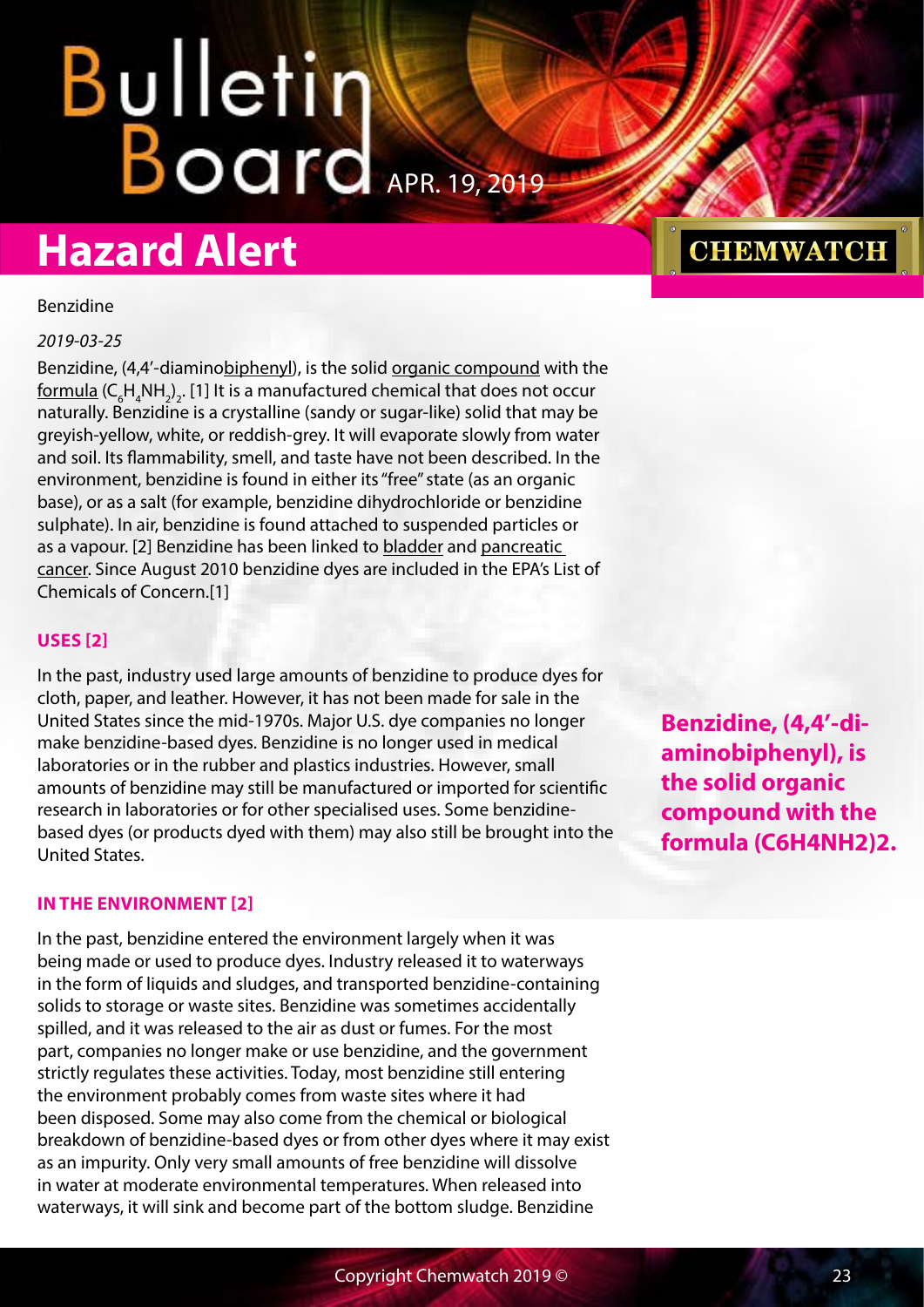# Hazard Alert

Benzidine

*2019-03-25*

Benzidine, (4,4'-diaminobiphenyl), is the solid organic compound with the formula $(C_6H_4NH_2)_2$. [1] It is a manufactured chemical that does not occur naturally. Benzidine is a crystalline (sandy or sugar-like) solid that may be greyish-yellow, white, or reddish-grey. It will evaporate slowly from water and soil. Its flammability, smell, and taste have not been described. In the environment, benzidine is found in either its "free" state (as an organic base), or as a salt (for example, benzidine dihydrochloride or benzidine sulphate). In air, benzidine is found attached to suspended particles or as a vapour. [2] Benzidine has been linked to bladder and pancreatic cancer. Since August 2010 benzidine dyes are included in the EPA's List of Chemicals of Concern.[1]

**Benzidine, (4,4'-diaminobiphenyl), is the solid organic compound with the formula (C6H4NH2)2.**

## USES [2]

In the past, industry used large amounts of benzidine to produce dyes for cloth, paper, and leather. However, it has not been made for sale in the United States since the mid-1970s. Major U.S. dye companies no longer make benzidine-based dyes. Benzidine is no longer used in medical laboratories or in the rubber and plastics industries. However, small amounts of benzidine may still be manufactured or imported for scientific research in laboratories or for other specialised uses. Some benzidine-based dyes (or products dyed with them) may also still be brought into the United States.

## IN THE ENVIRONMENT [2]

In the past, benzidine entered the environment largely when it was being made or used to produce dyes. Industry released it to waterways in the form of liquids and sludges, and transported benzidine-containing solids to storage or waste sites. Benzidine was sometimes accidentally spilled, and it was released to the air as dust or fumes. For the most part, companies no longer make or use benzidine, and the government strictly regulates these activities. Today, most benzidine still entering the environment probably comes from waste sites where it had been disposed. Some may also come from the chemical or biological breakdown of benzidine-based dyes or from other dyes where it may exist as an impurity. Only very small amounts of free benzidine will dissolve in water at moderate environmental temperatures. When released into waterways, it will sink and become part of the bottom sludge. Benzidine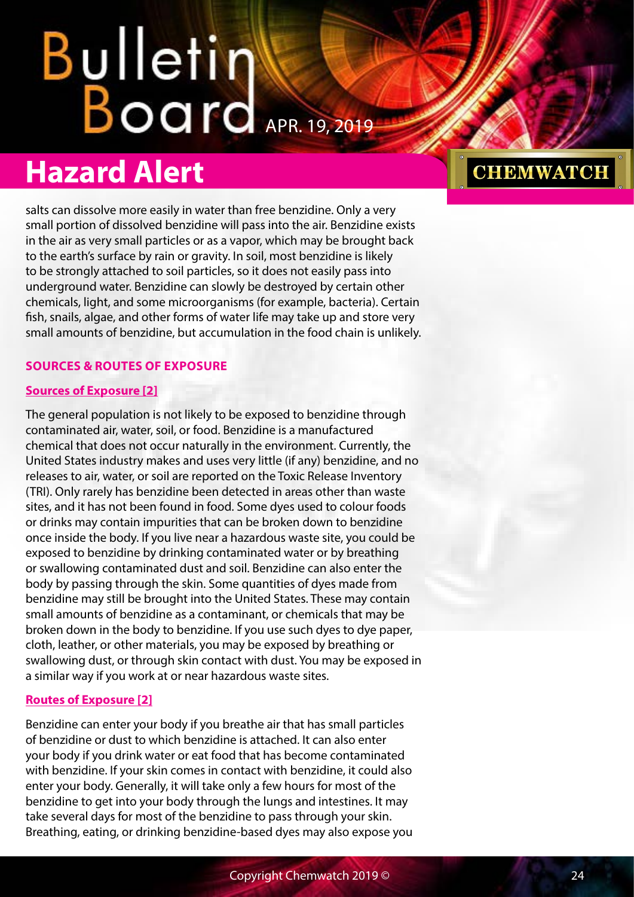salts can dissolve more easily in water than free benzidine. Only a very small portion of dissolved benzidine will pass into the air. Benzidine exists in the air as very small particles or as a vapor, which may be brought back to the earth's surface by rain or gravity. In soil, most benzidine is likely to be strongly attached to soil particles, so it does not easily pass into underground water. Benzidine can slowly be destroyed by certain other chemicals, light, and some microorganisms (for example, bacteria). Certain fish, snails, algae, and other forms of water life may take up and store very small amounts of benzidine, but accumulation in the food chain is unlikely.

## SOURCES & ROUTES OF EXPOSURE

### Sources of Exposure [2]

The general population is not likely to be exposed to benzidine through contaminated air, water, soil, or food. Benzidine is a manufactured chemical that does not occur naturally in the environment. Currently, the United States industry makes and uses very little (if any) benzidine, and no releases to air, water, or soil are reported on the Toxic Release Inventory (TRI). Only rarely has benzidine been detected in areas other than waste sites, and it has not been found in food. Some dyes used to colour foods or drinks may contain impurities that can be broken down to benzidine once inside the body. If you live near a hazardous waste site, you could be exposed to benzidine by drinking contaminated water or by breathing or swallowing contaminated dust and soil. Benzidine can also enter the body by passing through the skin. Some quantities of dyes made from benzidine may still be brought into the United States. These may contain small amounts of benzidine as a contaminant, or chemicals that may be broken down in the body to benzidine. If you use such dyes to dye paper, cloth, leather, or other materials, you may be exposed by breathing or swallowing dust, or through skin contact with dust. You may be exposed in a similar way if you work at or near hazardous waste sites.

### Routes of Exposure [2]

Benzidine can enter your body if you breathe air that has small particles of benzidine or dust to which benzidine is attached. It can also enter your body if you drink water or eat food that has become contaminated with benzidine. If your skin comes in contact with benzidine, it could also enter your body. Generally, it will take only a few hours for most of the benzidine to get into your body through the lungs and intestines. It may take several days for most of the benzidine to pass through your skin. Breathing, eating, or drinking benzidine-based dyes may also expose you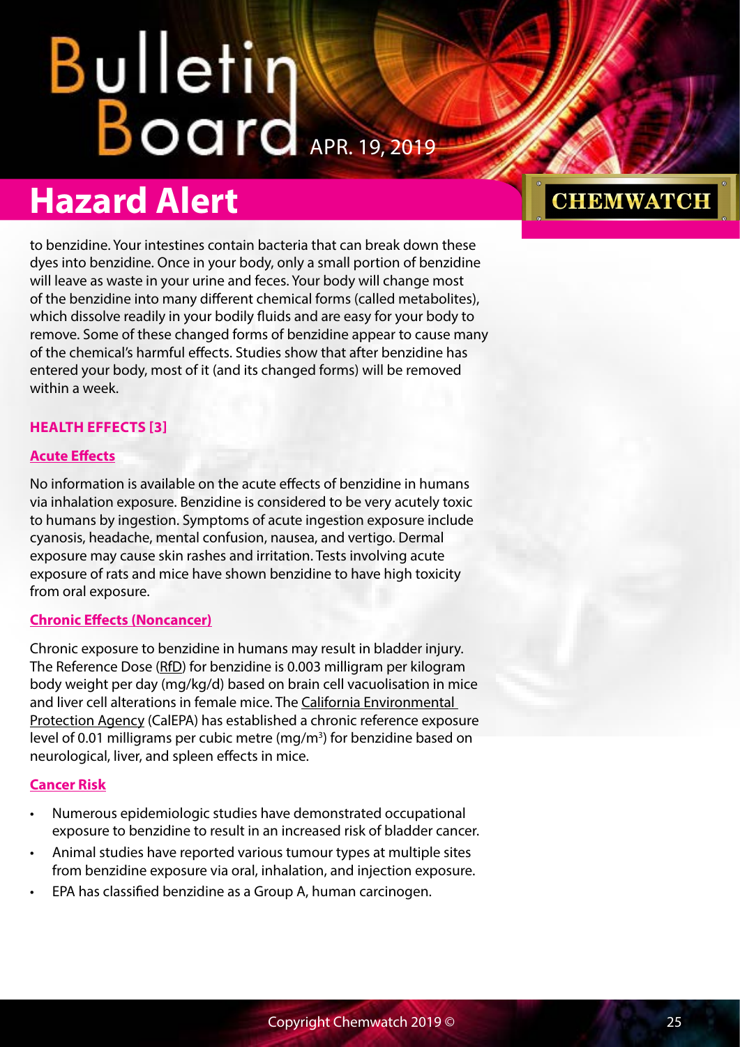to benzidine. Your intestines contain bacteria that can break down these dyes into benzidine. Once in your body, only a small portion of benzidine will leave as waste in your urine and feces. Your body will change most of the benzidine into many different chemical forms (called metabolites), which dissolve readily in your bodily fluids and are easy for your body to remove. Some of these changed forms of benzidine appear to cause many of the chemical's harmful effects. Studies show that after benzidine has entered your body, most of it (and its changed forms) will be removed within a week.

## HEALTH EFFECTS [3]

### Acute Effects

No information is available on the acute effects of benzidine in humans via inhalation exposure. Benzidine is considered to be very acutely toxic to humans by ingestion. Symptoms of acute ingestion exposure include cyanosis, headache, mental confusion, nausea, and vertigo. Dermal exposure may cause skin rashes and irritation. Tests involving acute exposure of rats and mice have shown benzidine to have high toxicity from oral exposure.

### Chronic Effects (Noncancer)

Chronic exposure to benzidine in humans may result in bladder injury. The Reference Dose (RfD) for benzidine is 0.003 milligram per kilogram body weight per day (mg/kg/d) based on brain cell vacuolisation in mice and liver cell alterations in female mice. The California Environmental Protection Agency (CalEPA) has established a chronic reference exposure level of 0.01 milligrams per cubic metre (mg/m$^3$) for benzidine based on neurological, liver, and spleen effects in mice.

### Cancer Risk

- Numerous epidemiologic studies have demonstrated occupational exposure to benzidine to result in an increased risk of bladder cancer.
- Animal studies have reported various tumour types at multiple sites from benzidine exposure via oral, inhalation, and injection exposure.
- EPA has classified benzidine as a Group A, human carcinogen.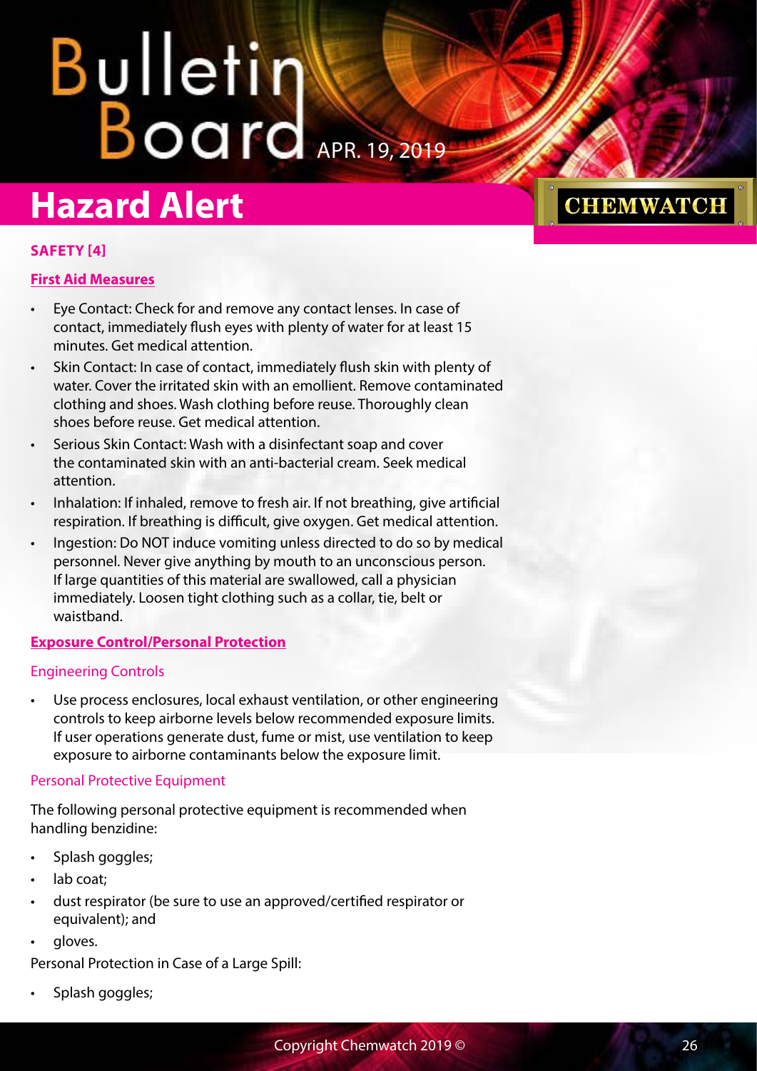## Hazard Alert

**SAFETY [4]**

**First Aid Measures**

- Eye Contact: Check for and remove any contact lenses. In case of contact, immediately flush eyes with plenty of water for at least 15 minutes. Get medical attention.
- Skin Contact: In case of contact, immediately flush skin with plenty of water. Cover the irritated skin with an emollient. Remove contaminated clothing and shoes. Wash clothing before reuse. Thoroughly clean shoes before reuse. Get medical attention.
- Serious Skin Contact: Wash with a disinfectant soap and cover the contaminated skin with an anti-bacterial cream. Seek medical attention.
- Inhalation: If inhaled, remove to fresh air. If not breathing, give artificial respiration. If breathing is difficult, give oxygen. Get medical attention.
- Ingestion: Do NOT induce vomiting unless directed to do so by medical personnel. Never give anything by mouth to an unconscious person. If large quantities of this material are swallowed, call a physician immediately. Loosen tight clothing such as a collar, tie, belt or waistband.

**Exposure Control/Personal Protection**

### Engineering Controls

- Use process enclosures, local exhaust ventilation, or other engineering controls to keep airborne levels below recommended exposure limits. If user operations generate dust, fume or mist, use ventilation to keep exposure to airborne contaminants below the exposure limit.

### Personal Protective Equipment

The following personal protective equipment is recommended when handling benzidine:

- Splash goggles;
- lab coat;
- dust respirator (be sure to use an approved/certified respirator or equivalent); and
- gloves.

Personal Protection in Case of a Large Spill:

- Splash goggles;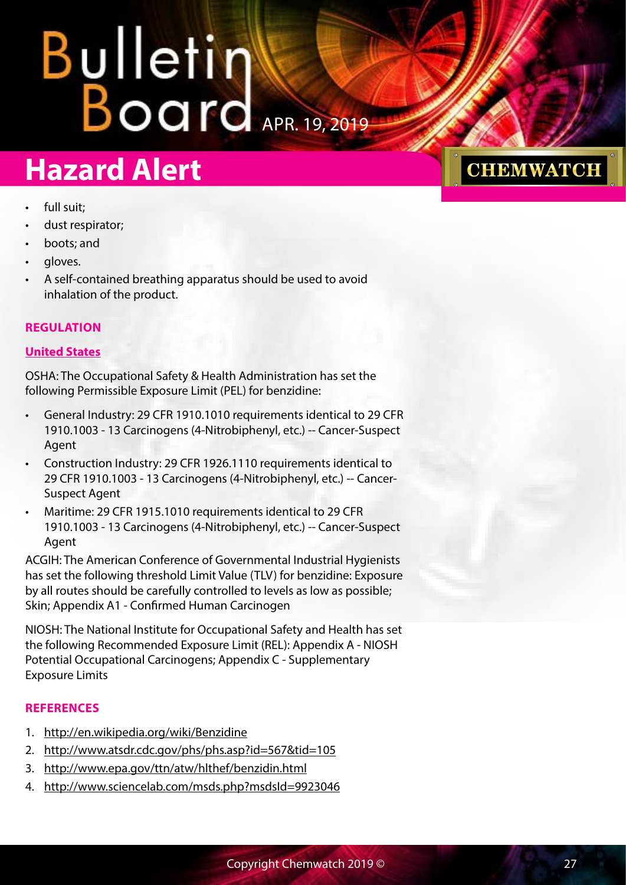- full suit;
- dust respirator;
- boots; and
- gloves.
- A self-contained breathing apparatus should be used to avoid inhalation of the product.

### REGULATION

#### United States

OSHA: The Occupational Safety & Health Administration has set the following Permissible Exposure Limit (PEL) for benzidine:

- General Industry: 29 CFR 1910.1010 requirements identical to 29 CFR 1910.1003 - 13 Carcinogens (4-Nitrobiphenyl, etc.) -- Cancer-Suspect Agent
- Construction Industry: 29 CFR 1926.1110 requirements identical to 29 CFR 1910.1003 - 13 Carcinogens (4-Nitrobiphenyl, etc.) -- Cancer-Suspect Agent
- Maritime: 29 CFR 1915.1010 requirements identical to 29 CFR 1910.1003 - 13 Carcinogens (4-Nitrobiphenyl, etc.) -- Cancer-Suspect Agent

ACGIH: The American Conference of Governmental Industrial Hygienists has set the following threshold Limit Value (TLV) for benzidine: Exposure by all routes should be carefully controlled to levels as low as possible; Skin; Appendix A1 - Confirmed Human Carcinogen

NIOSH: The National Institute for Occupational Safety and Health has set the following Recommended Exposure Limit (REL): Appendix A - NIOSH Potential Occupational Carcinogens; Appendix C - Supplementary Exposure Limits

### REFERENCES

1. http://en.wikipedia.org/wiki/Benzidine
2. http://www.atsdr.cdc.gov/phs/phs.asp?id=567&tid=105
3. http://www.epa.gov/ttn/atw/hlthef/benzidin.html
4. http://www.sciencelab.com/msds.php?msdsId=9923046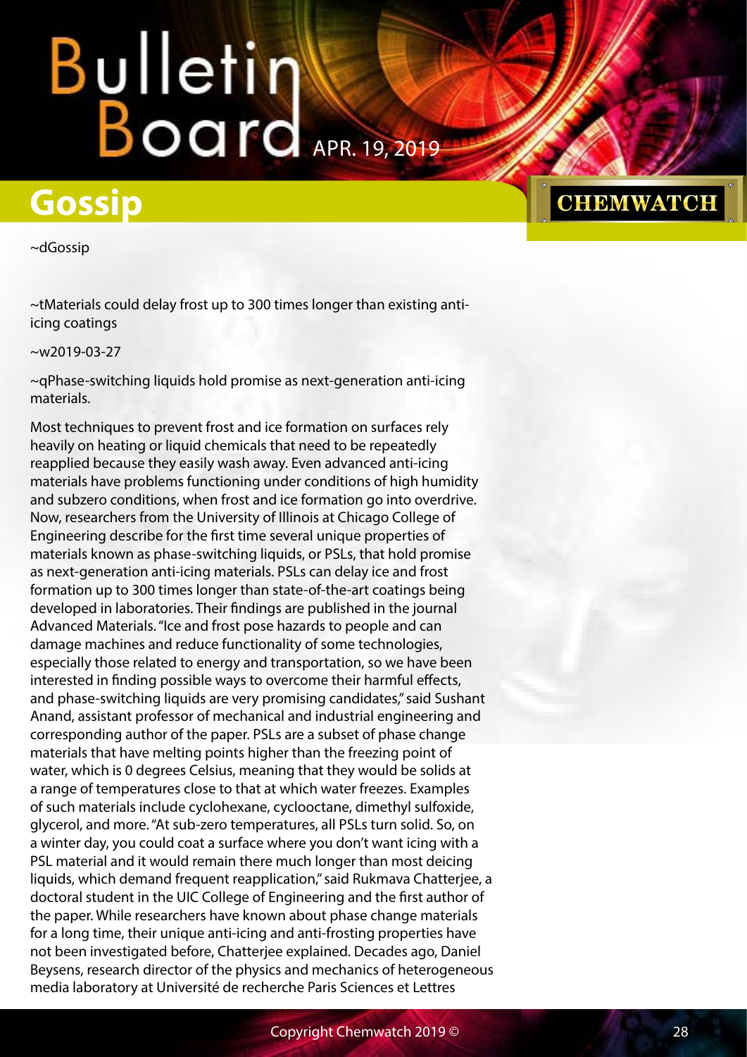# Gossip

~dGossip

~tMaterials could delay frost up to 300 times longer than existing anti-icing coatings

~w2019-03-27

~qPhase-switching liquids hold promise as next-generation anti-icing materials.

Most techniques to prevent frost and ice formation on surfaces rely heavily on heating or liquid chemicals that need to be repeatedly reapplied because they easily wash away. Even advanced anti-icing materials have problems functioning under conditions of high humidity and subzero conditions, when frost and ice formation go into overdrive. Now, researchers from the University of Illinois at Chicago College of Engineering describe for the first time several unique properties of materials known as phase-switching liquids, or PSLs, that hold promise as next-generation anti-icing materials. PSLs can delay ice and frost formation up to 300 times longer than state-of-the-art coatings being developed in laboratories. Their findings are published in the journal Advanced Materials. "Ice and frost pose hazards to people and can damage machines and reduce functionality of some technologies, especially those related to energy and transportation, so we have been interested in finding possible ways to overcome their harmful effects, and phase-switching liquids are very promising candidates," said Sushant Anand, assistant professor of mechanical and industrial engineering and corresponding author of the paper. PSLs are a subset of phase change materials that have melting points higher than the freezing point of water, which is 0 degrees Celsius, meaning that they would be solids at a range of temperatures close to that at which water freezes. Examples of such materials include cyclohexane, cyclooctane, dimethyl sulfoxide, glycerol, and more. "At sub-zero temperatures, all PSLs turn solid. So, on a winter day, you could coat a surface where you don't want icing with a PSL material and it would remain there much longer than most deicing liquids, which demand frequent reapplication," said Rukmava Chatterjee, a doctoral student in the UIC College of Engineering and the first author of the paper. While researchers have known about phase change materials for a long time, their unique anti-icing and anti-frosting properties have not been investigated before, Chatterjee explained. Decades ago, Daniel Beysens, research director of the physics and mechanics of heterogeneous media laboratory at Université de recherche Paris Sciences et Lettres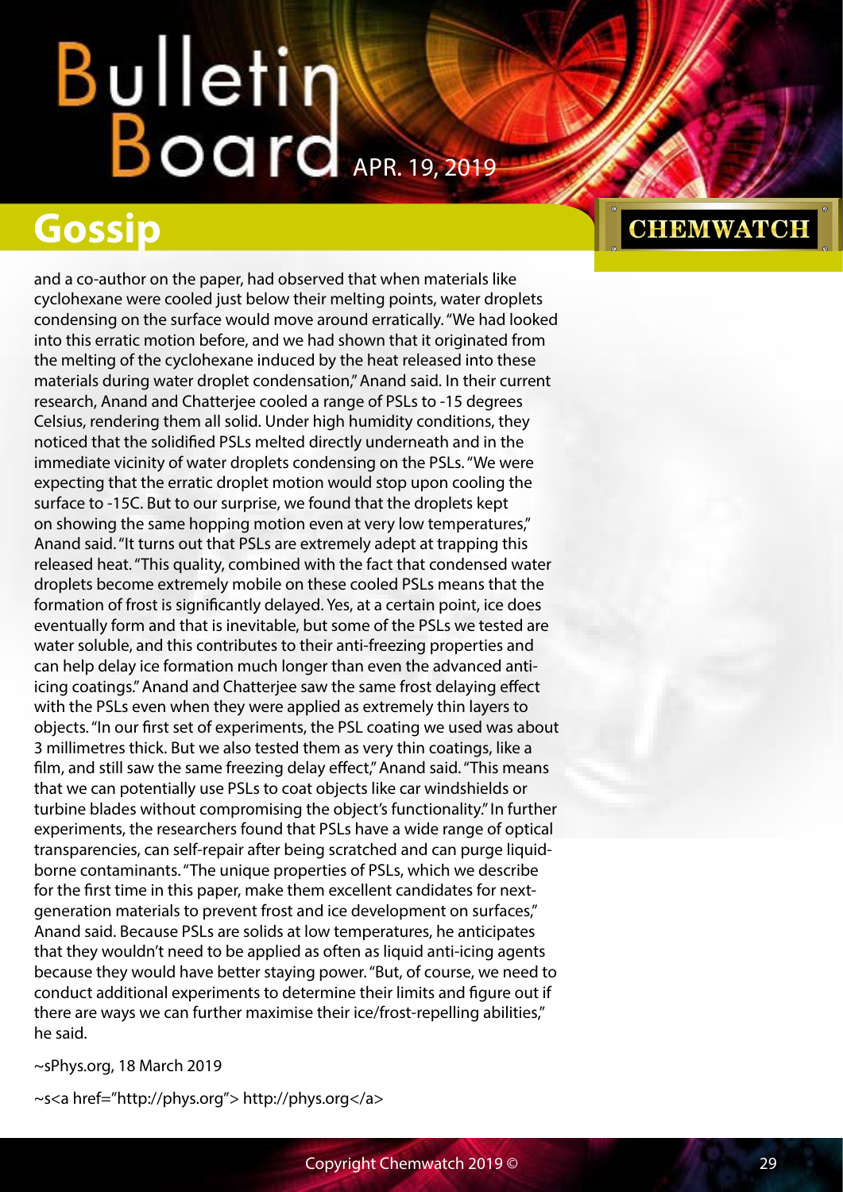and a co-author on the paper, had observed that when materials like cyclohexane were cooled just below their melting points, water droplets condensing on the surface would move around erratically. "We had looked into this erratic motion before, and we had shown that it originated from the melting of the cyclohexane induced by the heat released into these materials during water droplet condensation," Anand said. In their current research, Anand and Chatterjee cooled a range of PSLs to -15 degrees Celsius, rendering them all solid. Under high humidity conditions, they noticed that the solidified PSLs melted directly underneath and in the immediate vicinity of water droplets condensing on the PSLs. "We were expecting that the erratic droplet motion would stop upon cooling the surface to -15C. But to our surprise, we found that the droplets kept on showing the same hopping motion even at very low temperatures," Anand said. "It turns out that PSLs are extremely adept at trapping this released heat. "This quality, combined with the fact that condensed water droplets become extremely mobile on these cooled PSLs means that the formation of frost is significantly delayed. Yes, at a certain point, ice does eventually form and that is inevitable, but some of the PSLs we tested are water soluble, and this contributes to their anti-freezing properties and can help delay ice formation much longer than even the advanced anti-icing coatings." Anand and Chatterjee saw the same frost delaying effect with the PSLs even when they were applied as extremely thin layers to objects. "In our first set of experiments, the PSL coating we used was about 3 millimetres thick. But we also tested them as very thin coatings, like a film, and still saw the same freezing delay effect," Anand said. "This means that we can potentially use PSLs to coat objects like car windshields or turbine blades without compromising the object's functionality." In further experiments, the researchers found that PSLs have a wide range of optical transparencies, can self-repair after being scratched and can purge liquid-borne contaminants. "The unique properties of PSLs, which we describe for the first time in this paper, make them excellent candidates for next-generation materials to prevent frost and ice development on surfaces," Anand said. Because PSLs are solids at low temperatures, he anticipates that they wouldn't need to be applied as often as liquid anti-icing agents because they would have better staying power. "But, of course, we need to conduct additional experiments to determine their limits and figure out if there are ways we can further maximise their ice/frost-repelling abilities," he said.

~sPhys.org, 18 March 2019

~s<a href="http://phys.org"> http://phys.org</a>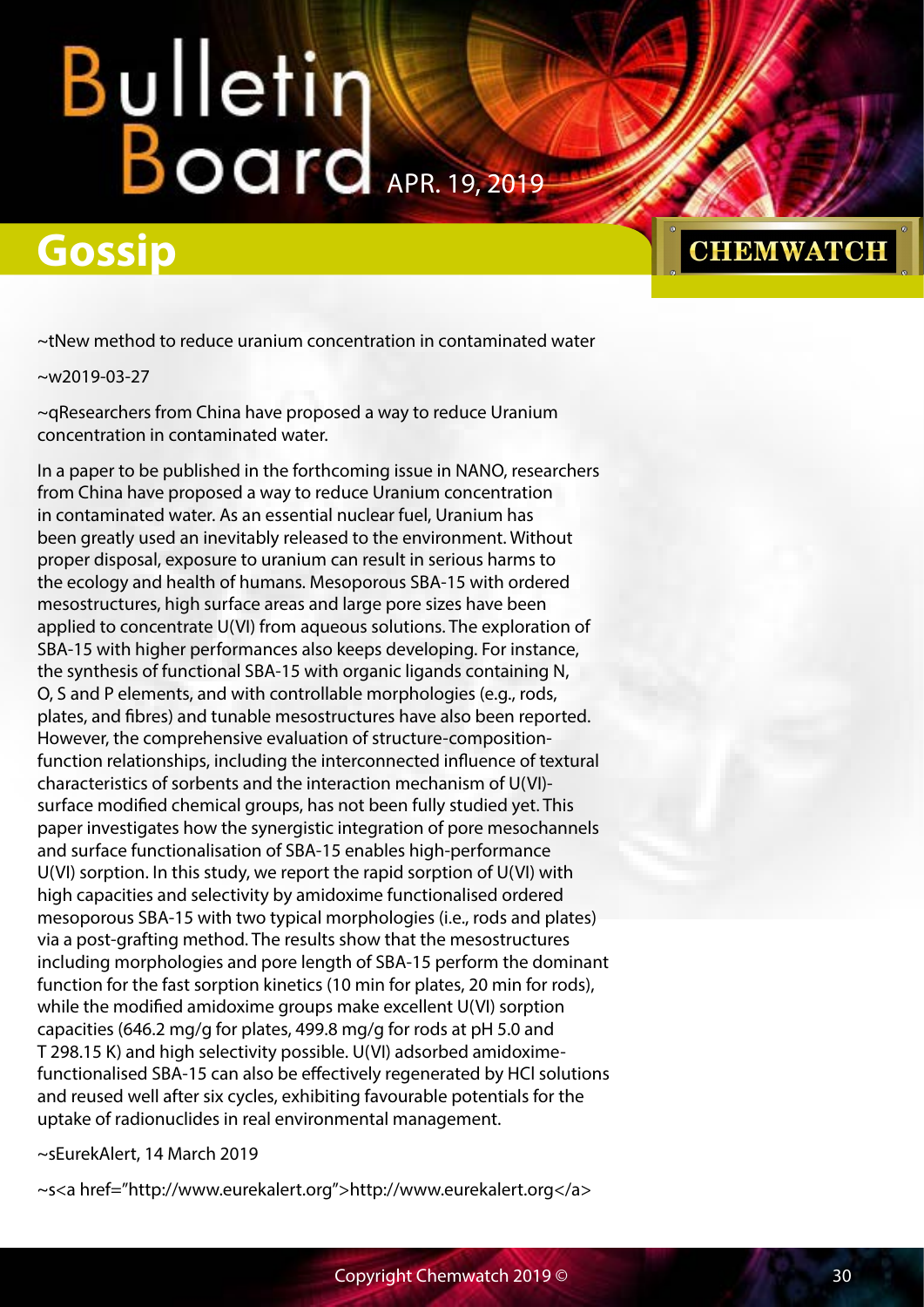## Gossip

~tNew method to reduce uranium concentration in contaminated water

~w2019-03-27

~qResearchers from China have proposed a way to reduce Uranium concentration in contaminated water.

In a paper to be published in the forthcoming issue in NANO, researchers from China have proposed a way to reduce Uranium concentration in contaminated water. As an essential nuclear fuel, Uranium has been greatly used an inevitably released to the environment. Without proper disposal, exposure to uranium can result in serious harms to the ecology and health of humans. Mesoporous SBA-15 with ordered mesostructures, high surface areas and large pore sizes have been applied to concentrate U(VI) from aqueous solutions. The exploration of SBA-15 with higher performances also keeps developing. For instance, the synthesis of functional SBA-15 with organic ligands containing N, O, S and P elements, and with controllable morphologies (e.g., rods, plates, and fibres) and tunable mesostructures have also been reported. However, the comprehensive evaluation of structure-composition-function relationships, including the interconnected influence of textural characteristics of sorbents and the interaction mechanism of U(VI)-surface modified chemical groups, has not been fully studied yet. This paper investigates how the synergistic integration of pore mesochannels and surface functionalisation of SBA-15 enables high-performance U(VI) sorption. In this study, we report the rapid sorption of U(VI) with high capacities and selectivity by amidoxime functionalised ordered mesoporous SBA-15 with two typical morphologies (i.e., rods and plates) via a post-grafting method. The results show that the mesostructures including morphologies and pore length of SBA-15 perform the dominant function for the fast sorption kinetics (10 min for plates, 20 min for rods), while the modified amidoxime groups make excellent U(VI) sorption capacities (646.2 mg/g for plates, 499.8 mg/g for rods at pH 5.0 and T 298.15 K) and high selectivity possible. U(VI) adsorbed amidoxime-functionalised SBA-15 can also be effectively regenerated by HCl solutions and reused well after six cycles, exhibiting favourable potentials for the uptake of radionuclides in real environmental management.

~sEurekAlert, 14 March 2019

~s<a href="http://www.eurekalert.org">http://www.eurekalert.org</a>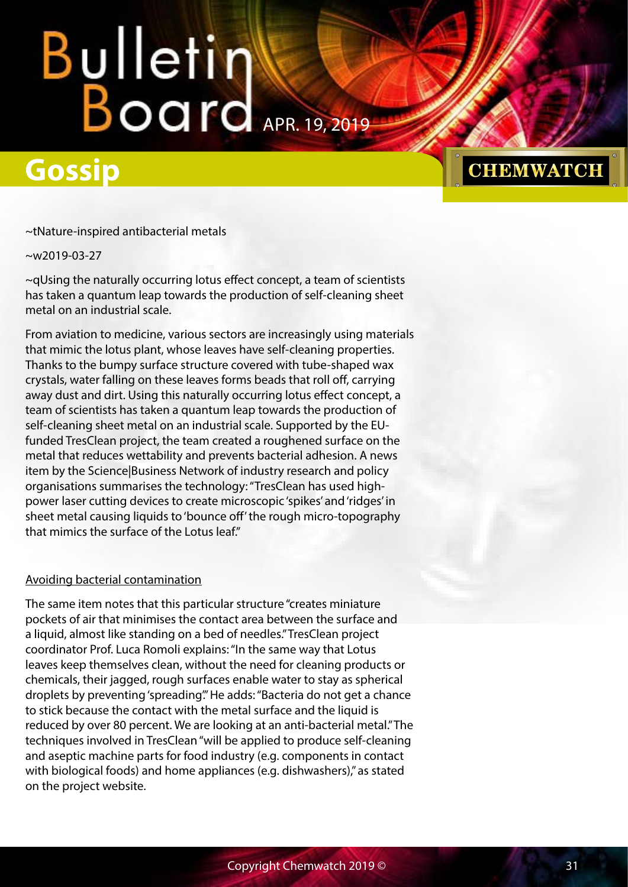## Gossip

~tNature-inspired antibacterial metals

~w2019-03-27

~qUsing the naturally occurring lotus effect concept, a team of scientists has taken a quantum leap towards the production of self-cleaning sheet metal on an industrial scale.

From aviation to medicine, various sectors are increasingly using materials that mimic the lotus plant, whose leaves have self-cleaning properties. Thanks to the bumpy surface structure covered with tube-shaped wax crystals, water falling on these leaves forms beads that roll off, carrying away dust and dirt. Using this naturally occurring lotus effect concept, a team of scientists has taken a quantum leap towards the production of self-cleaning sheet metal on an industrial scale. Supported by the EU-funded TresClean project, the team created a roughened surface on the metal that reduces wettability and prevents bacterial adhesion. A news item by the Science|Business Network of industry research and policy organisations summarises the technology: "TresClean has used high-power laser cutting devices to create microscopic 'spikes' and 'ridges' in sheet metal causing liquids to 'bounce off' the rough micro-topography that mimics the surface of the Lotus leaf."

### Avoiding bacterial contamination

The same item notes that this particular structure "creates miniature pockets of air that minimises the contact area between the surface and a liquid, almost like standing on a bed of needles." TresClean project coordinator Prof. Luca Romoli explains: "In the same way that Lotus leaves keep themselves clean, without the need for cleaning products or chemicals, their jagged, rough surfaces enable water to stay as spherical droplets by preventing 'spreading'." He adds: "Bacteria do not get a chance to stick because the contact with the metal surface and the liquid is reduced by over 80 percent. We are looking at an anti-bacterial metal." The techniques involved in TresClean "will be applied to produce self-cleaning and aseptic machine parts for food industry (e.g. components in contact with biological foods) and home appliances (e.g. dishwashers)," as stated on the project website.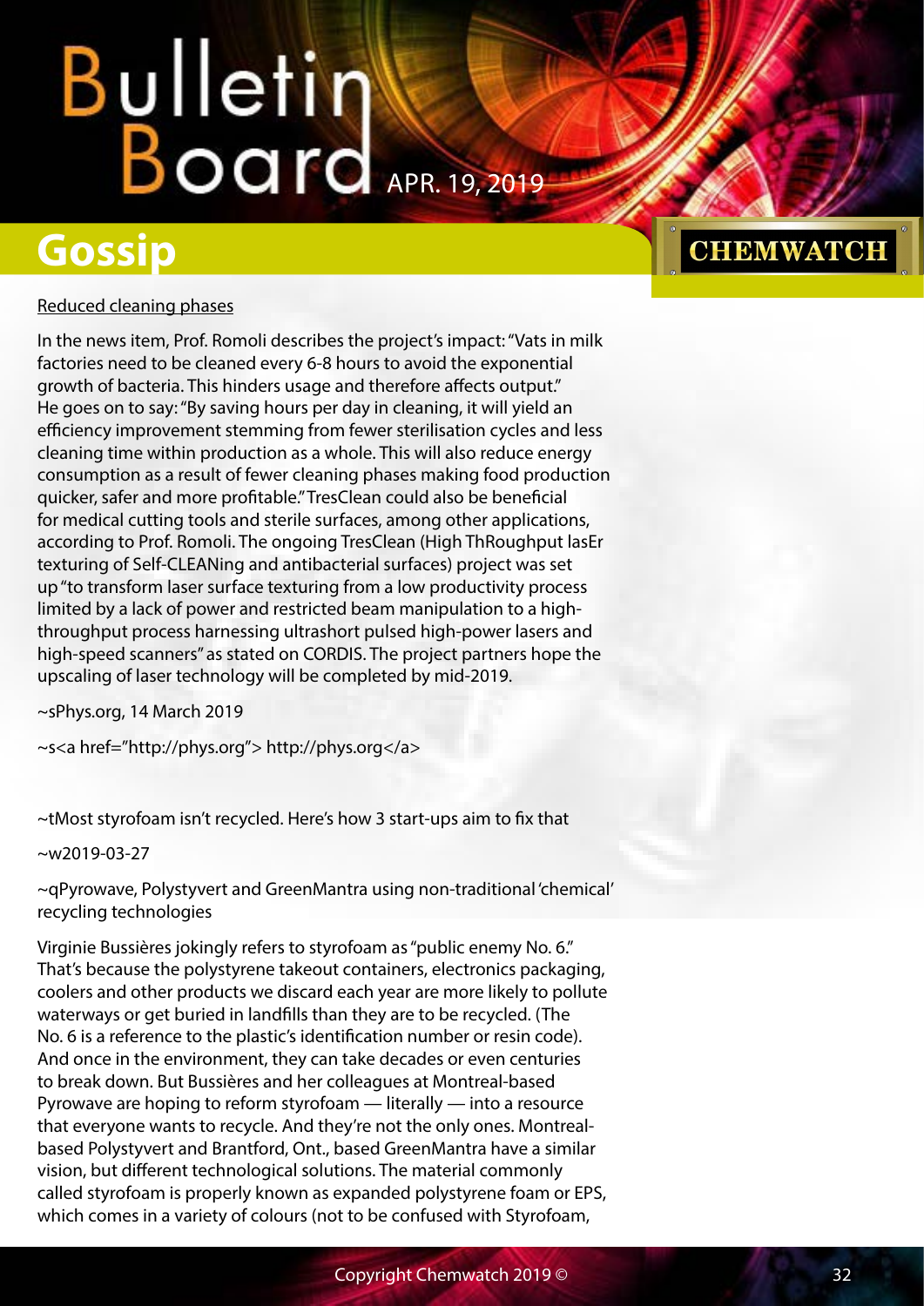<u>Reduced cleaning phases</u>

In the news item, Prof. Romoli describes the project's impact: "Vats in milk factories need to be cleaned every 6-8 hours to avoid the exponential growth of bacteria. This hinders usage and therefore affects output." He goes on to say: "By saving hours per day in cleaning, it will yield an efficiency improvement stemming from fewer sterilisation cycles and less cleaning time within production as a whole. This will also reduce energy consumption as a result of fewer cleaning phases making food production quicker, safer and more profitable." TresClean could also be beneficial for medical cutting tools and sterile surfaces, among other applications, according to Prof. Romoli. The ongoing TresClean (High ThRoughput lasEr texturing of Self-CLEANing and antibacterial surfaces) project was set up "to transform laser surface texturing from a low productivity process limited by a lack of power and restricted beam manipulation to a high-throughput process harnessing ultrashort pulsed high-power lasers and high-speed scanners" as stated on CORDIS. The project partners hope the upscaling of laser technology will be completed by mid-2019.

~sPhys.org, 14 March 2019

~s<a href="http://phys.org"> http://phys.org</a>

~tMost styrofoam isn't recycled. Here's how 3 start-ups aim to fix that

~w2019-03-27

~qPyrowave, Polystyvert and GreenMantra using non-traditional 'chemical' recycling technologies

Virginie Bussières jokingly refers to styrofoam as "public enemy No. 6." That's because the polystyrene takeout containers, electronics packaging, coolers and other products we discard each year are more likely to pollute waterways or get buried in landfills than they are to be recycled. (The No. 6 is a reference to the plastic's identification number or resin code). And once in the environment, they can take decades or even centuries to break down. But Bussières and her colleagues at Montreal-based Pyrowave are hoping to reform styrofoam — literally — into a resource that everyone wants to recycle. And they're not the only ones. Montreal-based Polystyvert and Brantford, Ont., based GreenMantra have a similar vision, but different technological solutions. The material commonly called styrofoam is properly known as expanded polystyrene foam or EPS, which comes in a variety of colours (not to be confused with Styrofoam,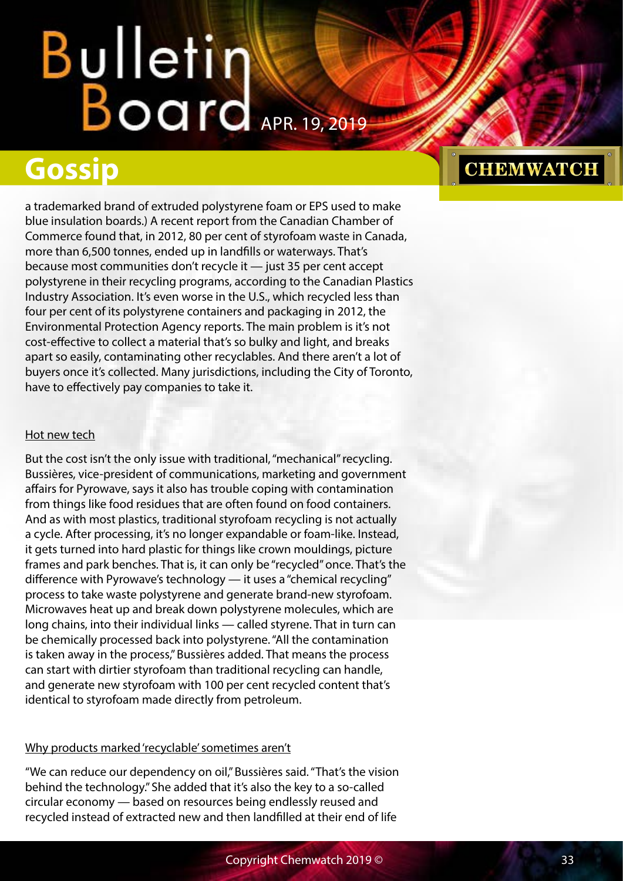a trademarked brand of extruded polystyrene foam or EPS used to make blue insulation boards.) A recent report from the Canadian Chamber of Commerce found that, in 2012, 80 per cent of styrofoam waste in Canada, more than 6,500 tonnes, ended up in landfills or waterways. That's because most communities don't recycle it — just 35 per cent accept polystyrene in their recycling programs, according to the Canadian Plastics Industry Association. It's even worse in the U.S., which recycled less than four per cent of its polystyrene containers and packaging in 2012, the Environmental Protection Agency reports. The main problem is it's not cost-effective to collect a material that's so bulky and light, and breaks apart so easily, contaminating other recyclables. And there aren't a lot of buyers once it's collected. Many jurisdictions, including the City of Toronto, have to effectively pay companies to take it.

### Hot new tech

But the cost isn't the only issue with traditional, "mechanical" recycling. Bussières, vice-president of communications, marketing and government affairs for Pyrowave, says it also has trouble coping with contamination from things like food residues that are often found on food containers. And as with most plastics, traditional styrofoam recycling is not actually a cycle. After processing, it's no longer expandable or foam-like. Instead, it gets turned into hard plastic for things like crown mouldings, picture frames and park benches. That is, it can only be "recycled" once. That's the difference with Pyrowave's technology — it uses a "chemical recycling" process to take waste polystyrene and generate brand-new styrofoam. Microwaves heat up and break down polystyrene molecules, which are long chains, into their individual links — called styrene. That in turn can be chemically processed back into polystyrene. "All the contamination is taken away in the process," Bussières added. That means the process can start with dirtier styrofoam than traditional recycling can handle, and generate new styrofoam with 100 per cent recycled content that's identical to styrofoam made directly from petroleum.

### Why products marked 'recyclable' sometimes aren't

"We can reduce our dependency on oil," Bussières said. "That's the vision behind the technology." She added that it's also the key to a so-called circular economy — based on resources being endlessly reused and recycled instead of extracted new and then landfilled at their end of life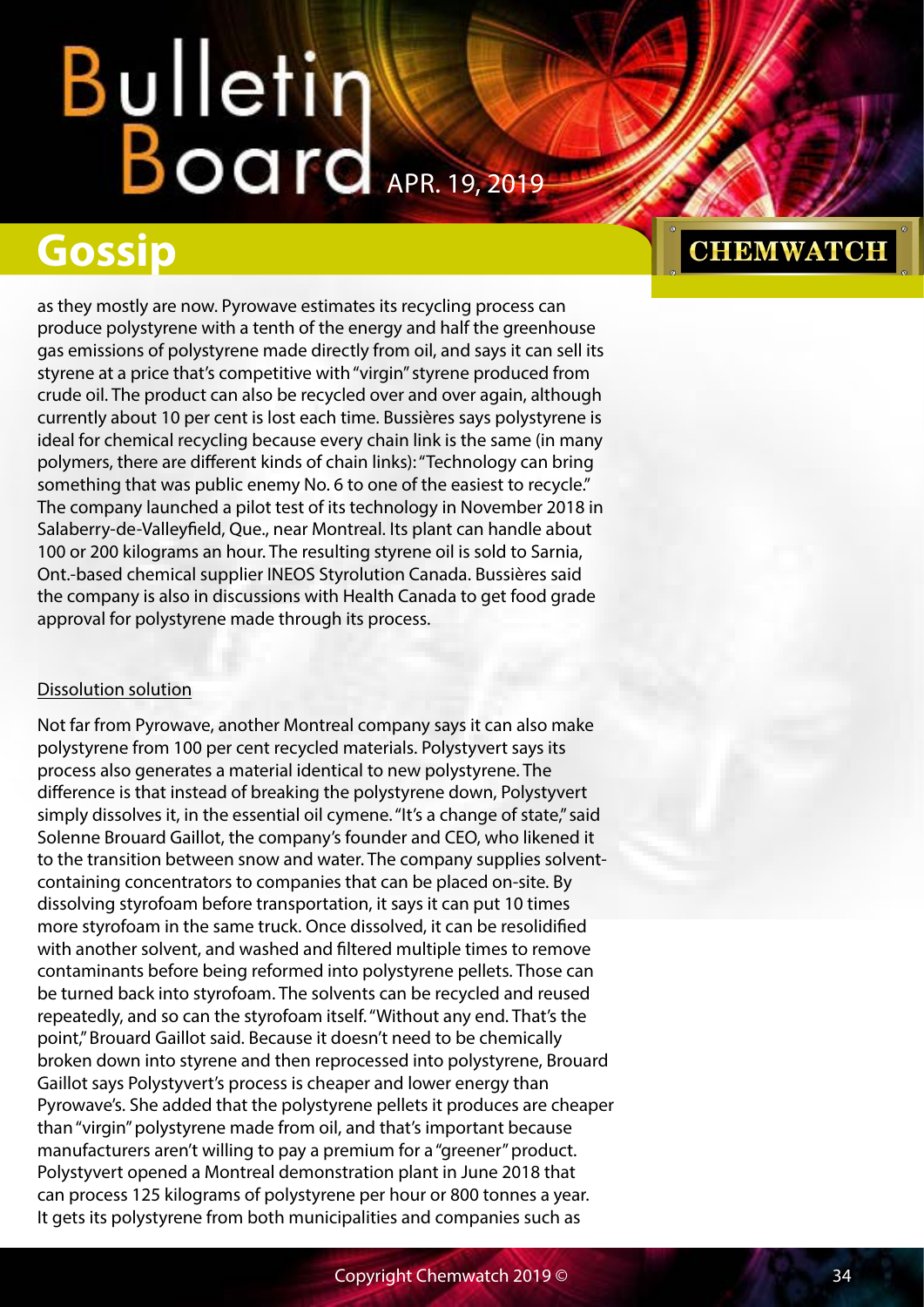as they mostly are now. Pyrowave estimates its recycling process can produce polystyrene with a tenth of the energy and half the greenhouse gas emissions of polystyrene made directly from oil, and says it can sell its styrene at a price that's competitive with "virgin" styrene produced from crude oil. The product can also be recycled over and over again, although currently about 10 per cent is lost each time. Bussières says polystyrene is ideal for chemical recycling because every chain link is the same (in many polymers, there are different kinds of chain links): "Technology can bring something that was public enemy No. 6 to one of the easiest to recycle." The company launched a pilot test of its technology in November 2018 in Salaberry-de-Valleyfield, Que., near Montreal. Its plant can handle about 100 or 200 kilograms an hour. The resulting styrene oil is sold to Sarnia, Ont.-based chemical supplier INEOS Styrolution Canada. Bussières said the company is also in discussions with Health Canada to get food grade approval for polystyrene made through its process.

Dissolution solution

Not far from Pyrowave, another Montreal company says it can also make polystyrene from 100 per cent recycled materials. Polystyvert says its process also generates a material identical to new polystyrene. The difference is that instead of breaking the polystyrene down, Polystyvert simply dissolves it, in the essential oil cymene. "It's a change of state," said Solenne Brouard Gaillot, the company's founder and CEO, who likened it to the transition between snow and water. The company supplies solvent-containing concentrators to companies that can be placed on-site. By dissolving styrofoam before transportation, it says it can put 10 times more styrofoam in the same truck. Once dissolved, it can be resolidified with another solvent, and washed and filtered multiple times to remove contaminants before being reformed into polystyrene pellets. Those can be turned back into styrofoam. The solvents can be recycled and reused repeatedly, and so can the styrofoam itself. "Without any end. That's the point," Brouard Gaillot said. Because it doesn't need to be chemically broken down into styrene and then reprocessed into polystyrene, Brouard Gaillot says Polystyvert's process is cheaper and lower energy than Pyrowave's. She added that the polystyrene pellets it produces are cheaper than "virgin" polystyrene made from oil, and that's important because manufacturers aren't willing to pay a premium for a "greener" product. Polystyvert opened a Montreal demonstration plant in June 2018 that can process 125 kilograms of polystyrene per hour or 800 tonnes a year. It gets its polystyrene from both municipalities and companies such as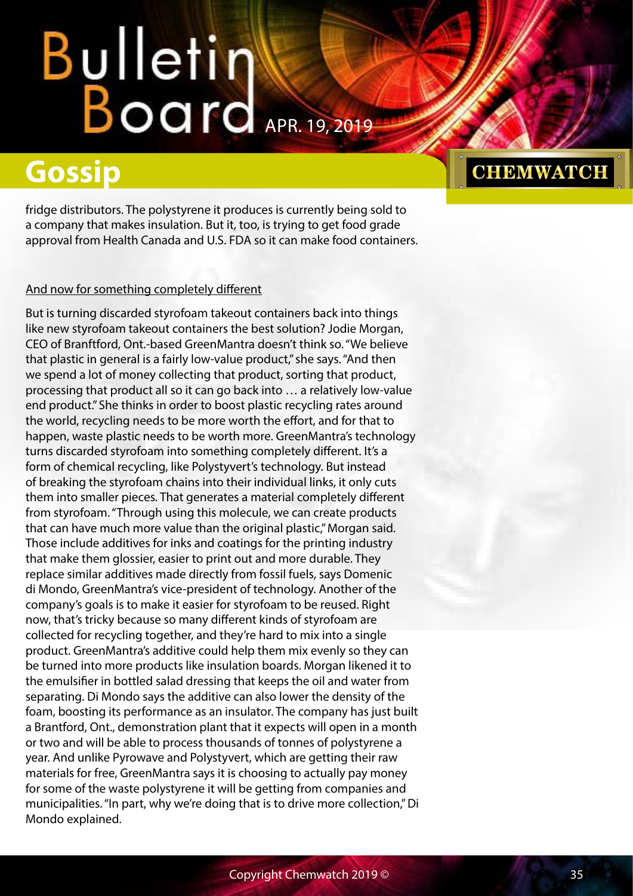fridge distributors. The polystyrene it produces is currently being sold to a company that makes insulation. But it, too, is trying to get food grade approval from Health Canada and U.S. FDA so it can make food containers.

And now for something completely different

But is turning discarded styrofoam takeout containers back into things like new styrofoam takeout containers the best solution? Jodie Morgan, CEO of Branftford, Ont.-based GreenMantra doesn't think so. "We believe that plastic in general is a fairly low-value product," she says. "And then we spend a lot of money collecting that product, sorting that product, processing that product all so it can go back into … a relatively low-value end product." She thinks in order to boost plastic recycling rates around the world, recycling needs to be more worth the effort, and for that to happen, waste plastic needs to be worth more. GreenMantra's technology turns discarded styrofoam into something completely different. It's a form of chemical recycling, like Polystyvert's technology. But instead of breaking the styrofoam chains into their individual links, it only cuts them into smaller pieces. That generates a material completely different from styrofoam. "Through using this molecule, we can create products that can have much more value than the original plastic," Morgan said. Those include additives for inks and coatings for the printing industry that make them glossier, easier to print out and more durable. They replace similar additives made directly from fossil fuels, says Domenic di Mondo, GreenMantra's vice-president of technology. Another of the company's goals is to make it easier for styrofoam to be reused. Right now, that's tricky because so many different kinds of styrofoam are collected for recycling together, and they're hard to mix into a single product. GreenMantra's additive could help them mix evenly so they can be turned into more products like insulation boards. Morgan likened it to the emulsifier in bottled salad dressing that keeps the oil and water from separating. Di Mondo says the additive can also lower the density of the foam, boosting its performance as an insulator. The company has just built a Brantford, Ont., demonstration plant that it expects will open in a month or two and will be able to process thousands of tonnes of polystyrene a year. And unlike Pyrowave and Polystyvert, which are getting their raw materials for free, GreenMantra says it is choosing to actually pay money for some of the waste polystyrene it will be getting from companies and municipalities. "In part, why we're doing that is to drive more collection," Di Mondo explained.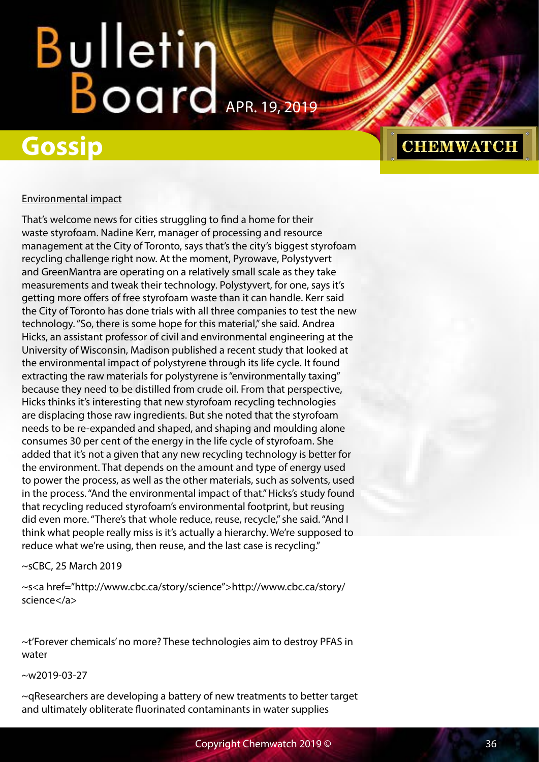Environmental impact

That's welcome news for cities struggling to find a home for their waste styrofoam. Nadine Kerr, manager of processing and resource management at the City of Toronto, says that's the city's biggest styrofoam recycling challenge right now. At the moment, Pyrowave, Polystyvert and GreenMantra are operating on a relatively small scale as they take measurements and tweak their technology. Polystyvert, for one, says it's getting more offers of free styrofoam waste than it can handle. Kerr said the City of Toronto has done trials with all three companies to test the new technology. "So, there is some hope for this material," she said. Andrea Hicks, an assistant professor of civil and environmental engineering at the University of Wisconsin, Madison published a recent study that looked at the environmental impact of polystyrene through its life cycle. It found extracting the raw materials for polystyrene is "environmentally taxing" because they need to be distilled from crude oil. From that perspective, Hicks thinks it's interesting that new styrofoam recycling technologies are displacing those raw ingredients. But she noted that the styrofoam needs to be re-expanded and shaped, and shaping and moulding alone consumes 30 per cent of the energy in the life cycle of styrofoam. She added that it's not a given that any new recycling technology is better for the environment. That depends on the amount and type of energy used to power the process, as well as the other materials, such as solvents, used in the process. "And the environmental impact of that." Hicks's study found that recycling reduced styrofoam's environmental footprint, but reusing did even more. "There's that whole reduce, reuse, recycle," she said. "And I think what people really miss is it's actually a hierarchy. We're supposed to reduce what we're using, then reuse, and the last case is recycling."

~sCBC, 25 March 2019

~s<a href="http://www.cbc.ca/story/science">http://www.cbc.ca/story/science</a>

~t'Forever chemicals' no more? These technologies aim to destroy PFAS in water

~w2019-03-27

~qResearchers are developing a battery of new treatments to better target and ultimately obliterate fluorinated contaminants in water supplies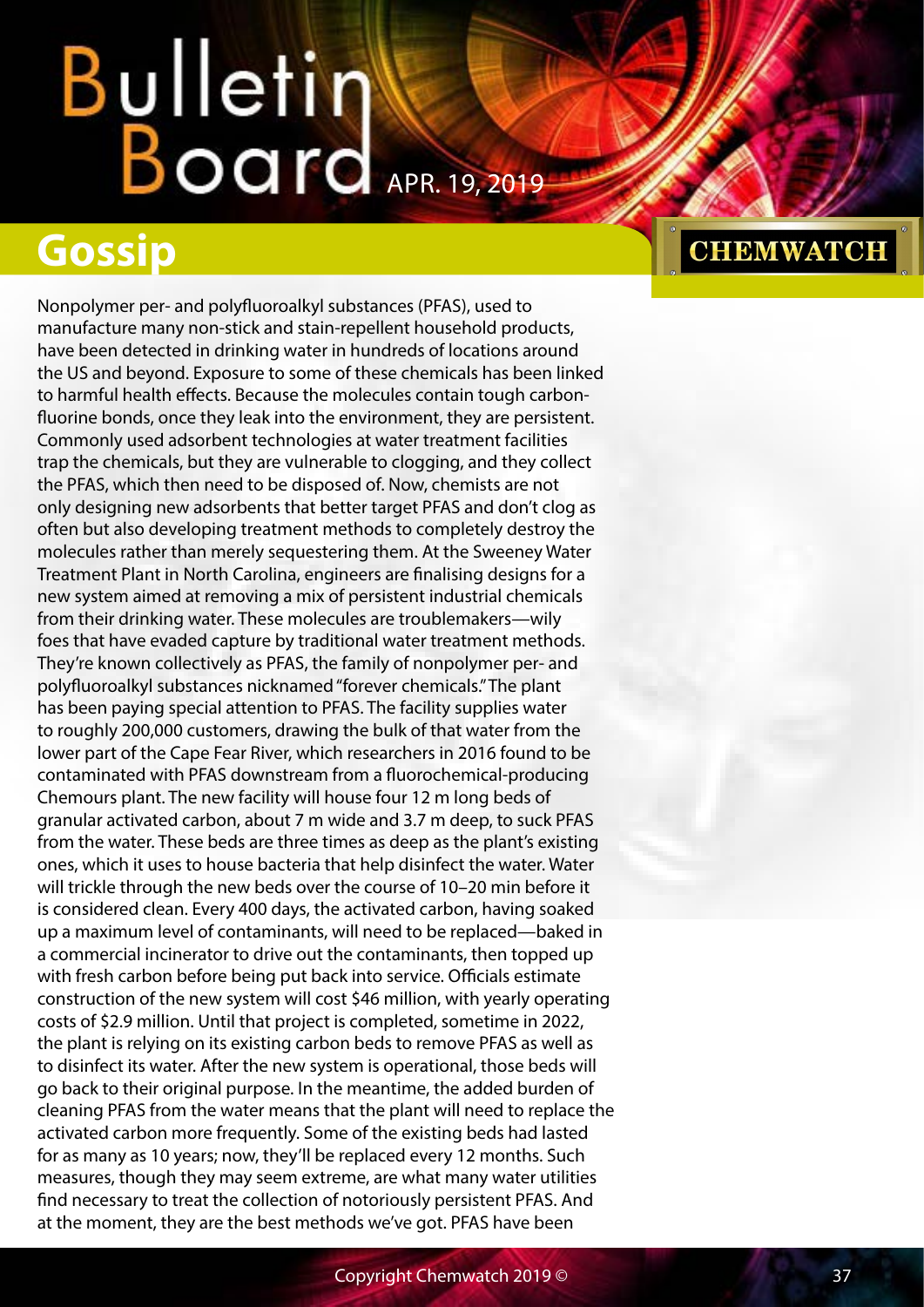# Gossip

Nonpolymer per- and polyfluoroalkyl substances (PFAS), used to manufacture many non-stick and stain-repellent household products, have been detected in drinking water in hundreds of locations around the US and beyond. Exposure to some of these chemicals has been linked to harmful health effects. Because the molecules contain tough carbon-fluorine bonds, once they leak into the environment, they are persistent. Commonly used adsorbent technologies at water treatment facilities trap the chemicals, but they are vulnerable to clogging, and they collect the PFAS, which then need to be disposed of. Now, chemists are not only designing new adsorbents that better target PFAS and don't clog as often but also developing treatment methods to completely destroy the molecules rather than merely sequestering them. At the Sweeney Water Treatment Plant in North Carolina, engineers are finalising designs for a new system aimed at removing a mix of persistent industrial chemicals from their drinking water. These molecules are troublemakers—wily foes that have evaded capture by traditional water treatment methods. They're known collectively as PFAS, the family of nonpolymer per- and polyfluoroalkyl substances nicknamed "forever chemicals." The plant has been paying special attention to PFAS. The facility supplies water to roughly 200,000 customers, drawing the bulk of that water from the lower part of the Cape Fear River, which researchers in 2016 found to be contaminated with PFAS downstream from a fluorochemical-producing Chemours plant. The new facility will house four 12 m long beds of granular activated carbon, about 7 m wide and 3.7 m deep, to suck PFAS from the water. These beds are three times as deep as the plant's existing ones, which it uses to house bacteria that help disinfect the water. Water will trickle through the new beds over the course of 10–20 min before it is considered clean. Every 400 days, the activated carbon, having soaked up a maximum level of contaminants, will need to be replaced—baked in a commercial incinerator to drive out the contaminants, then topped up with fresh carbon before being put back into service. Officials estimate construction of the new system will cost $46 million, with yearly operating costs of $2.9 million. Until that project is completed, sometime in 2022, the plant is relying on its existing carbon beds to remove PFAS as well as to disinfect its water. After the new system is operational, those beds will go back to their original purpose. In the meantime, the added burden of cleaning PFAS from the water means that the plant will need to replace the activated carbon more frequently. Some of the existing beds had lasted for as many as 10 years; now, they'll be replaced every 12 months. Such measures, though they may seem extreme, are what many water utilities find necessary to treat the collection of notoriously persistent PFAS. And at the moment, they are the best methods we've got. PFAS have been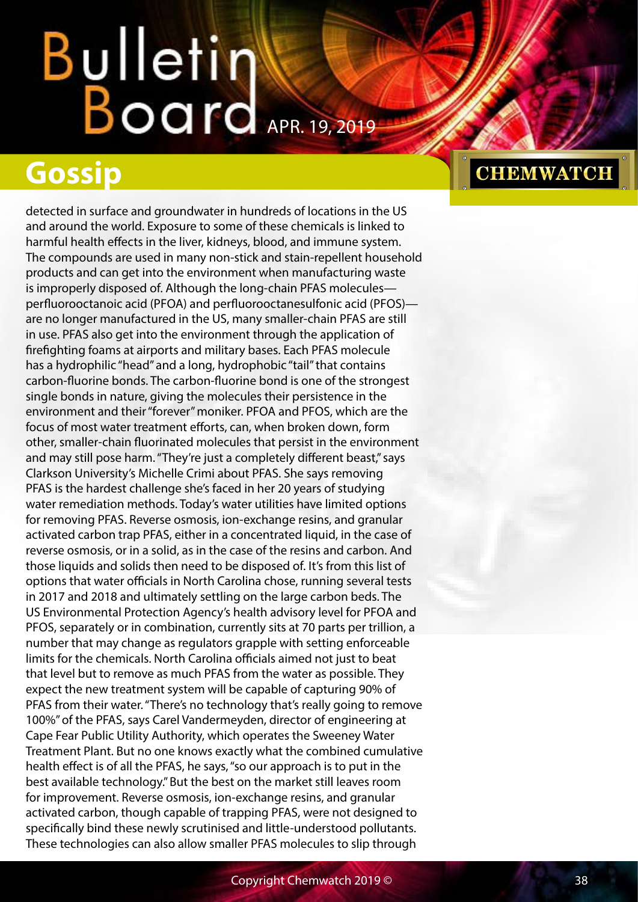## Gossip

detected in surface and groundwater in hundreds of locations in the US and around the world. Exposure to some of these chemicals is linked to harmful health effects in the liver, kidneys, blood, and immune system. The compounds are used in many non-stick and stain-repellent household products and can get into the environment when manufacturing waste is improperly disposed of. Although the long-chain PFAS molecules—perfluorooctanoic acid (PFOA) and perfluorooctanesulfonic acid (PFOS)—are no longer manufactured in the US, many smaller-chain PFAS are still in use. PFAS also get into the environment through the application of firefighting foams at airports and military bases. Each PFAS molecule has a hydrophilic "head" and a long, hydrophobic "tail" that contains carbon-fluorine bonds. The carbon-fluorine bond is one of the strongest single bonds in nature, giving the molecules their persistence in the environment and their "forever" moniker. PFOA and PFOS, which are the focus of most water treatment efforts, can, when broken down, form other, smaller-chain fluorinated molecules that persist in the environment and may still pose harm. "They're just a completely different beast," says Clarkson University's Michelle Crimi about PFAS. She says removing PFAS is the hardest challenge she's faced in her 20 years of studying water remediation methods. Today's water utilities have limited options for removing PFAS. Reverse osmosis, ion-exchange resins, and granular activated carbon trap PFAS, either in a concentrated liquid, in the case of reverse osmosis, or in a solid, as in the case of the resins and carbon. And those liquids and solids then need to be disposed of. It's from this list of options that water officials in North Carolina chose, running several tests in 2017 and 2018 and ultimately settling on the large carbon beds. The US Environmental Protection Agency's health advisory level for PFOA and PFOS, separately or in combination, currently sits at 70 parts per trillion, a number that may change as regulators grapple with setting enforceable limits for the chemicals. North Carolina officials aimed not just to beat that level but to remove as much PFAS from the water as possible. They expect the new treatment system will be capable of capturing 90% of PFAS from their water. "There's no technology that's really going to remove 100%" of the PFAS, says Carel Vandermeyden, director of engineering at Cape Fear Public Utility Authority, which operates the Sweeney Water Treatment Plant. But no one knows exactly what the combined cumulative health effect is of all the PFAS, he says, "so our approach is to put in the best available technology." But the best on the market still leaves room for improvement. Reverse osmosis, ion-exchange resins, and granular activated carbon, though capable of trapping PFAS, were not designed to specifically bind these newly scrutinised and little-understood pollutants. These technologies can also allow smaller PFAS molecules to slip through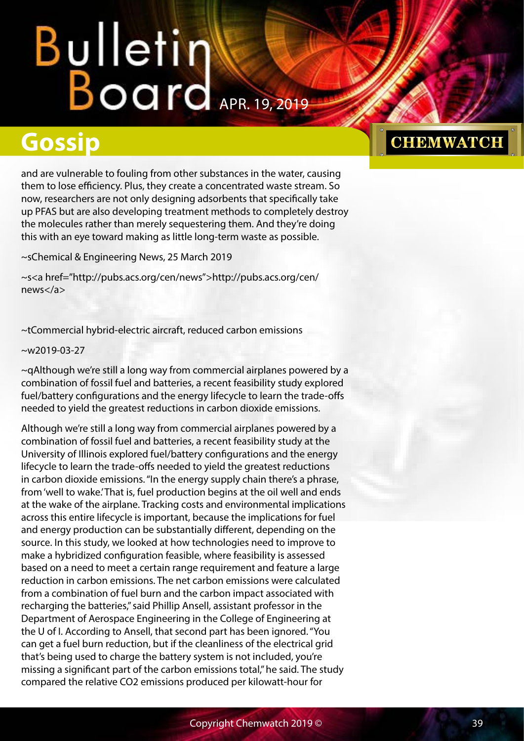and are vulnerable to fouling from other substances in the water, causing them to lose efficiency. Plus, they create a concentrated waste stream. So now, researchers are not only designing adsorbents that specifically take up PFAS but are also developing treatment methods to completely destroy the molecules rather than merely sequestering them. And they're doing this with an eye toward making as little long-term waste as possible.

~sChemical & Engineering News, 25 March 2019

~s<a href="http://pubs.acs.org/cen/news">http://pubs.acs.org/cen/news</a>

~tCommercial hybrid-electric aircraft, reduced carbon emissions

~w2019-03-27

~qAlthough we're still a long way from commercial airplanes powered by a combination of fossil fuel and batteries, a recent feasibility study explored fuel/battery configurations and the energy lifecycle to learn the trade-offs needed to yield the greatest reductions in carbon dioxide emissions.

Although we're still a long way from commercial airplanes powered by a combination of fossil fuel and batteries, a recent feasibility study at the University of Illinois explored fuel/battery configurations and the energy lifecycle to learn the trade-offs needed to yield the greatest reductions in carbon dioxide emissions. "In the energy supply chain there's a phrase, from 'well to wake.' That is, fuel production begins at the oil well and ends at the wake of the airplane. Tracking costs and environmental implications across this entire lifecycle is important, because the implications for fuel and energy production can be substantially different, depending on the source. In this study, we looked at how technologies need to improve to make a hybridized configuration feasible, where feasibility is assessed based on a need to meet a certain range requirement and feature a large reduction in carbon emissions. The net carbon emissions were calculated from a combination of fuel burn and the carbon impact associated with recharging the batteries," said Phillip Ansell, assistant professor in the Department of Aerospace Engineering in the College of Engineering at the U of I. According to Ansell, that second part has been ignored. "You can get a fuel burn reduction, but if the cleanliness of the electrical grid that's being used to charge the battery system is not included, you're missing a significant part of the carbon emissions total," he said. The study compared the relative $CO_2$ emissions produced per kilowatt-hour for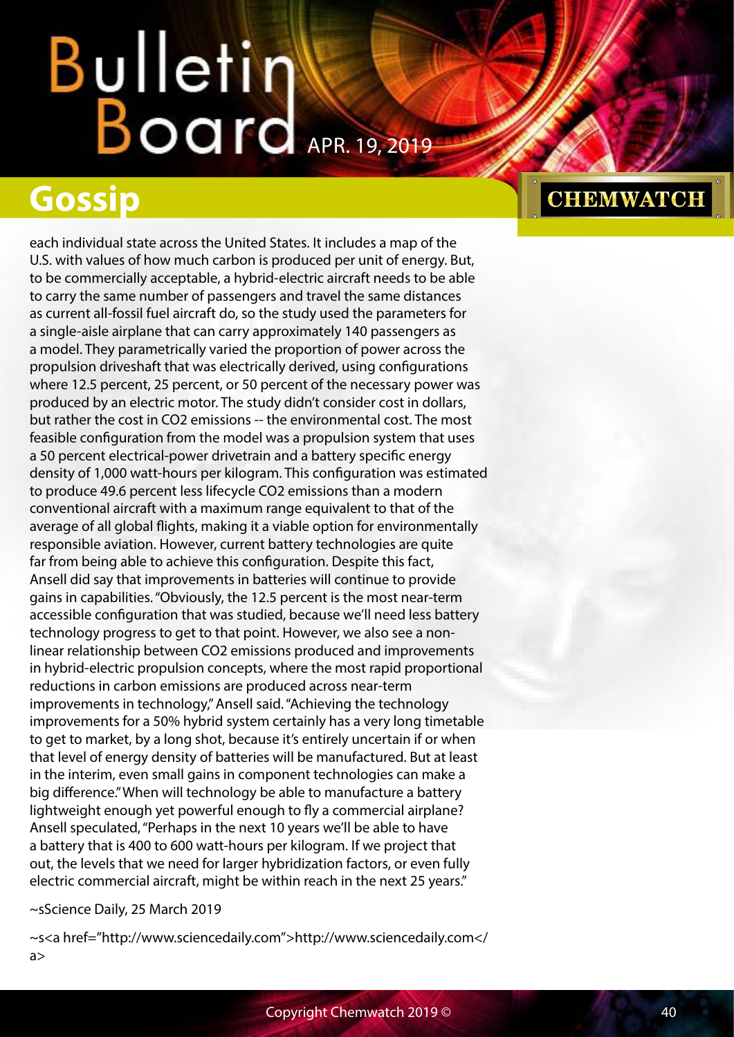## Gossip

each individual state across the United States. It includes a map of the U.S. with values of how much carbon is produced per unit of energy. But, to be commercially acceptable, a hybrid-electric aircraft needs to be able to carry the same number of passengers and travel the same distances as current all-fossil fuel aircraft do, so the study used the parameters for a single-aisle airplane that can carry approximately 140 passengers as a model. They parametrically varied the proportion of power across the propulsion driveshaft that was electrically derived, using configurations where 12.5 percent, 25 percent, or 50 percent of the necessary power was produced by an electric motor. The study didn't consider cost in dollars, but rather the cost in $CO_2$ emissions -- the environmental cost. The most feasible configuration from the model was a propulsion system that uses a 50 percent electrical-power drivetrain and a battery specific energy density of 1,000 watt-hours per kilogram. This configuration was estimated to produce 49.6 percent less lifecycle $CO_2$ emissions than a modern conventional aircraft with a maximum range equivalent to that of the average of all global flights, making it a viable option for environmentally responsible aviation. However, current battery technologies are quite far from being able to achieve this configuration. Despite this fact, Ansell did say that improvements in batteries will continue to provide gains in capabilities. "Obviously, the 12.5 percent is the most near-term accessible configuration that was studied, because we'll need less battery technology progress to get to that point. However, we also see a non-linear relationship between $CO_2$ emissions produced and improvements in hybrid-electric propulsion concepts, where the most rapid proportional reductions in carbon emissions are produced across near-term improvements in technology," Ansell said. "Achieving the technology improvements for a 50% hybrid system certainly has a very long timetable to get to market, by a long shot, because it's entirely uncertain if or when that level of energy density of batteries will be manufactured. But at least in the interim, even small gains in component technologies can make a big difference." When will technology be able to manufacture a battery lightweight enough yet powerful enough to fly a commercial airplane? Ansell speculated, "Perhaps in the next 10 years we'll be able to have a battery that is 400 to 600 watt-hours per kilogram. If we project that out, the levels that we need for larger hybridization factors, or even fully electric commercial aircraft, might be within reach in the next 25 years."

~sScience Daily, 25 March 2019

~s<a href="http://www.sciencedaily.com">http://www.sciencedaily.com</a>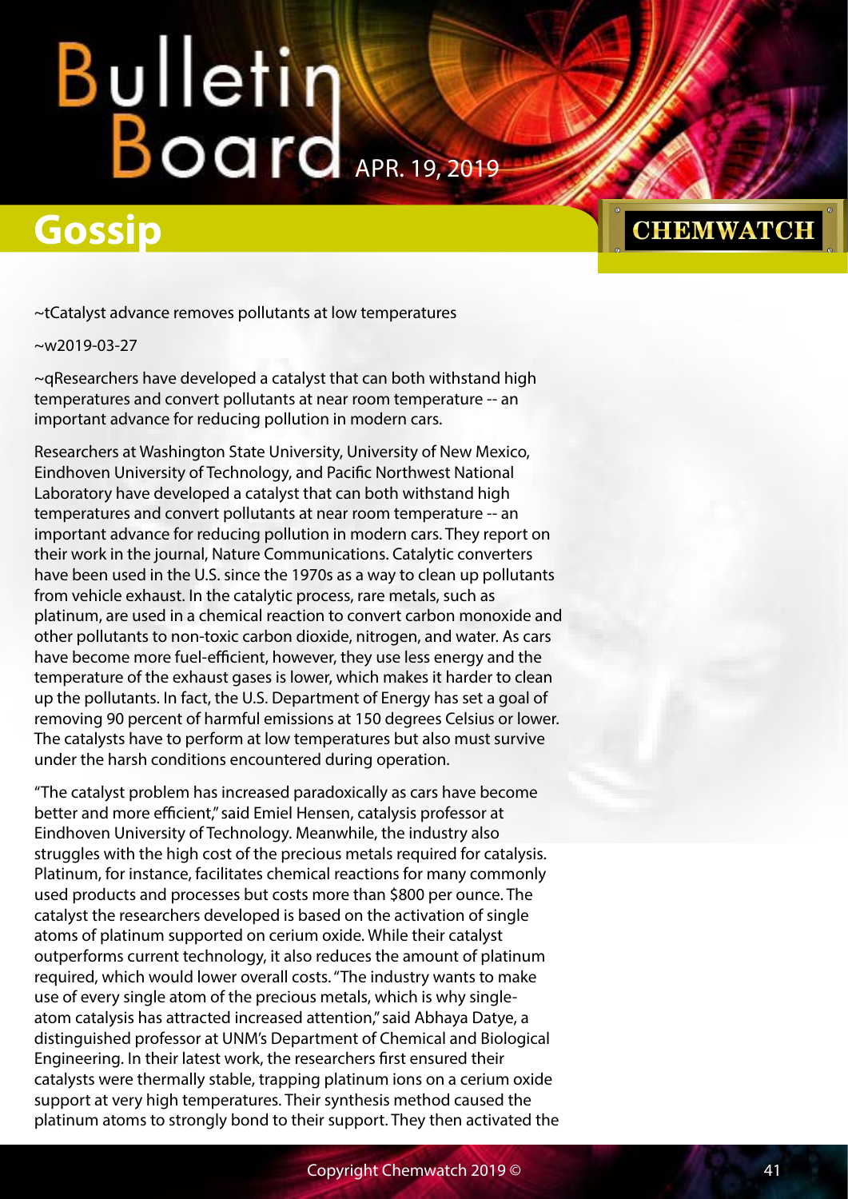# Gossip

~tCatalyst advance removes pollutants at low temperatures

~w2019-03-27

~qResearchers have developed a catalyst that can both withstand high temperatures and convert pollutants at near room temperature -- an important advance for reducing pollution in modern cars.

Researchers at Washington State University, University of New Mexico, Eindhoven University of Technology, and Pacific Northwest National Laboratory have developed a catalyst that can both withstand high temperatures and convert pollutants at near room temperature -- an important advance for reducing pollution in modern cars. They report on their work in the journal, Nature Communications. Catalytic converters have been used in the U.S. since the 1970s as a way to clean up pollutants from vehicle exhaust. In the catalytic process, rare metals, such as platinum, are used in a chemical reaction to convert carbon monoxide and other pollutants to non-toxic carbon dioxide, nitrogen, and water. As cars have become more fuel-efficient, however, they use less energy and the temperature of the exhaust gases is lower, which makes it harder to clean up the pollutants. In fact, the U.S. Department of Energy has set a goal of removing 90 percent of harmful emissions at 150 degrees Celsius or lower. The catalysts have to perform at low temperatures but also must survive under the harsh conditions encountered during operation.

"The catalyst problem has increased paradoxically as cars have become better and more efficient," said Emiel Hensen, catalysis professor at Eindhoven University of Technology. Meanwhile, the industry also struggles with the high cost of the precious metals required for catalysis. Platinum, for instance, facilitates chemical reactions for many commonly used products and processes but costs more than $800 per ounce. The catalyst the researchers developed is based on the activation of single atoms of platinum supported on cerium oxide. While their catalyst outperforms current technology, it also reduces the amount of platinum required, which would lower overall costs. "The industry wants to make use of every single atom of the precious metals, which is why single-atom catalysis has attracted increased attention," said Abhaya Datye, a distinguished professor at UNM's Department of Chemical and Biological Engineering. In their latest work, the researchers first ensured their catalysts were thermally stable, trapping platinum ions on a cerium oxide support at very high temperatures. Their synthesis method caused the platinum atoms to strongly bond to their support. They then activated the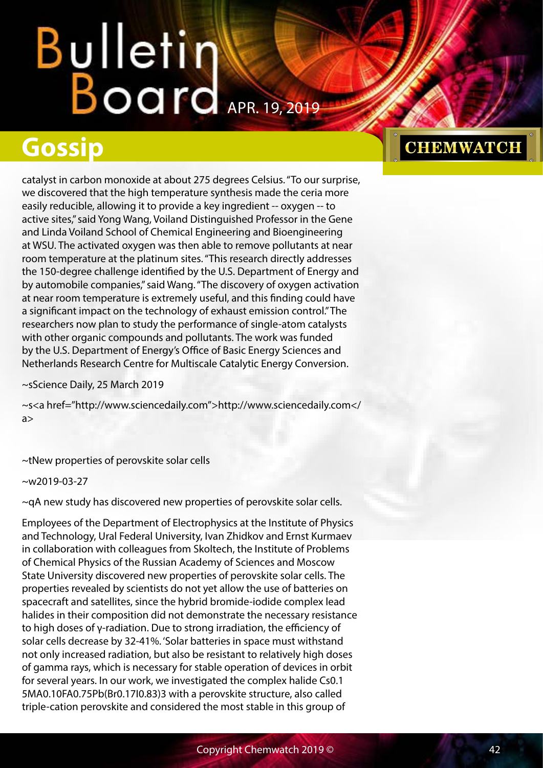catalyst in carbon monoxide at about 275 degrees Celsius. "To our surprise, we discovered that the high temperature synthesis made the ceria more easily reducible, allowing it to provide a key ingredient -- oxygen -- to active sites," said Yong Wang, Voiland Distinguished Professor in the Gene and Linda Voiland School of Chemical Engineering and Bioengineering at WSU. The activated oxygen was then able to remove pollutants at near room temperature at the platinum sites. "This research directly addresses the 150-degree challenge identified by the U.S. Department of Energy and by automobile companies," said Wang. "The discovery of oxygen activation at near room temperature is extremely useful, and this finding could have a significant impact on the technology of exhaust emission control." The researchers now plan to study the performance of single-atom catalysts with other organic compounds and pollutants. The work was funded by the U.S. Department of Energy's Office of Basic Energy Sciences and Netherlands Research Centre for Multiscale Catalytic Energy Conversion.

~sScience Daily, 25 March 2019

~s<a href="http://www.sciencedaily.com">http://www.sciencedaily.com</a>

~tNew properties of perovskite solar cells

~w2019-03-27

~qA new study has discovered new properties of perovskite solar cells.

Employees of the Department of Electrophysics at the Institute of Physics and Technology, Ural Federal University, Ivan Zhidkov and Ernst Kurmaev in collaboration with colleagues from Skoltech, the Institute of Problems of Chemical Physics of the Russian Academy of Sciences and Moscow State University discovered new properties of perovskite solar cells. The properties revealed by scientists do not yet allow the use of batteries on spacecraft and satellites, since the hybrid bromide-iodide complex lead halides in their composition did not demonstrate the necessary resistance to high doses of γ-radiation. Due to strong irradiation, the efficiency of solar cells decrease by 32-41%. 'Solar batteries in space must withstand not only increased radiation, but also be resistant to relatively high doses of gamma rays, which is necessary for stable operation of devices in orbit for several years. In our work, we investigated the complex halide $Cs_{0.15}MA_{0.10}FA_{0.75}Pb(Br_{0.17}I_{0.83})_3$ with a perovskite structure, also called triple-cation perovskite and considered the most stable in this group of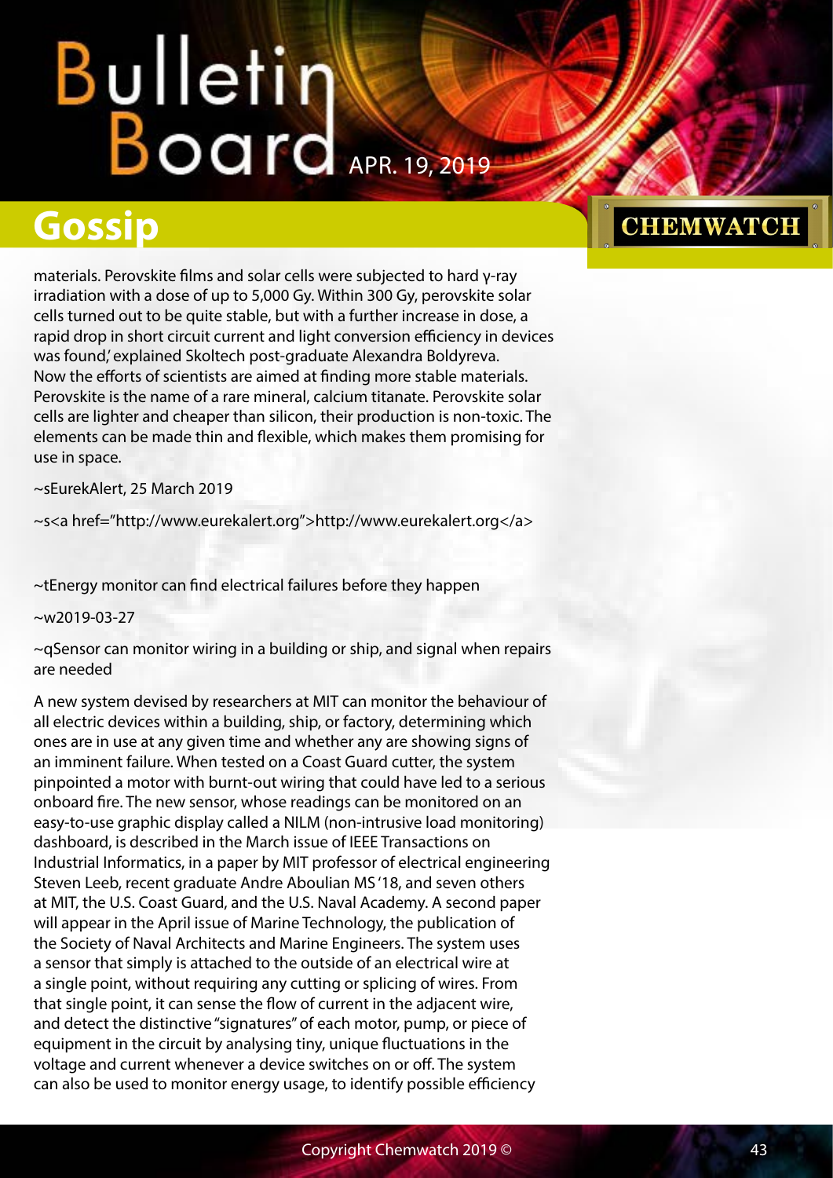materials. Perovskite films and solar cells were subjected to hard γ-ray irradiation with a dose of up to 5,000 Gy. Within 300 Gy, perovskite solar cells turned out to be quite stable, but with a further increase in dose, a rapid drop in short circuit current and light conversion efficiency in devices was found,' explained Skoltech post-graduate Alexandra Boldyreva. Now the efforts of scientists are aimed at finding more stable materials. Perovskite is the name of a rare mineral, calcium titanate. Perovskite solar cells are lighter and cheaper than silicon, their production is non-toxic. The elements can be made thin and flexible, which makes them promising for use in space.

~sEurekAlert, 25 March 2019

~s<a href="http://www.eurekalert.org">http://www.eurekalert.org</a>

~tEnergy monitor can find electrical failures before they happen

~w2019-03-27

~qSensor can monitor wiring in a building or ship, and signal when repairs are needed

A new system devised by researchers at MIT can monitor the behaviour of all electric devices within a building, ship, or factory, determining which ones are in use at any given time and whether any are showing signs of an imminent failure. When tested on a Coast Guard cutter, the system pinpointed a motor with burnt-out wiring that could have led to a serious onboard fire. The new sensor, whose readings can be monitored on an easy-to-use graphic display called a NILM (non-intrusive load monitoring) dashboard, is described in the March issue of IEEE Transactions on Industrial Informatics, in a paper by MIT professor of electrical engineering Steven Leeb, recent graduate Andre Aboulian MS '18, and seven others at MIT, the U.S. Coast Guard, and the U.S. Naval Academy. A second paper will appear in the April issue of Marine Technology, the publication of the Society of Naval Architects and Marine Engineers. The system uses a sensor that simply is attached to the outside of an electrical wire at a single point, without requiring any cutting or splicing of wires. From that single point, it can sense the flow of current in the adjacent wire, and detect the distinctive "signatures" of each motor, pump, or piece of equipment in the circuit by analysing tiny, unique fluctuations in the voltage and current whenever a device switches on or off. The system can also be used to monitor energy usage, to identify possible efficiency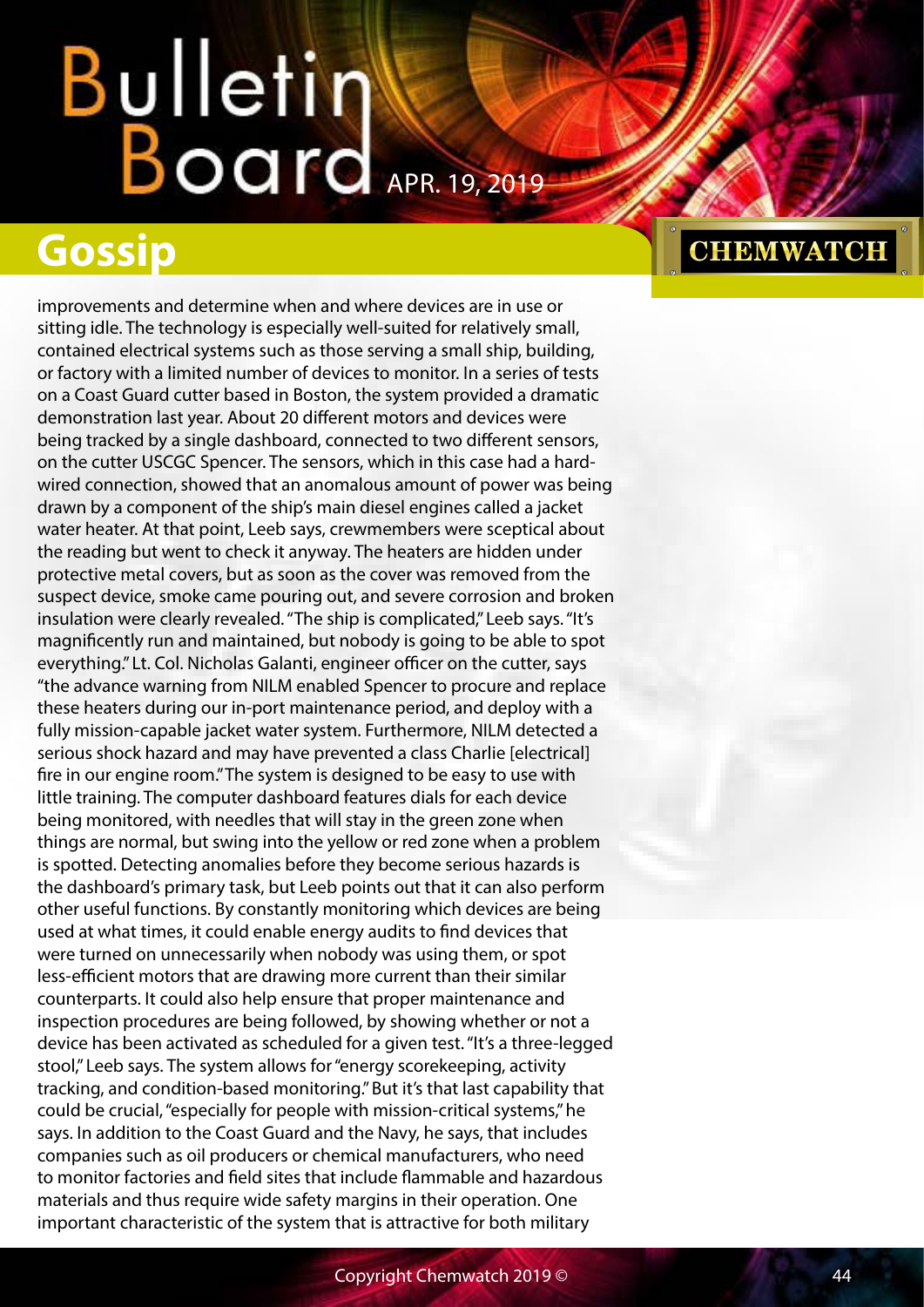improvements and determine when and where devices are in use or sitting idle. The technology is especially well-suited for relatively small, contained electrical systems such as those serving a small ship, building, or factory with a limited number of devices to monitor. In a series of tests on a Coast Guard cutter based in Boston, the system provided a dramatic demonstration last year. About 20 different motors and devices were being tracked by a single dashboard, connected to two different sensors, on the cutter USCGC Spencer. The sensors, which in this case had a hard-wired connection, showed that an anomalous amount of power was being drawn by a component of the ship's main diesel engines called a jacket water heater. At that point, Leeb says, crewmembers were sceptical about the reading but went to check it anyway. The heaters are hidden under protective metal covers, but as soon as the cover was removed from the suspect device, smoke came pouring out, and severe corrosion and broken insulation were clearly revealed. "The ship is complicated," Leeb says. "It's magnificently run and maintained, but nobody is going to be able to spot everything." Lt. Col. Nicholas Galanti, engineer officer on the cutter, says "the advance warning from NILM enabled Spencer to procure and replace these heaters during our in-port maintenance period, and deploy with a fully mission-capable jacket water system. Furthermore, NILM detected a serious shock hazard and may have prevented a class Charlie [electrical] fire in our engine room." The system is designed to be easy to use with little training. The computer dashboard features dials for each device being monitored, with needles that will stay in the green zone when things are normal, but swing into the yellow or red zone when a problem is spotted. Detecting anomalies before they become serious hazards is the dashboard's primary task, but Leeb points out that it can also perform other useful functions. By constantly monitoring which devices are being used at what times, it could enable energy audits to find devices that were turned on unnecessarily when nobody was using them, or spot less-efficient motors that are drawing more current than their similar counterparts. It could also help ensure that proper maintenance and inspection procedures are being followed, by showing whether or not a device has been activated as scheduled for a given test. "It's a three-legged stool," Leeb says. The system allows for "energy scorekeeping, activity tracking, and condition-based monitoring." But it's that last capability that could be crucial, "especially for people with mission-critical systems," he says. In addition to the Coast Guard and the Navy, he says, that includes companies such as oil producers or chemical manufacturers, who need to monitor factories and field sites that include flammable and hazardous materials and thus require wide safety margins in their operation. One important characteristic of the system that is attractive for both military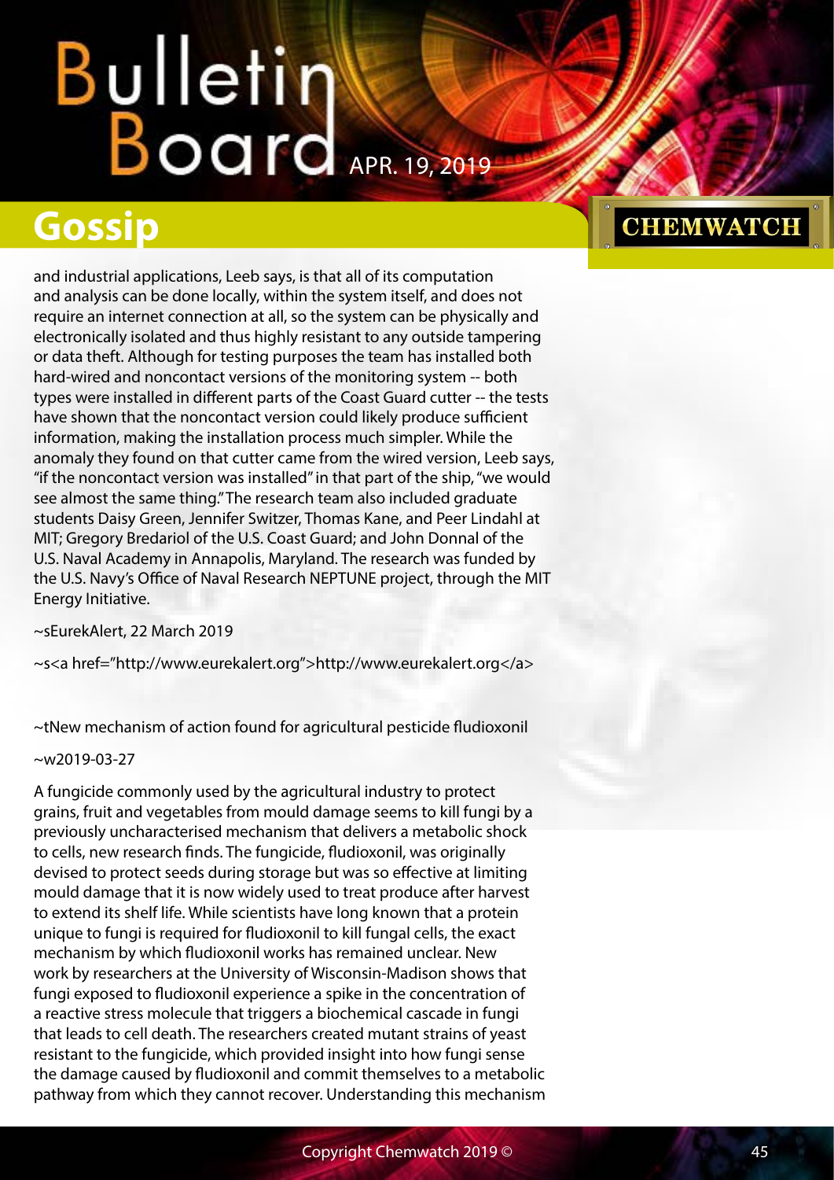and industrial applications, Leeb says, is that all of its computation and analysis can be done locally, within the system itself, and does not require an internet connection at all, so the system can be physically and electronically isolated and thus highly resistant to any outside tampering or data theft. Although for testing purposes the team has installed both hard-wired and noncontact versions of the monitoring system -- both types were installed in different parts of the Coast Guard cutter -- the tests have shown that the noncontact version could likely produce sufficient information, making the installation process much simpler. While the anomaly they found on that cutter came from the wired version, Leeb says, "if the noncontact version was installed" in that part of the ship, "we would see almost the same thing." The research team also included graduate students Daisy Green, Jennifer Switzer, Thomas Kane, and Peer Lindahl at MIT; Gregory Bredariol of the U.S. Coast Guard; and John Donnal of the U.S. Naval Academy in Annapolis, Maryland. The research was funded by the U.S. Navy's Office of Naval Research NEPTUNE project, through the MIT Energy Initiative.

~sEurekAlert, 22 March 2019

~s<a href="http://www.eurekalert.org">http://www.eurekalert.org</a>

~tNew mechanism of action found for agricultural pesticide fludioxonil

~w2019-03-27

A fungicide commonly used by the agricultural industry to protect grains, fruit and vegetables from mould damage seems to kill fungi by a previously uncharacterised mechanism that delivers a metabolic shock to cells, new research finds. The fungicide, fludioxonil, was originally devised to protect seeds during storage but was so effective at limiting mould damage that it is now widely used to treat produce after harvest to extend its shelf life. While scientists have long known that a protein unique to fungi is required for fludioxonil to kill fungal cells, the exact mechanism by which fludioxonil works has remained unclear. New work by researchers at the University of Wisconsin-Madison shows that fungi exposed to fludioxonil experience a spike in the concentration of a reactive stress molecule that triggers a biochemical cascade in fungi that leads to cell death. The researchers created mutant strains of yeast resistant to the fungicide, which provided insight into how fungi sense the damage caused by fludioxonil and commit themselves to a metabolic pathway from which they cannot recover. Understanding this mechanism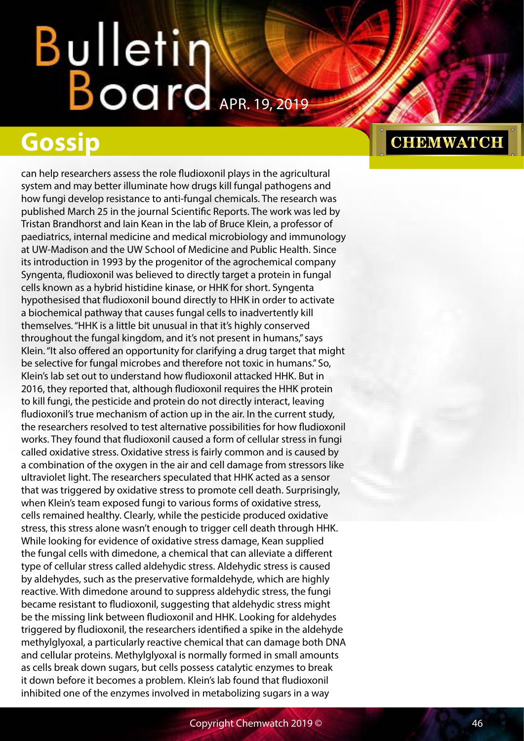## Gossip

can help researchers assess the role fludioxonil plays in the agricultural system and may better illuminate how drugs kill fungal pathogens and how fungi develop resistance to anti-fungal chemicals. The research was published March 25 in the journal Scientific Reports. The work was led by Tristan Brandhorst and Iain Kean in the lab of Bruce Klein, a professor of paediatrics, internal medicine and medical microbiology and immunology at UW-Madison and the UW School of Medicine and Public Health. Since its introduction in 1993 by the progenitor of the agrochemical company Syngenta, fludioxonil was believed to directly target a protein in fungal cells known as a hybrid histidine kinase, or HHK for short. Syngenta hypothesised that fludioxonil bound directly to HHK in order to activate a biochemical pathway that causes fungal cells to inadvertently kill themselves. "HHK is a little bit unusual in that it's highly conserved throughout the fungal kingdom, and it's not present in humans," says Klein. "It also offered an opportunity for clarifying a drug target that might be selective for fungal microbes and therefore not toxic in humans." So, Klein's lab set out to understand how fludioxonil attacked HHK. But in 2016, they reported that, although fludioxonil requires the HHK protein to kill fungi, the pesticide and protein do not directly interact, leaving fludioxonil's true mechanism of action up in the air. In the current study, the researchers resolved to test alternative possibilities for how fludioxonil works. They found that fludioxonil caused a form of cellular stress in fungi called oxidative stress. Oxidative stress is fairly common and is caused by a combination of the oxygen in the air and cell damage from stressors like ultraviolet light. The researchers speculated that HHK acted as a sensor that was triggered by oxidative stress to promote cell death. Surprisingly, when Klein's team exposed fungi to various forms of oxidative stress, cells remained healthy. Clearly, while the pesticide produced oxidative stress, this stress alone wasn't enough to trigger cell death through HHK. While looking for evidence of oxidative stress damage, Kean supplied the fungal cells with dimedone, a chemical that can alleviate a different type of cellular stress called aldehydic stress. Aldehydic stress is caused by aldehydes, such as the preservative formaldehyde, which are highly reactive. With dimedone around to suppress aldehydic stress, the fungi became resistant to fludioxonil, suggesting that aldehydic stress might be the missing link between fludioxonil and HHK. Looking for aldehydes triggered by fludioxonil, the researchers identified a spike in the aldehyde methylglyoxal, a particularly reactive chemical that can damage both DNA and cellular proteins. Methylglyoxal is normally formed in small amounts as cells break down sugars, but cells possess catalytic enzymes to break it down before it becomes a problem. Klein's lab found that fludioxonil inhibited one of the enzymes involved in metabolizing sugars in a way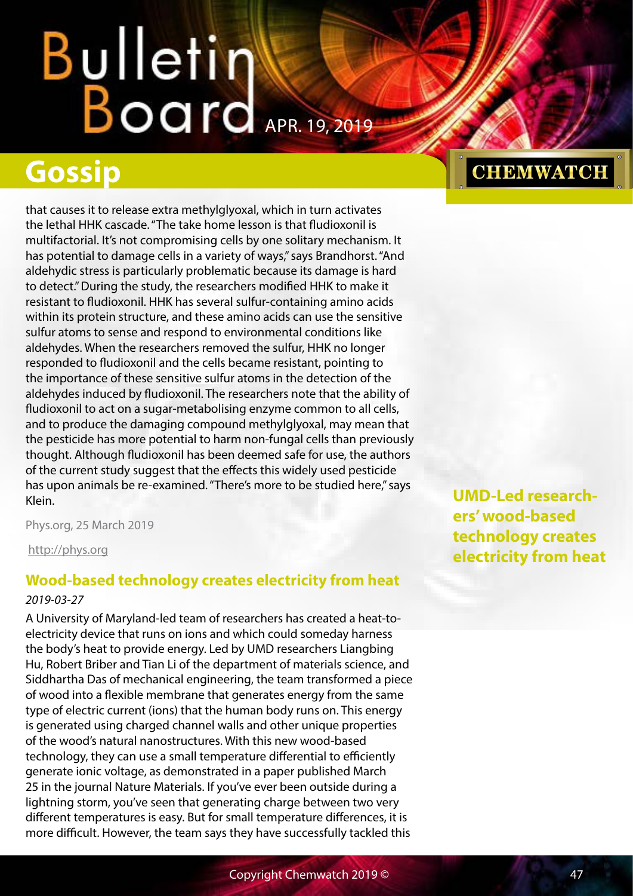that causes it to release extra methylglyoxal, which in turn activates the lethal HHK cascade. "The take home lesson is that fludioxonil is multifactorial. It's not compromising cells by one solitary mechanism. It has potential to damage cells in a variety of ways," says Brandhorst. "And aldehydic stress is particularly problematic because its damage is hard to detect." During the study, the researchers modified HHK to make it resistant to fludioxonil. HHK has several sulfur-containing amino acids within its protein structure, and these amino acids can use the sensitive sulfur atoms to sense and respond to environmental conditions like aldehydes. When the researchers removed the sulfur, HHK no longer responded to fludioxonil and the cells became resistant, pointing to the importance of these sensitive sulfur atoms in the detection of the aldehydes induced by fludioxonil. The researchers note that the ability of fludioxonil to act on a sugar-metabolising enzyme common to all cells, and to produce the damaging compound methylglyoxal, may mean that the pesticide has more potential to harm non-fungal cells than previously thought. Although fludioxonil has been deemed safe for use, the authors of the current study suggest that the effects this widely used pesticide has upon animals be re-examined. "There's more to be studied here," says Klein.

Phys.org, 25 March 2019

http://phys.org

**UMD-Led researchers' wood-based technology creates electricity from heat**

## Wood-based technology creates electricity from heat

*2019-03-27*

A University of Maryland-led team of researchers has created a heat-to-electricity device that runs on ions and which could someday harness the body's heat to provide energy. Led by UMD researchers Liangbing Hu, Robert Briber and Tian Li of the department of materials science, and Siddhartha Das of mechanical engineering, the team transformed a piece of wood into a flexible membrane that generates energy from the same type of electric current (ions) that the human body runs on. This energy is generated using charged channel walls and other unique properties of the wood's natural nanostructures. With this new wood-based technology, they can use a small temperature differential to efficiently generate ionic voltage, as demonstrated in a paper published March 25 in the journal Nature Materials. If you've ever been outside during a lightning storm, you've seen that generating charge between two very different temperatures is easy. But for small temperature differences, it is more difficult. However, the team says they have successfully tackled this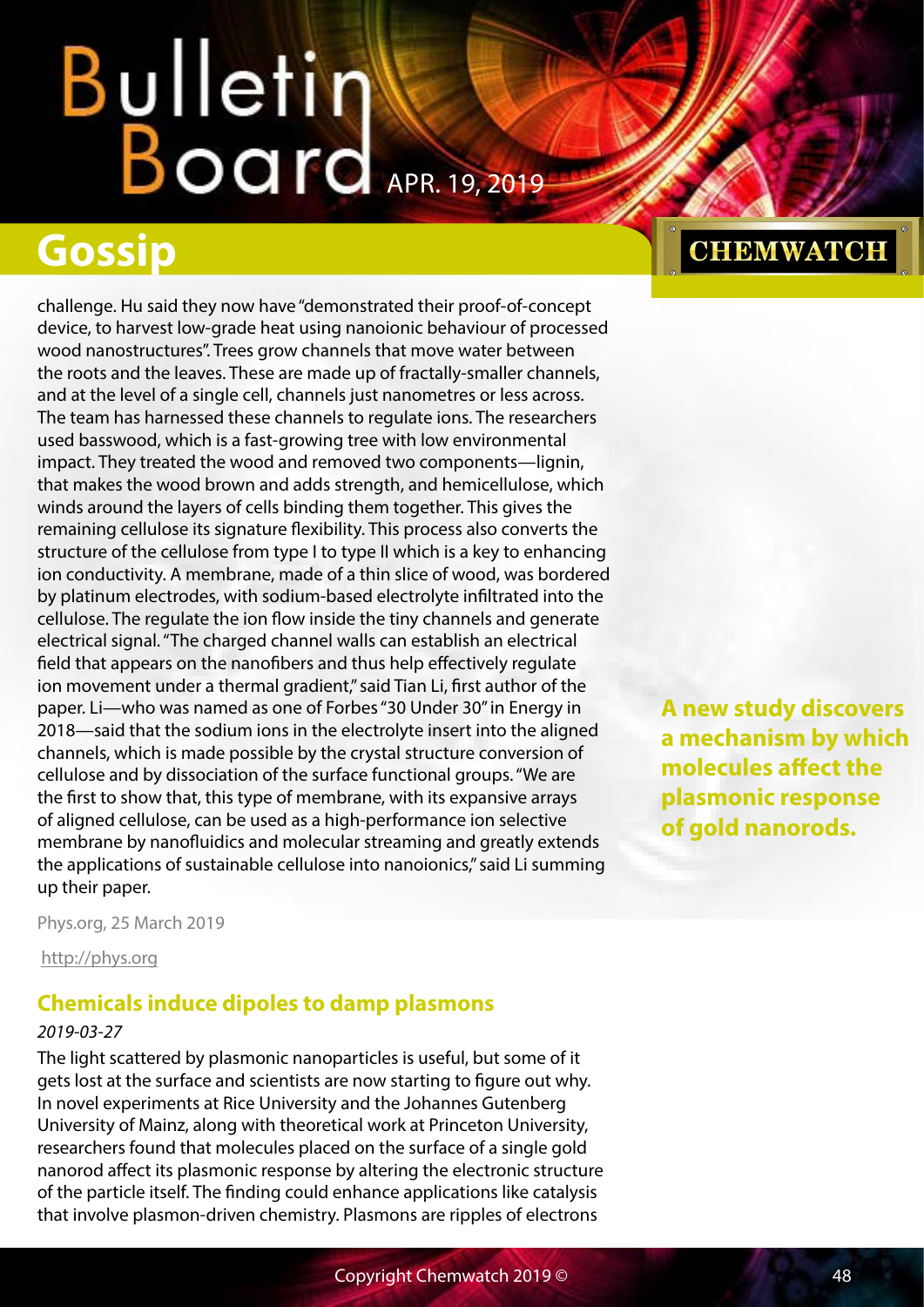challenge. Hu said they now have "demonstrated their proof-of-concept device, to harvest low-grade heat using nanoionic behaviour of processed wood nanostructures". Trees grow channels that move water between the roots and the leaves. These are made up of fractally-smaller channels, and at the level of a single cell, channels just nanometres or less across. The team has harnessed these channels to regulate ions. The researchers used basswood, which is a fast-growing tree with low environmental impact. They treated the wood and removed two components—lignin, that makes the wood brown and adds strength, and hemicellulose, which winds around the layers of cells binding them together. This gives the remaining cellulose its signature flexibility. This process also converts the structure of the cellulose from type I to type II which is a key to enhancing ion conductivity. A membrane, made of a thin slice of wood, was bordered by platinum electrodes, with sodium-based electrolyte infiltrated into the cellulose. The regulate the ion flow inside the tiny channels and generate electrical signal. "The charged channel walls can establish an electrical field that appears on the nanofibers and thus help effectively regulate ion movement under a thermal gradient," said Tian Li, first author of the paper. Li—who was named as one of Forbes "30 Under 30" in Energy in 2018—said that the sodium ions in the electrolyte insert into the aligned channels, which is made possible by the crystal structure conversion of cellulose and by dissociation of the surface functional groups. "We are the first to show that, this type of membrane, with its expansive arrays of aligned cellulose, can be used as a high-performance ion selective membrane by nanofluidics and molecular streaming and greatly extends the applications of sustainable cellulose into nanoionics," said Li summing up their paper.

Phys.org, 25 March 2019

http://phys.org

## Chemicals induce dipoles to damp plasmons

*2019-03-27*

**A new study discovers a mechanism by which molecules affect the plasmonic response of gold nanorods.**

The light scattered by plasmonic nanoparticles is useful, but some of it gets lost at the surface and scientists are now starting to figure out why. In novel experiments at Rice University and the Johannes Gutenberg University of Mainz, along with theoretical work at Princeton University, researchers found that molecules placed on the surface of a single gold nanorod affect its plasmonic response by altering the electronic structure of the particle itself. The finding could enhance applications like catalysis that involve plasmon-driven chemistry. Plasmons are ripples of electrons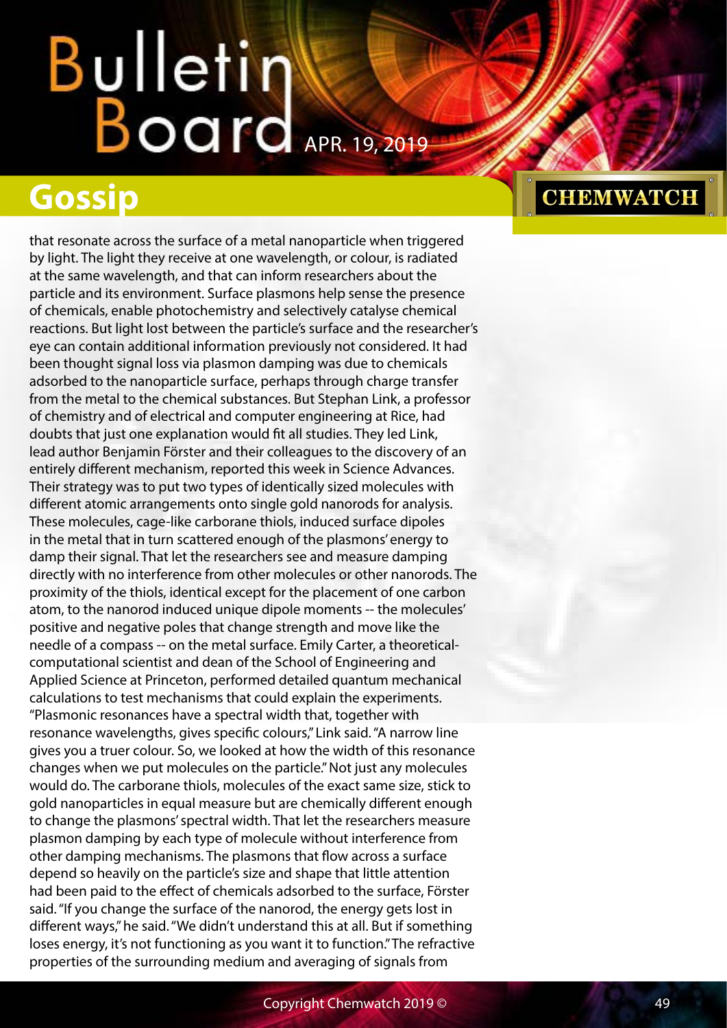that resonate across the surface of a metal nanoparticle when triggered by light. The light they receive at one wavelength, or colour, is radiated at the same wavelength, and that can inform researchers about the particle and its environment. Surface plasmons help sense the presence of chemicals, enable photochemistry and selectively catalyse chemical reactions. But light lost between the particle's surface and the researcher's eye can contain additional information previously not considered. It had been thought signal loss via plasmon damping was due to chemicals adsorbed to the nanoparticle surface, perhaps through charge transfer from the metal to the chemical substances. But Stephan Link, a professor of chemistry and of electrical and computer engineering at Rice, had doubts that just one explanation would fit all studies. They led Link, lead author Benjamin Förster and their colleagues to the discovery of an entirely different mechanism, reported this week in Science Advances. Their strategy was to put two types of identically sized molecules with different atomic arrangements onto single gold nanorods for analysis. These molecules, cage-like carborane thiols, induced surface dipoles in the metal that in turn scattered enough of the plasmons' energy to damp their signal. That let the researchers see and measure damping directly with no interference from other molecules or other nanorods. The proximity of the thiols, identical except for the placement of one carbon atom, to the nanorod induced unique dipole moments -- the molecules' positive and negative poles that change strength and move like the needle of a compass -- on the metal surface. Emily Carter, a theoretical-computational scientist and dean of the School of Engineering and Applied Science at Princeton, performed detailed quantum mechanical calculations to test mechanisms that could explain the experiments. "Plasmonic resonances have a spectral width that, together with resonance wavelengths, gives specific colours," Link said. "A narrow line gives you a truer colour. So, we looked at how the width of this resonance changes when we put molecules on the particle." Not just any molecules would do. The carborane thiols, molecules of the exact same size, stick to gold nanoparticles in equal measure but are chemically different enough to change the plasmons' spectral width. That let the researchers measure plasmon damping by each type of molecule without interference from other damping mechanisms. The plasmons that flow across a surface depend so heavily on the particle's size and shape that little attention had been paid to the effect of chemicals adsorbed to the surface, Förster said. "If you change the surface of the nanorod, the energy gets lost in different ways," he said. "We didn't understand this at all. But if something loses energy, it's not functioning as you want it to function." The refractive properties of the surrounding medium and averaging of signals from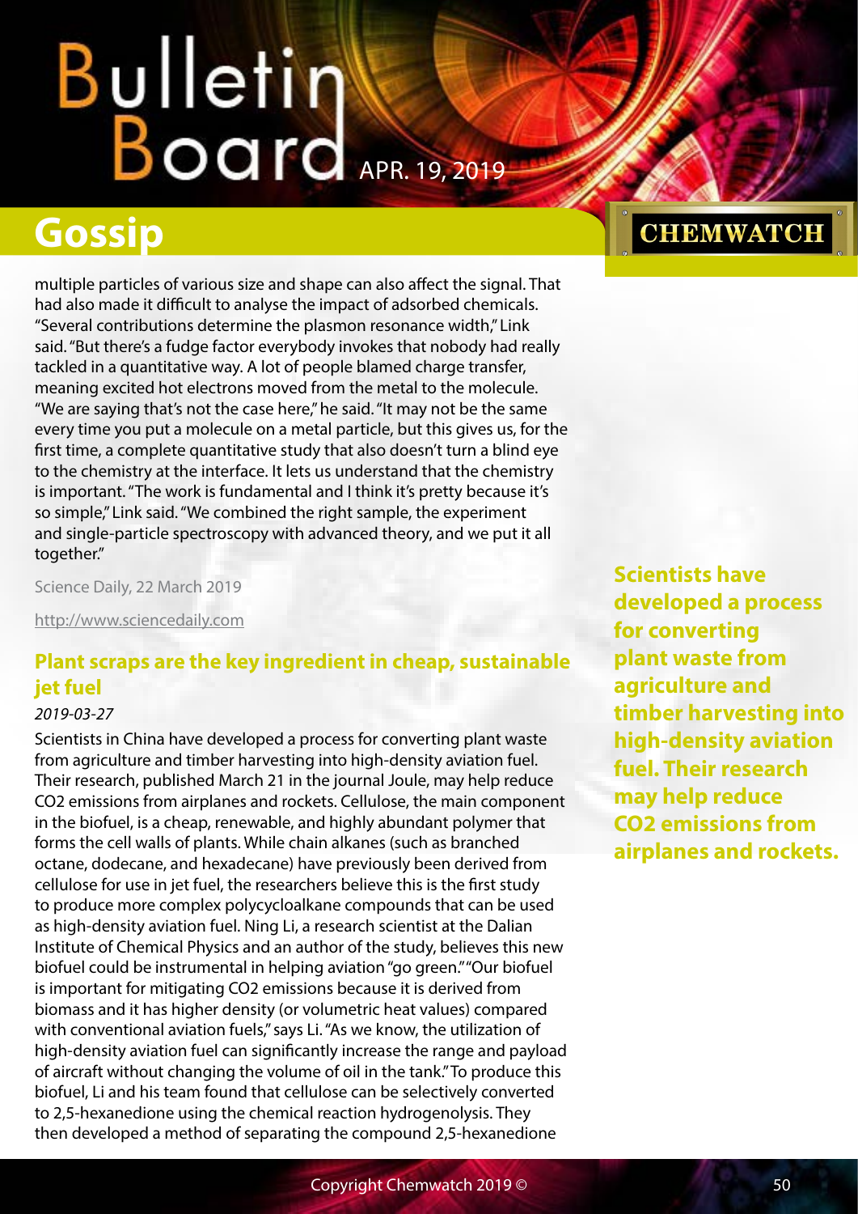multiple particles of various size and shape can also affect the signal. That had also made it difficult to analyse the impact of adsorbed chemicals. "Several contributions determine the plasmon resonance width," Link said. "But there's a fudge factor everybody invokes that nobody had really tackled in a quantitative way. A lot of people blamed charge transfer, meaning excited hot electrons moved from the metal to the molecule. "We are saying that's not the case here," he said. "It may not be the same every time you put a molecule on a metal particle, but this gives us, for the first time, a complete quantitative study that also doesn't turn a blind eye to the chemistry at the interface. It lets us understand that the chemistry is important. "The work is fundamental and I think it's pretty because it's so simple," Link said. "We combined the right sample, the experiment and single-particle spectroscopy with advanced theory, and we put it all together."

Science Daily, 22 March 2019

http://www.sciencedaily.com

## Plant scraps are the key ingredient in cheap, sustainable jet fuel

*2019-03-27*

**Scientists have developed a process for converting plant waste from agriculture and timber harvesting into high-density aviation fuel. Their research may help reduce $CO_2$ emissions from airplanes and rockets.**

Scientists in China have developed a process for converting plant waste from agriculture and timber harvesting into high-density aviation fuel. Their research, published March 21 in the journal Joule, may help reduce $CO_2$ emissions from airplanes and rockets. Cellulose, the main component in the biofuel, is a cheap, renewable, and highly abundant polymer that forms the cell walls of plants. While chain alkanes (such as branched octane, dodecane, and hexadecane) have previously been derived from cellulose for use in jet fuel, the researchers believe this is the first study to produce more complex polycycloalkane compounds that can be used as high-density aviation fuel. Ning Li, a research scientist at the Dalian Institute of Chemical Physics and an author of the study, believes this new biofuel could be instrumental in helping aviation "go green." "Our biofuel is important for mitigating $CO_2$ emissions because it is derived from biomass and it has higher density (or volumetric heat values) compared with conventional aviation fuels," says Li. "As we know, the utilization of high-density aviation fuel can significantly increase the range and payload of aircraft without changing the volume of oil in the tank." To produce this biofuel, Li and his team found that cellulose can be selectively converted to 2,5-hexanedione using the chemical reaction hydrogenolysis. They then developed a method of separating the compound 2,5-hexanedione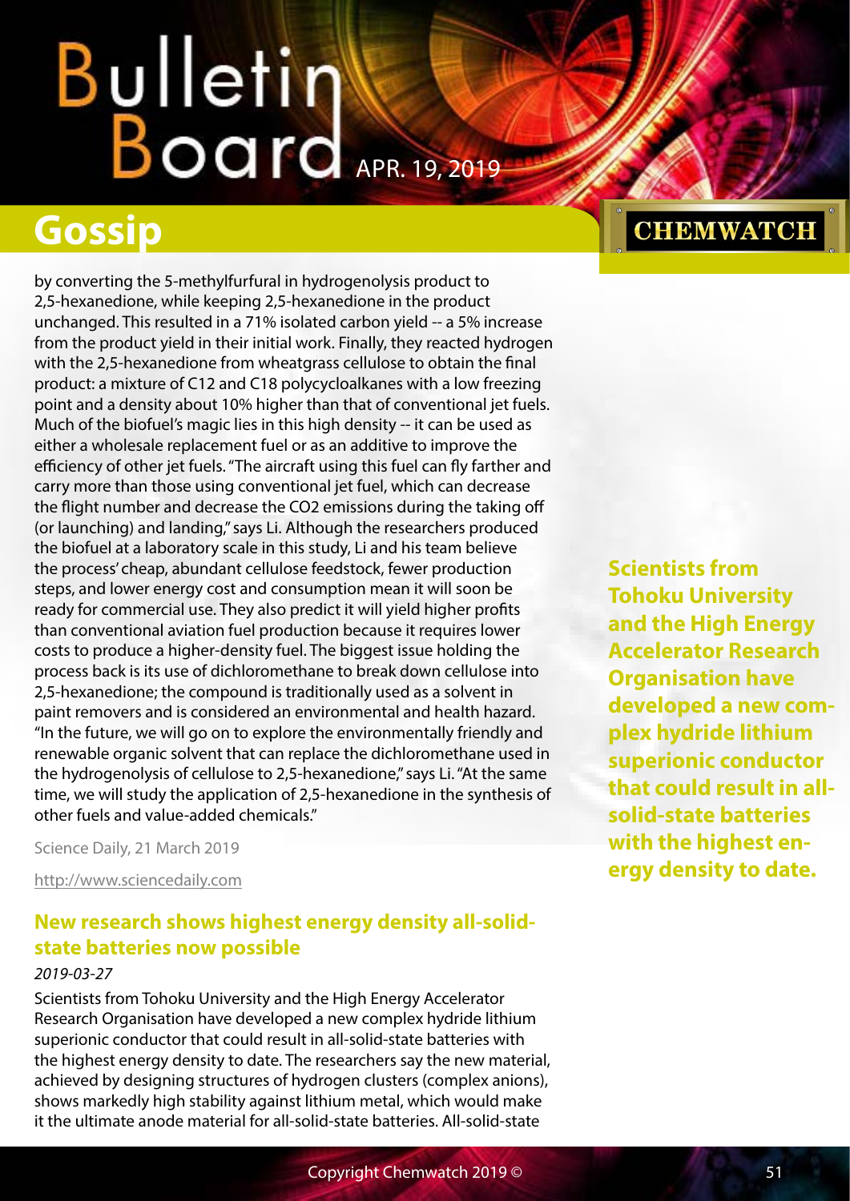by converting the 5-methylfurfural in hydrogenolysis product to 2,5-hexanedione, while keeping 2,5-hexanedione in the product unchanged. This resulted in a 71% isolated carbon yield -- a 5% increase from the product yield in their initial work. Finally, they reacted hydrogen with the 2,5-hexanedione from wheatgrass cellulose to obtain the final product: a mixture of C12 and C18 polycycloalkanes with a low freezing point and a density about 10% higher than that of conventional jet fuels. Much of the biofuel's magic lies in this high density -- it can be used as either a wholesale replacement fuel or as an additive to improve the efficiency of other jet fuels. "The aircraft using this fuel can fly farther and carry more than those using conventional jet fuel, which can decrease the flight number and decrease the $CO_2$ emissions during the taking off (or launching) and landing," says Li. Although the researchers produced the biofuel at a laboratory scale in this study, Li and his team believe the process' cheap, abundant cellulose feedstock, fewer production steps, and lower energy cost and consumption mean it will soon be ready for commercial use. They also predict it will yield higher profits than conventional aviation fuel production because it requires lower costs to produce a higher-density fuel. The biggest issue holding the process back is its use of dichloromethane to break down cellulose into 2,5-hexanedione; the compound is traditionally used as a solvent in paint removers and is considered an environmental and health hazard. "In the future, we will go on to explore the environmentally friendly and renewable organic solvent that can replace the dichloromethane used in the hydrogenolysis of cellulose to 2,5-hexanedione," says Li. "At the same time, we will study the application of 2,5-hexanedione in the synthesis of other fuels and value-added chemicals."

Science Daily, 21 March 2019

http://www.sciencedaily.com

## New research shows highest energy density all-solid-state batteries now possible

*2019-03-27*

Scientists from Tohoku University and the High Energy Accelerator Research Organisation have developed a new complex hydride lithium superionic conductor that could result in all-solid-state batteries with the highest energy density to date. The researchers say the new material, achieved by designing structures of hydrogen clusters (complex anions), shows markedly high stability against lithium metal, which would make it the ultimate anode material for all-solid-state batteries. All-solid-state

**Scientists from Tohoku University and the High Energy Accelerator Research Organisation have developed a new complex hydride lithium superionic conductor that could result in all-solid-state batteries with the highest energy density to date.**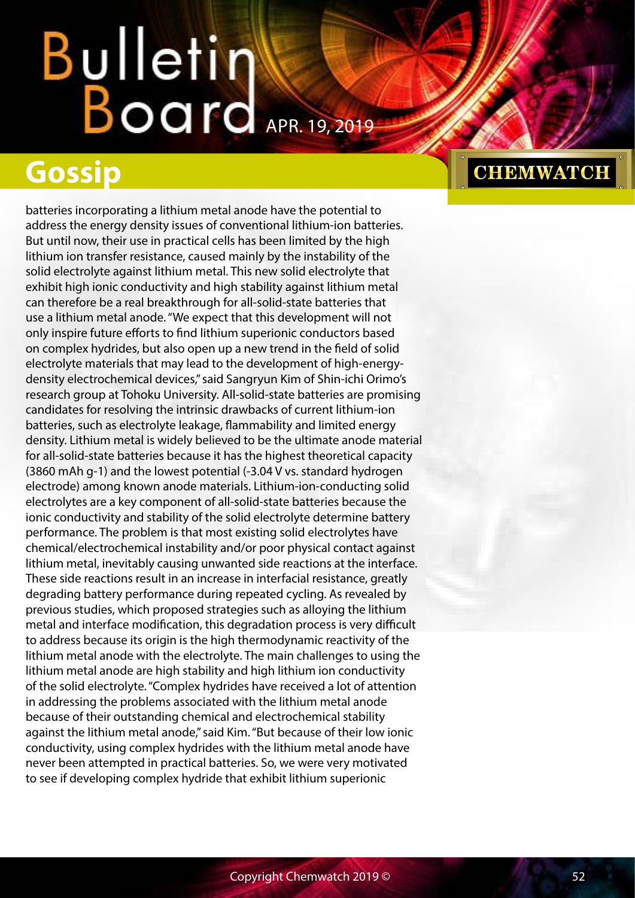batteries incorporating a lithium metal anode have the potential to address the energy density issues of conventional lithium-ion batteries. But until now, their use in practical cells has been limited by the high lithium ion transfer resistance, caused mainly by the instability of the solid electrolyte against lithium metal. This new solid electrolyte that exhibit high ionic conductivity and high stability against lithium metal can therefore be a real breakthrough for all-solid-state batteries that use a lithium metal anode. "We expect that this development will not only inspire future efforts to find lithium superionic conductors based on complex hydrides, but also open up a new trend in the field of solid electrolyte materials that may lead to the development of high-energy-density electrochemical devices," said Sangryun Kim of Shin-ichi Orimo's research group at Tohoku University. All-solid-state batteries are promising candidates for resolving the intrinsic drawbacks of current lithium-ion batteries, such as electrolyte leakage, flammability and limited energy density. Lithium metal is widely believed to be the ultimate anode material for all-solid-state batteries because it has the highest theoretical capacity (3860 mAh $g^{-1}$) and the lowest potential (-3.04 V vs. standard hydrogen electrode) among known anode materials. Lithium-ion-conducting solid electrolytes are a key component of all-solid-state batteries because the ionic conductivity and stability of the solid electrolyte determine battery performance. The problem is that most existing solid electrolytes have chemical/electrochemical instability and/or poor physical contact against lithium metal, inevitably causing unwanted side reactions at the interface. These side reactions result in an increase in interfacial resistance, greatly degrading battery performance during repeated cycling. As revealed by previous studies, which proposed strategies such as alloying the lithium metal and interface modification, this degradation process is very difficult to address because its origin is the high thermodynamic reactivity of the lithium metal anode with the electrolyte. The main challenges to using the lithium metal anode are high stability and high lithium ion conductivity of the solid electrolyte. "Complex hydrides have received a lot of attention in addressing the problems associated with the lithium metal anode because of their outstanding chemical and electrochemical stability against the lithium metal anode," said Kim. "But because of their low ionic conductivity, using complex hydrides with the lithium metal anode have never been attempted in practical batteries. So, we were very motivated to see if developing complex hydride that exhibit lithium superionic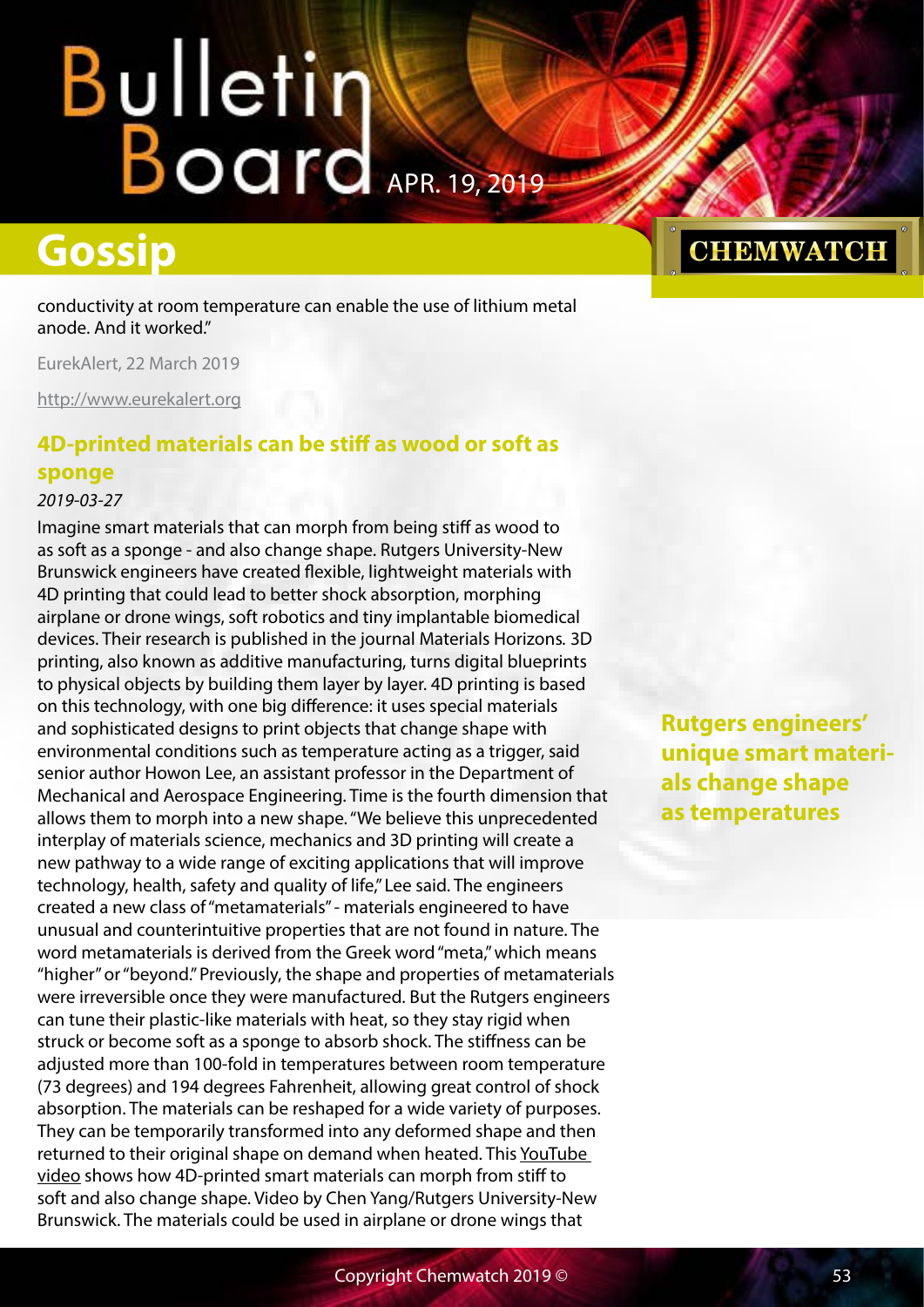conductivity at room temperature can enable the use of lithium metal anode. And it worked."

EurekAlert, 22 March 2019

http://www.eurekalert.org

## 4D-printed materials can be stiff as wood or soft as sponge

*2019-03-27*

Rutgers engineers' unique smart materials change shape as temperatures

Imagine smart materials that can morph from being stiff as wood to as soft as a sponge - and also change shape. Rutgers University-New Brunswick engineers have created flexible, lightweight materials with 4D printing that could lead to better shock absorption, morphing airplane or drone wings, soft robotics and tiny implantable biomedical devices. Their research is published in the journal Materials Horizons. 3D printing, also known as additive manufacturing, turns digital blueprints to physical objects by building them layer by layer. 4D printing is based on this technology, with one big difference: it uses special materials and sophisticated designs to print objects that change shape with environmental conditions such as temperature acting as a trigger, said senior author Howon Lee, an assistant professor in the Department of Mechanical and Aerospace Engineering. Time is the fourth dimension that allows them to morph into a new shape. "We believe this unprecedented interplay of materials science, mechanics and 3D printing will create a new pathway to a wide range of exciting applications that will improve technology, health, safety and quality of life," Lee said. The engineers created a new class of "metamaterials" - materials engineered to have unusual and counterintuitive properties that are not found in nature. The word metamaterials is derived from the Greek word "meta," which means "higher" or "beyond." Previously, the shape and properties of metamaterials were irreversible once they were manufactured. But the Rutgers engineers can tune their plastic-like materials with heat, so they stay rigid when struck or become soft as a sponge to absorb shock. The stiffness can be adjusted more than 100-fold in temperatures between room temperature (73 degrees) and 194 degrees Fahrenheit, allowing great control of shock absorption. The materials can be reshaped for a wide variety of purposes. They can be temporarily transformed into any deformed shape and then returned to their original shape on demand when heated. This YouTube video shows how 4D-printed smart materials can morph from stiff to soft and also change shape. Video by Chen Yang/Rutgers University-New Brunswick. The materials could be used in airplane or drone wings that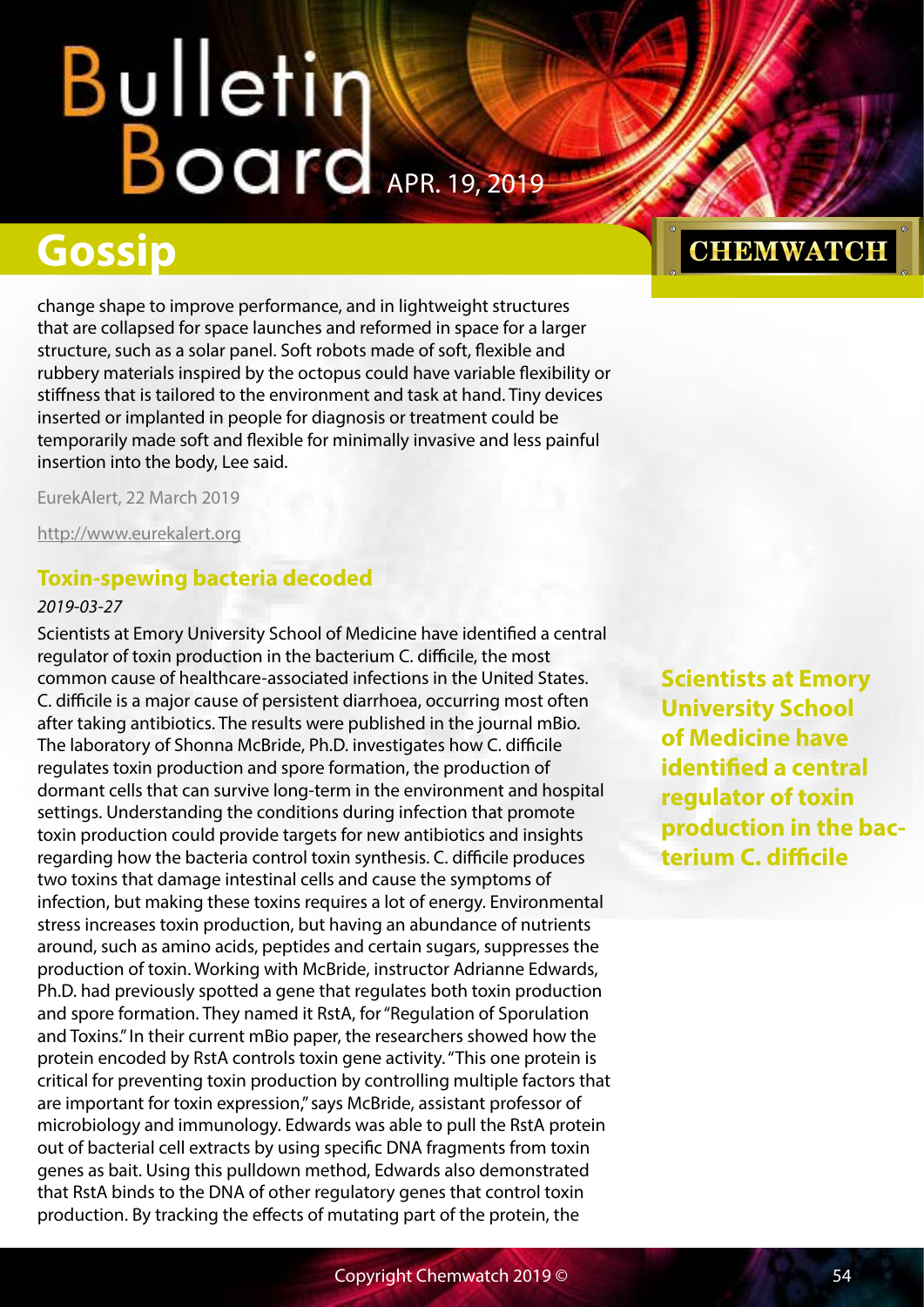change shape to improve performance, and in lightweight structures that are collapsed for space launches and reformed in space for a larger structure, such as a solar panel. Soft robots made of soft, flexible and rubbery materials inspired by the octopus could have variable flexibility or stiffness that is tailored to the environment and task at hand. Tiny devices inserted or implanted in people for diagnosis or treatment could be temporarily made soft and flexible for minimally invasive and less painful insertion into the body, Lee said.

EurekAlert, 22 March 2019

http://www.eurekalert.org

## Toxin-spewing bacteria decoded

*2019-03-27*

Scientists at Emory University School of Medicine have identified a central regulator of toxin production in the bacterium C. difficile, the most common cause of healthcare-associated infections in the United States. C. difficile is a major cause of persistent diarrhoea, occurring most often after taking antibiotics. The results were published in the journal mBio. The laboratory of Shonna McBride, Ph.D. investigates how C. difficile regulates toxin production and spore formation, the production of dormant cells that can survive long-term in the environment and hospital settings. Understanding the conditions during infection that promote toxin production could provide targets for new antibiotics and insights regarding how the bacteria control toxin synthesis. C. difficile produces two toxins that damage intestinal cells and cause the symptoms of infection, but making these toxins requires a lot of energy. Environmental stress increases toxin production, but having an abundance of nutrients around, such as amino acids, peptides and certain sugars, suppresses the production of toxin. Working with McBride, instructor Adrianne Edwards, Ph.D. had previously spotted a gene that regulates both toxin production and spore formation. They named it RstA, for "Regulation of Sporulation and Toxins." In their current mBio paper, the researchers showed how the protein encoded by RstA controls toxin gene activity. "This one protein is critical for preventing toxin production by controlling multiple factors that are important for toxin expression," says McBride, assistant professor of microbiology and immunology. Edwards was able to pull the RstA protein out of bacterial cell extracts by using specific DNA fragments from toxin genes as bait. Using this pulldown method, Edwards also demonstrated that RstA binds to the DNA of other regulatory genes that control toxin production. By tracking the effects of mutating part of the protein, the

**Scientists at Emory University School of Medicine have identified a central regulator of toxin production in the bacterium C. difficile**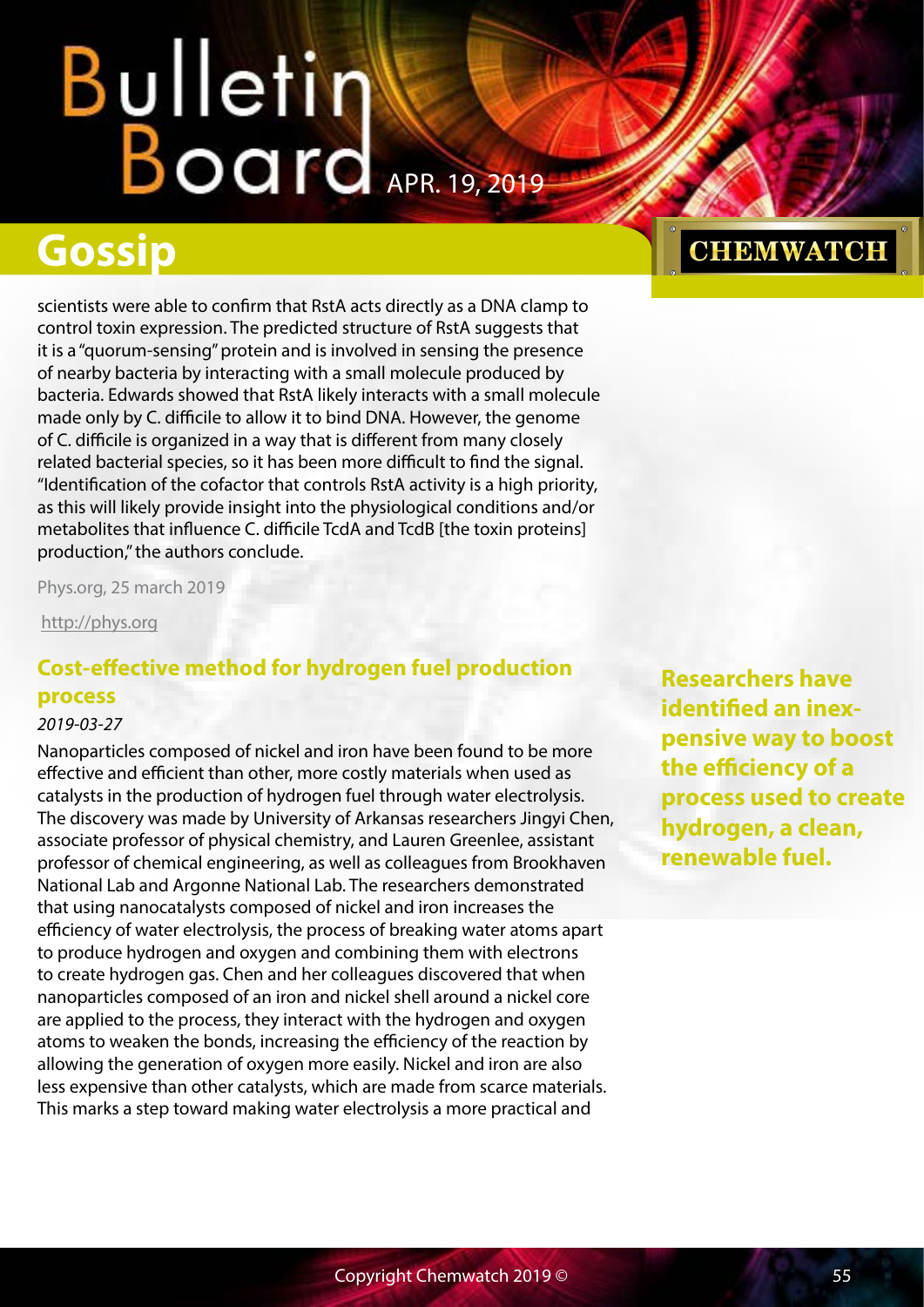scientists were able to confirm that RstA acts directly as a DNA clamp to control toxin expression. The predicted structure of RstA suggests that it is a "quorum-sensing" protein and is involved in sensing the presence of nearby bacteria by interacting with a small molecule produced by bacteria. Edwards showed that RstA likely interacts with a small molecule made only by C. difficile to allow it to bind DNA. However, the genome of C. difficile is organized in a way that is different from many closely related bacterial species, so it has been more difficult to find the signal. "Identification of the cofactor that controls RstA activity is a high priority, as this will likely provide insight into the physiological conditions and/or metabolites that influence C. difficile TcdA and TcdB [the toxin proteins] production," the authors conclude.

Phys.org, 25 march 2019

http://phys.org

## Cost-effective method for hydrogen fuel production process

*2019-03-27*

**Researchers have identified an inexpensive way to boost the efficiency of a process used to create hydrogen, a clean, renewable fuel.**

Nanoparticles composed of nickel and iron have been found to be more effective and efficient than other, more costly materials when used as catalysts in the production of hydrogen fuel through water electrolysis. The discovery was made by University of Arkansas researchers Jingyi Chen, associate professor of physical chemistry, and Lauren Greenlee, assistant professor of chemical engineering, as well as colleagues from Brookhaven National Lab and Argonne National Lab. The researchers demonstrated that using nanocatalysts composed of nickel and iron increases the efficiency of water electrolysis, the process of breaking water atoms apart to produce hydrogen and oxygen and combining them with electrons to create hydrogen gas. Chen and her colleagues discovered that when nanoparticles composed of an iron and nickel shell around a nickel core are applied to the process, they interact with the hydrogen and oxygen atoms to weaken the bonds, increasing the efficiency of the reaction by allowing the generation of oxygen more easily. Nickel and iron are also less expensive than other catalysts, which are made from scarce materials. This marks a step toward making water electrolysis a more practical and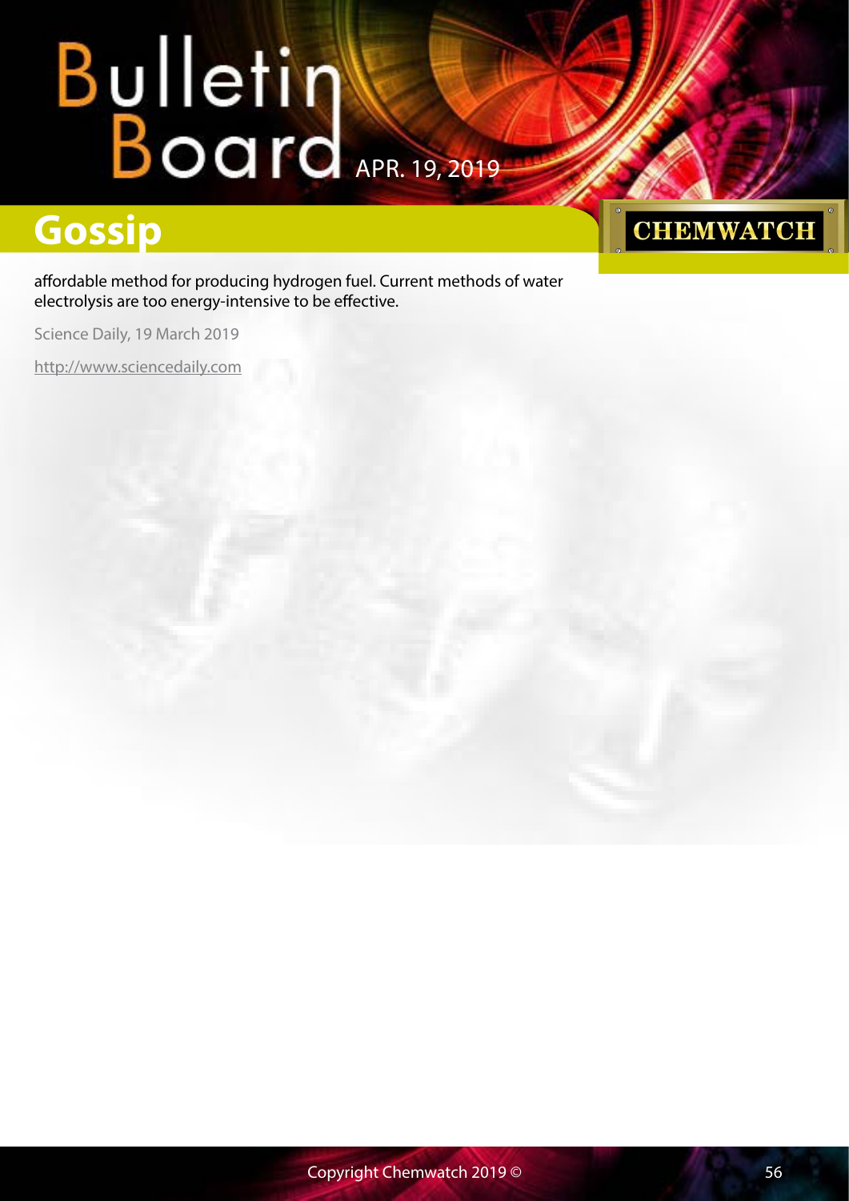affordable method for producing hydrogen fuel. Current methods of water electrolysis are too energy-intensive to be effective.

Science Daily, 19 March 2019

http://www.sciencedaily.com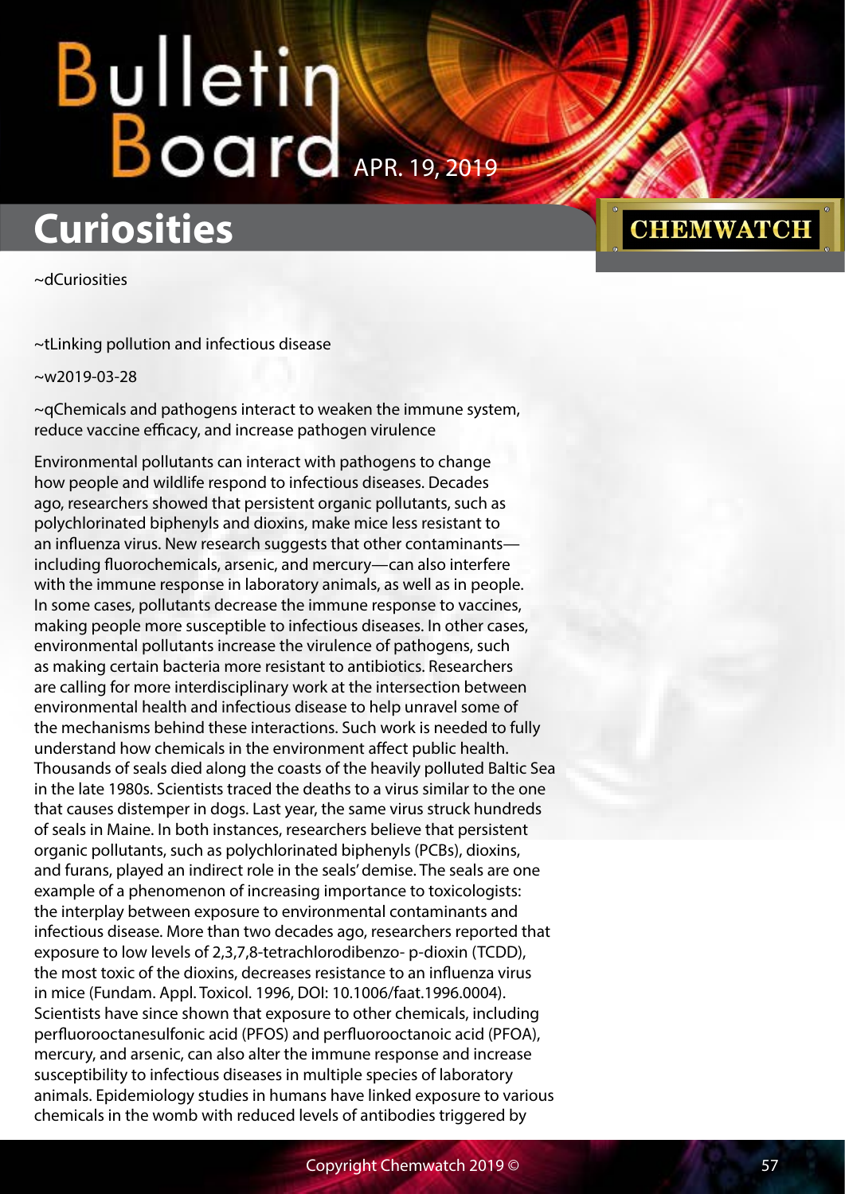# Curiosities

~dCuriosities

~tLinking pollution and infectious disease

~w2019-03-28

~qChemicals and pathogens interact to weaken the immune system, reduce vaccine efficacy, and increase pathogen virulence

Environmental pollutants can interact with pathogens to change how people and wildlife respond to infectious diseases. Decades ago, researchers showed that persistent organic pollutants, such as polychlorinated biphenyls and dioxins, make mice less resistant to an influenza virus. New research suggests that other contaminants—including fluorochemicals, arsenic, and mercury—can also interfere with the immune response in laboratory animals, as well as in people. In some cases, pollutants decrease the immune response to vaccines, making people more susceptible to infectious diseases. In other cases, environmental pollutants increase the virulence of pathogens, such as making certain bacteria more resistant to antibiotics. Researchers are calling for more interdisciplinary work at the intersection between environmental health and infectious disease to help unravel some of the mechanisms behind these interactions. Such work is needed to fully understand how chemicals in the environment affect public health. Thousands of seals died along the coasts of the heavily polluted Baltic Sea in the late 1980s. Scientists traced the deaths to a virus similar to the one that causes distemper in dogs. Last year, the same virus struck hundreds of seals in Maine. In both instances, researchers believe that persistent organic pollutants, such as polychlorinated biphenyls (PCBs), dioxins, and furans, played an indirect role in the seals' demise. The seals are one example of a phenomenon of increasing importance to toxicologists: the interplay between exposure to environmental contaminants and infectious disease. More than two decades ago, researchers reported that exposure to low levels of 2,3,7,8-tetrachlorodibenzo- p-dioxin (TCDD), the most toxic of the dioxins, decreases resistance to an influenza virus in mice (Fundam. Appl. Toxicol. 1996, DOI: 10.1006/faat.1996.0004). Scientists have since shown that exposure to other chemicals, including perfluorooctanesulfonic acid (PFOS) and perfluorooctanoic acid (PFOA), mercury, and arsenic, can also alter the immune response and increase susceptibility to infectious diseases in multiple species of laboratory animals. Epidemiology studies in humans have linked exposure to various chemicals in the womb with reduced levels of antibodies triggered by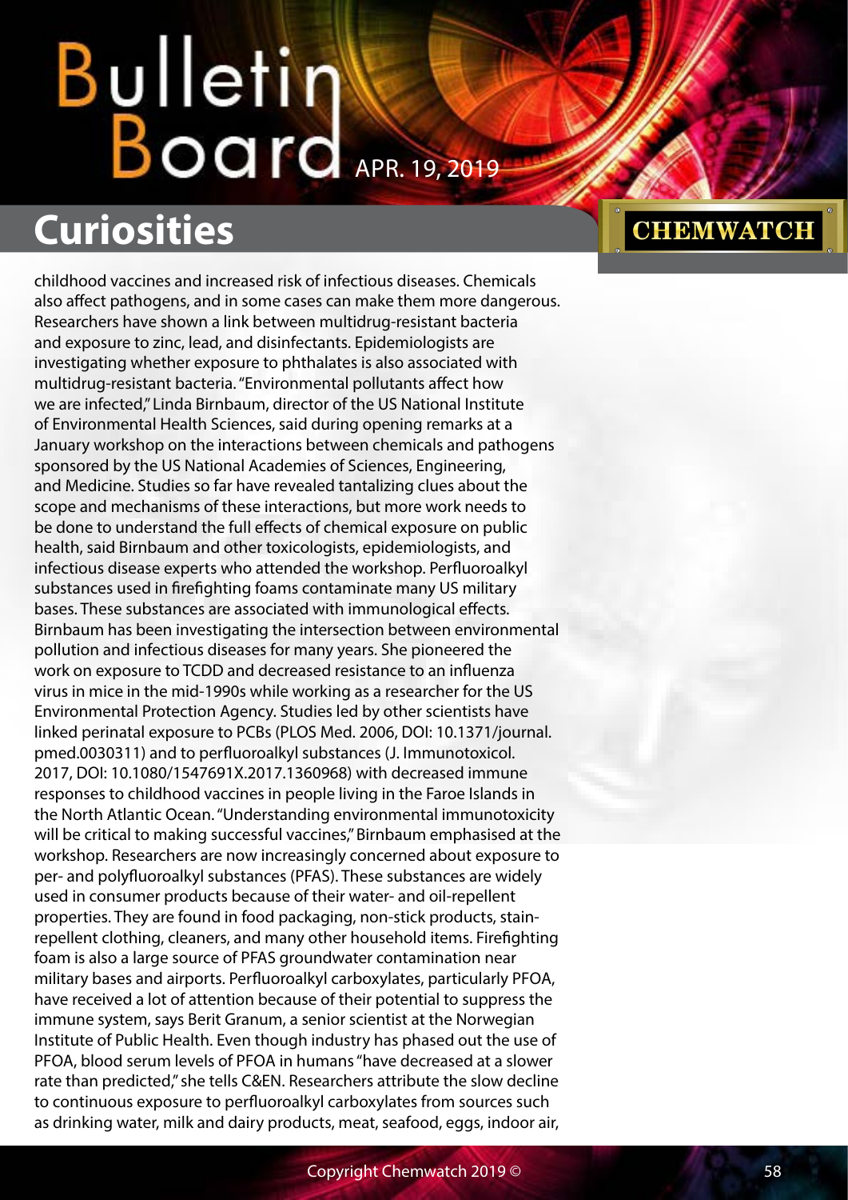childhood vaccines and increased risk of infectious diseases. Chemicals also affect pathogens, and in some cases can make them more dangerous. Researchers have shown a link between multidrug-resistant bacteria and exposure to zinc, lead, and disinfectants. Epidemiologists are investigating whether exposure to phthalates is also associated with multidrug-resistant bacteria. "Environmental pollutants affect how we are infected," Linda Birnbaum, director of the US National Institute of Environmental Health Sciences, said during opening remarks at a January workshop on the interactions between chemicals and pathogens sponsored by the US National Academies of Sciences, Engineering, and Medicine. Studies so far have revealed tantalizing clues about the scope and mechanisms of these interactions, but more work needs to be done to understand the full effects of chemical exposure on public health, said Birnbaum and other toxicologists, epidemiologists, and infectious disease experts who attended the workshop. Perfluoroalkyl substances used in firefighting foams contaminate many US military bases. These substances are associated with immunological effects. Birnbaum has been investigating the intersection between environmental pollution and infectious diseases for many years. She pioneered the work on exposure to TCDD and decreased resistance to an influenza virus in mice in the mid-1990s while working as a researcher for the US Environmental Protection Agency. Studies led by other scientists have linked perinatal exposure to PCBs (PLOS Med. 2006, DOI: 10.1371/journal.pmed.0030311) and to perfluoroalkyl substances (J. Immunotoxicol. 2017, DOI: 10.1080/1547691X.2017.1360968) with decreased immune responses to childhood vaccines in people living in the Faroe Islands in the North Atlantic Ocean. "Understanding environmental immunotoxicity will be critical to making successful vaccines," Birnbaum emphasised at the workshop. Researchers are now increasingly concerned about exposure to per- and polyfluoroalkyl substances (PFAS). These substances are widely used in consumer products because of their water- and oil-repellent properties. They are found in food packaging, non-stick products, stain-repellent clothing, cleaners, and many other household items. Firefighting foam is also a large source of PFAS groundwater contamination near military bases and airports. Perfluoroalkyl carboxylates, particularly PFOA, have received a lot of attention because of their potential to suppress the immune system, says Berit Granum, a senior scientist at the Norwegian Institute of Public Health. Even though industry has phased out the use of PFOA, blood serum levels of PFOA in humans "have decreased at a slower rate than predicted," she tells C&EN. Researchers attribute the slow decline to continuous exposure to perfluoroalkyl carboxylates from sources such as drinking water, milk and dairy products, meat, seafood, eggs, indoor air,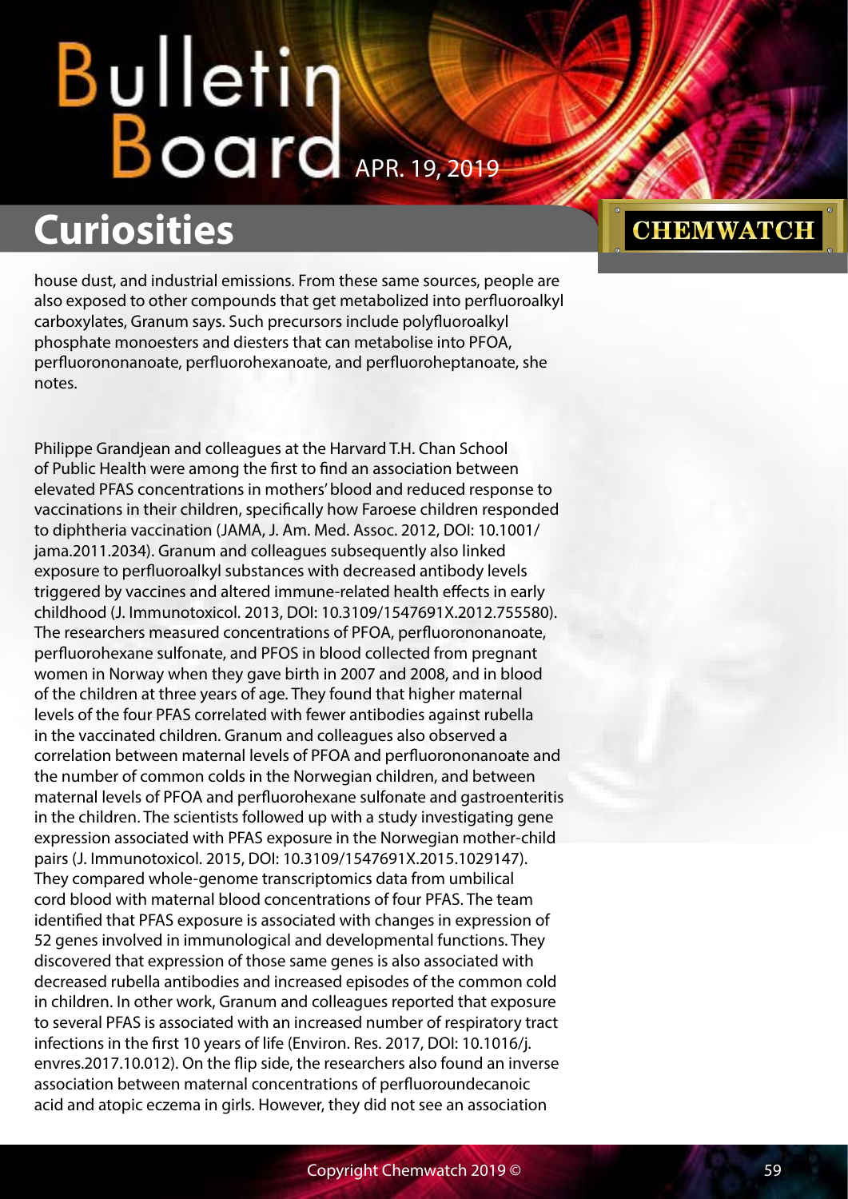house dust, and industrial emissions. From these same sources, people are also exposed to other compounds that get metabolized into perfluoroalkyl carboxylates, Granum says. Such precursors include polyfluoroalkyl phosphate monoesters and diesters that can metabolise into PFOA, perfluorononanoate, perfluorohexanoate, and perfluoroheptanoate, she notes.

Philippe Grandjean and colleagues at the Harvard T.H. Chan School of Public Health were among the first to find an association between elevated PFAS concentrations in mothers' blood and reduced response to vaccinations in their children, specifically how Faroese children responded to diphtheria vaccination (JAMA, J. Am. Med. Assoc. 2012, DOI: 10.1001/jama.2011.2034). Granum and colleagues subsequently also linked exposure to perfluoroalkyl substances with decreased antibody levels triggered by vaccines and altered immune-related health effects in early childhood (J. Immunotoxicol. 2013, DOI: 10.3109/1547691X.2012.755580). The researchers measured concentrations of PFOA, perfluorononanoate, perfluorohexane sulfonate, and PFOS in blood collected from pregnant women in Norway when they gave birth in 2007 and 2008, and in blood of the children at three years of age. They found that higher maternal levels of the four PFAS correlated with fewer antibodies against rubella in the vaccinated children. Granum and colleagues also observed a correlation between maternal levels of PFOA and perfluorononanoate and the number of common colds in the Norwegian children, and between maternal levels of PFOA and perfluorohexane sulfonate and gastroenteritis in the children. The scientists followed up with a study investigating gene expression associated with PFAS exposure in the Norwegian mother-child pairs (J. Immunotoxicol. 2015, DOI: 10.3109/1547691X.2015.1029147). They compared whole-genome transcriptomics data from umbilical cord blood with maternal blood concentrations of four PFAS. The team identified that PFAS exposure is associated with changes in expression of 52 genes involved in immunological and developmental functions. They discovered that expression of those same genes is also associated with decreased rubella antibodies and increased episodes of the common cold in children. In other work, Granum and colleagues reported that exposure to several PFAS is associated with an increased number of respiratory tract infections in the first 10 years of life (Environ. Res. 2017, DOI: 10.1016/j.envres.2017.10.012). On the flip side, the researchers also found an inverse association between maternal concentrations of perfluoroundecanoic acid and atopic eczema in girls. However, they did not see an association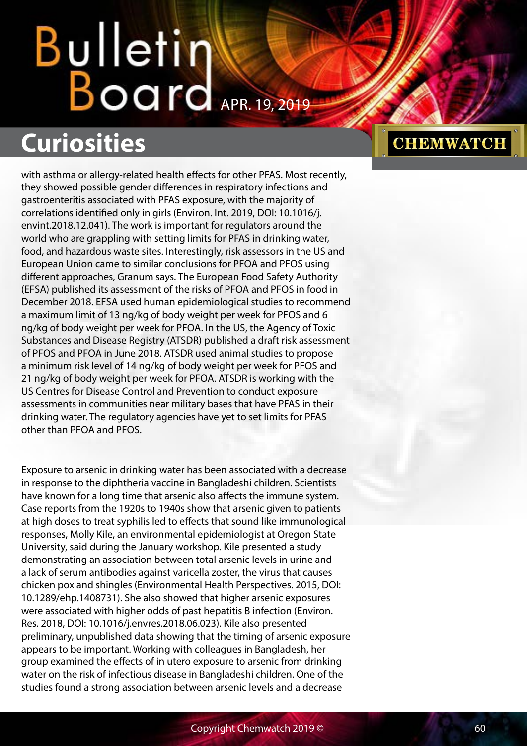with asthma or allergy-related health effects for other PFAS. Most recently, they showed possible gender differences in respiratory infections and gastroenteritis associated with PFAS exposure, with the majority of correlations identified only in girls (Environ. Int. 2019, DOI: 10.1016/j.envint.2018.12.041). The work is important for regulators around the world who are grappling with setting limits for PFAS in drinking water, food, and hazardous waste sites. Interestingly, risk assessors in the US and European Union came to similar conclusions for PFOA and PFOS using different approaches, Granum says. The European Food Safety Authority (EFSA) published its assessment of the risks of PFOA and PFOS in food in December 2018. EFSA used human epidemiological studies to recommend a maximum limit of 13 ng/kg of body weight per week for PFOS and 6 ng/kg of body weight per week for PFOA. In the US, the Agency of Toxic Substances and Disease Registry (ATSDR) published a draft risk assessment of PFOS and PFOA in June 2018. ATSDR used animal studies to propose a minimum risk level of 14 ng/kg of body weight per week for PFOS and 21 ng/kg of body weight per week for PFOA. ATSDR is working with the US Centres for Disease Control and Prevention to conduct exposure assessments in communities near military bases that have PFAS in their drinking water. The regulatory agencies have yet to set limits for PFAS other than PFOA and PFOS.

Exposure to arsenic in drinking water has been associated with a decrease in response to the diphtheria vaccine in Bangladeshi children. Scientists have known for a long time that arsenic also affects the immune system. Case reports from the 1920s to 1940s show that arsenic given to patients at high doses to treat syphilis led to effects that sound like immunological responses, Molly Kile, an environmental epidemiologist at Oregon State University, said during the January workshop. Kile presented a study demonstrating an association between total arsenic levels in urine and a lack of serum antibodies against varicella zoster, the virus that causes chicken pox and shingles (Environmental Health Perspectives. 2015, DOI: 10.1289/ehp.1408731). She also showed that higher arsenic exposures were associated with higher odds of past hepatitis B infection (Environ. Res. 2018, DOI: 10.1016/j.envres.2018.06.023). Kile also presented preliminary, unpublished data showing that the timing of arsenic exposure appears to be important. Working with colleagues in Bangladesh, her group examined the effects of in utero exposure to arsenic from drinking water on the risk of infectious disease in Bangladeshi children. One of the studies found a strong association between arsenic levels and a decrease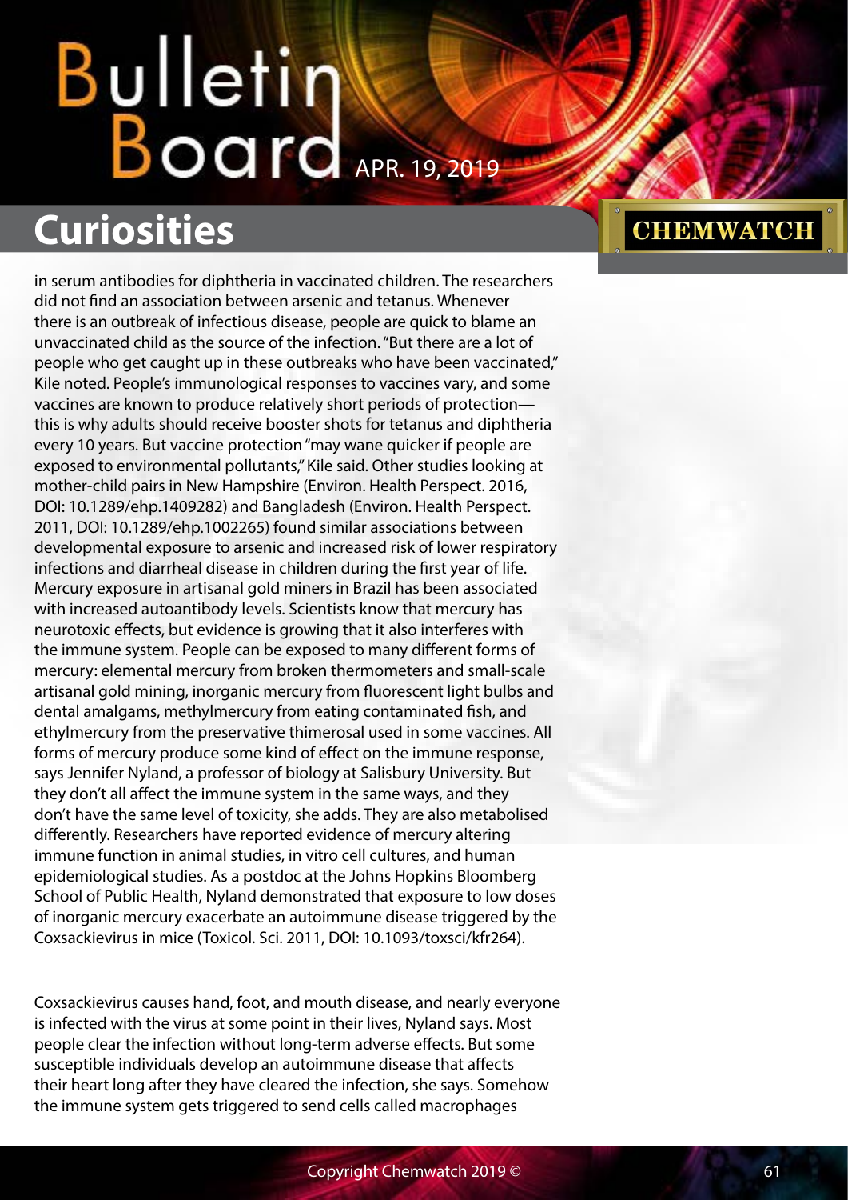in serum antibodies for diphtheria in vaccinated children. The researchers did not find an association between arsenic and tetanus. Whenever there is an outbreak of infectious disease, people are quick to blame an unvaccinated child as the source of the infection. "But there are a lot of people who get caught up in these outbreaks who have been vaccinated," Kile noted. People's immunological responses to vaccines vary, and some vaccines are known to produce relatively short periods of protection—this is why adults should receive booster shots for tetanus and diphtheria every 10 years. But vaccine protection "may wane quicker if people are exposed to environmental pollutants," Kile said. Other studies looking at mother-child pairs in New Hampshire (Environ. Health Perspect. 2016, DOI: 10.1289/ehp.1409282) and Bangladesh (Environ. Health Perspect. 2011, DOI: 10.1289/ehp.1002265) found similar associations between developmental exposure to arsenic and increased risk of lower respiratory infections and diarrheal disease in children during the first year of life. Mercury exposure in artisanal gold miners in Brazil has been associated with increased autoantibody levels. Scientists know that mercury has neurotoxic effects, but evidence is growing that it also interferes with the immune system. People can be exposed to many different forms of mercury: elemental mercury from broken thermometers and small-scale artisanal gold mining, inorganic mercury from fluorescent light bulbs and dental amalgams, methylmercury from eating contaminated fish, and ethylmercury from the preservative thimerosal used in some vaccines. All forms of mercury produce some kind of effect on the immune response, says Jennifer Nyland, a professor of biology at Salisbury University. But they don't all affect the immune system in the same ways, and they don't have the same level of toxicity, she adds. They are also metabolised differently. Researchers have reported evidence of mercury altering immune function in animal studies, in vitro cell cultures, and human epidemiological studies. As a postdoc at the Johns Hopkins Bloomberg School of Public Health, Nyland demonstrated that exposure to low doses of inorganic mercury exacerbate an autoimmune disease triggered by the Coxsackievirus in mice (Toxicol. Sci. 2011, DOI: 10.1093/toxsci/kfr264).

Coxsackievirus causes hand, foot, and mouth disease, and nearly everyone is infected with the virus at some point in their lives, Nyland says. Most people clear the infection without long-term adverse effects. But some susceptible individuals develop an autoimmune disease that affects their heart long after they have cleared the infection, she says. Somehow the immune system gets triggered to send cells called macrophages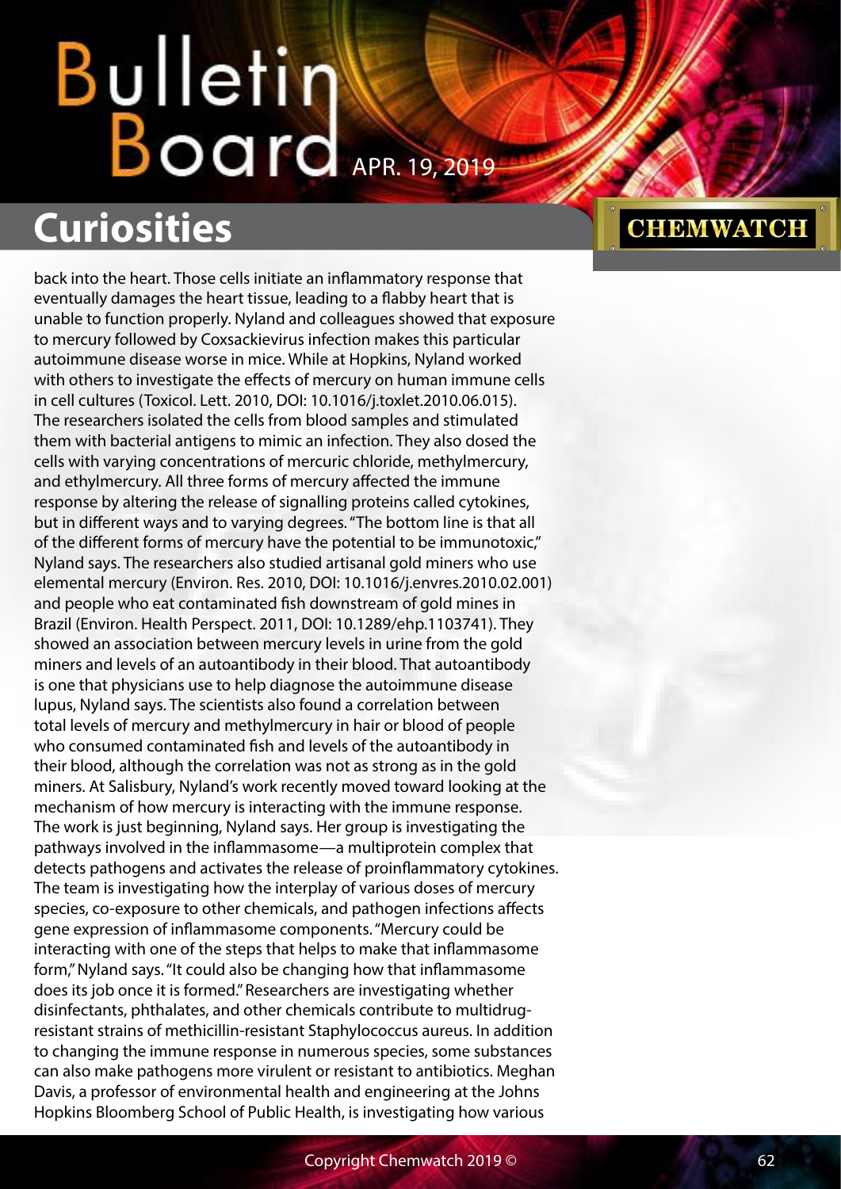back into the heart. Those cells initiate an inflammatory response that eventually damages the heart tissue, leading to a flabby heart that is unable to function properly. Nyland and colleagues showed that exposure to mercury followed by Coxsackievirus infection makes this particular autoimmune disease worse in mice. While at Hopkins, Nyland worked with others to investigate the effects of mercury on human immune cells in cell cultures (Toxicol. Lett. 2010, DOI: 10.1016/j.toxlet.2010.06.015). The researchers isolated the cells from blood samples and stimulated them with bacterial antigens to mimic an infection. They also dosed the cells with varying concentrations of mercuric chloride, methylmercury, and ethylmercury. All three forms of mercury affected the immune response by altering the release of signalling proteins called cytokines, but in different ways and to varying degrees. "The bottom line is that all of the different forms of mercury have the potential to be immunotoxic," Nyland says. The researchers also studied artisanal gold miners who use elemental mercury (Environ. Res. 2010, DOI: 10.1016/j.envres.2010.02.001) and people who eat contaminated fish downstream of gold mines in Brazil (Environ. Health Perspect. 2011, DOI: 10.1289/ehp.1103741). They showed an association between mercury levels in urine from the gold miners and levels of an autoantibody in their blood. That autoantibody is one that physicians use to help diagnose the autoimmune disease lupus, Nyland says. The scientists also found a correlation between total levels of mercury and methylmercury in hair or blood of people who consumed contaminated fish and levels of the autoantibody in their blood, although the correlation was not as strong as in the gold miners. At Salisbury, Nyland's work recently moved toward looking at the mechanism of how mercury is interacting with the immune response. The work is just beginning, Nyland says. Her group is investigating the pathways involved in the inflammasome—a multiprotein complex that detects pathogens and activates the release of proinflammatory cytokines. The team is investigating how the interplay of various doses of mercury species, co-exposure to other chemicals, and pathogen infections affects gene expression of inflammasome components. "Mercury could be interacting with one of the steps that helps to make that inflammasome form," Nyland says. "It could also be changing how that inflammasome does its job once it is formed." Researchers are investigating whether disinfectants, phthalates, and other chemicals contribute to multidrug-resistant strains of methicillin-resistant Staphylococcus aureus. In addition to changing the immune response in numerous species, some substances can also make pathogens more virulent or resistant to antibiotics. Meghan Davis, a professor of environmental health and engineering at the Johns Hopkins Bloomberg School of Public Health, is investigating how various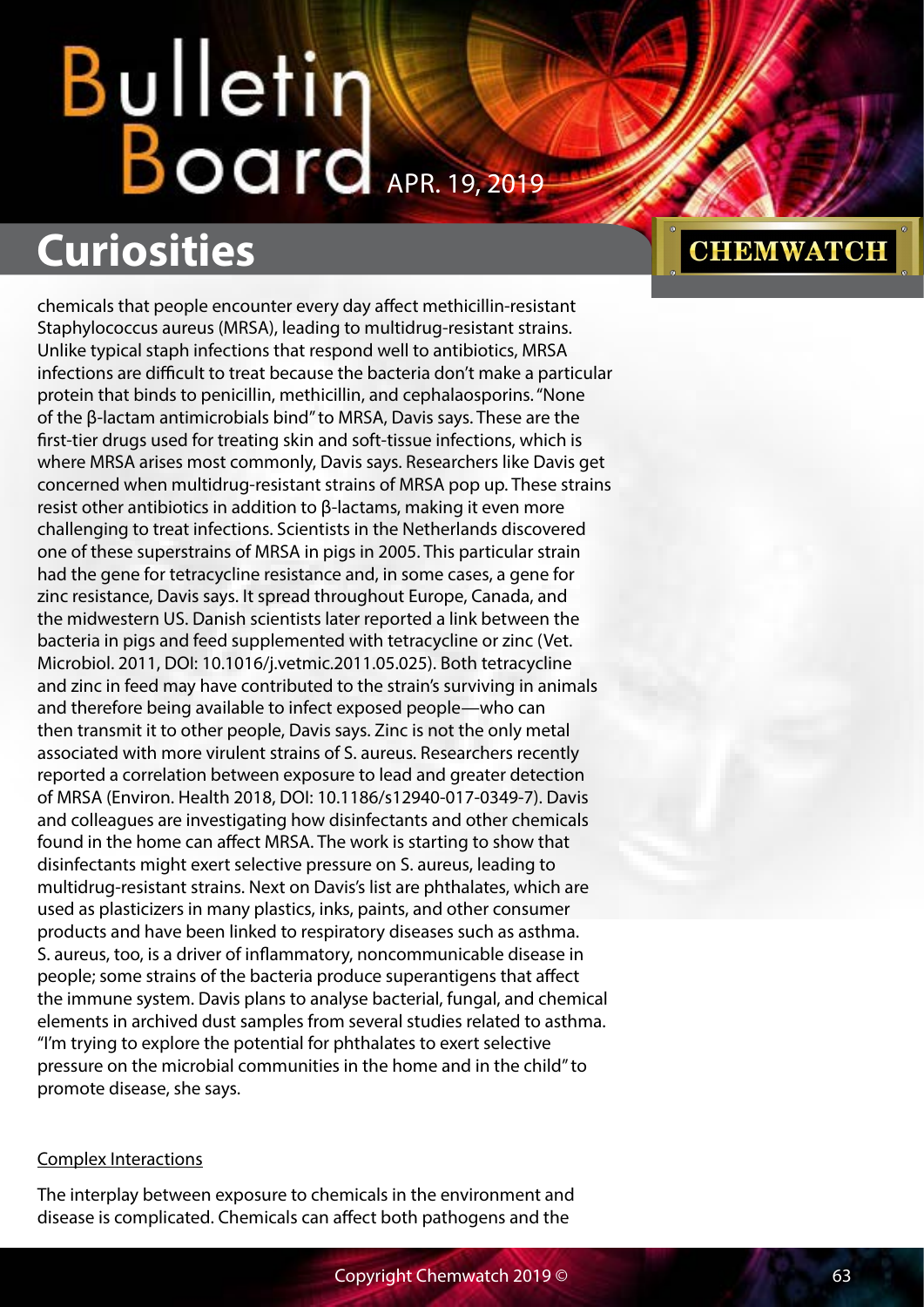chemicals that people encounter every day affect methicillin-resistant Staphylococcus aureus (MRSA), leading to multidrug-resistant strains. Unlike typical staph infections that respond well to antibiotics, MRSA infections are difficult to treat because the bacteria don't make a particular protein that binds to penicillin, methicillin, and cephalaosporins. "None of the β-lactam antimicrobials bind" to MRSA, Davis says. These are the first-tier drugs used for treating skin and soft-tissue infections, which is where MRSA arises most commonly, Davis says. Researchers like Davis get concerned when multidrug-resistant strains of MRSA pop up. These strains resist other antibiotics in addition to β-lactams, making it even more challenging to treat infections. Scientists in the Netherlands discovered one of these superstrains of MRSA in pigs in 2005. This particular strain had the gene for tetracycline resistance and, in some cases, a gene for zinc resistance, Davis says. It spread throughout Europe, Canada, and the midwestern US. Danish scientists later reported a link between the bacteria in pigs and feed supplemented with tetracycline or zinc (Vet. Microbiol. 2011, DOI: 10.1016/j.vetmic.2011.05.025). Both tetracycline and zinc in feed may have contributed to the strain's surviving in animals and therefore being available to infect exposed people—who can then transmit it to other people, Davis says. Zinc is not the only metal associated with more virulent strains of S. aureus. Researchers recently reported a correlation between exposure to lead and greater detection of MRSA (Environ. Health 2018, DOI: 10.1186/s12940-017-0349-7). Davis and colleagues are investigating how disinfectants and other chemicals found in the home can affect MRSA. The work is starting to show that disinfectants might exert selective pressure on S. aureus, leading to multidrug-resistant strains. Next on Davis's list are phthalates, which are used as plasticizers in many plastics, inks, paints, and other consumer products and have been linked to respiratory diseases such as asthma. S. aureus, too, is a driver of inflammatory, noncommunicable disease in people; some strains of the bacteria produce superantigens that affect the immune system. Davis plans to analyse bacterial, fungal, and chemical elements in archived dust samples from several studies related to asthma. "I'm trying to explore the potential for phthalates to exert selective pressure on the microbial communities in the home and in the child" to promote disease, she says.

## Complex Interactions

The interplay between exposure to chemicals in the environment and disease is complicated. Chemicals can affect both pathogens and the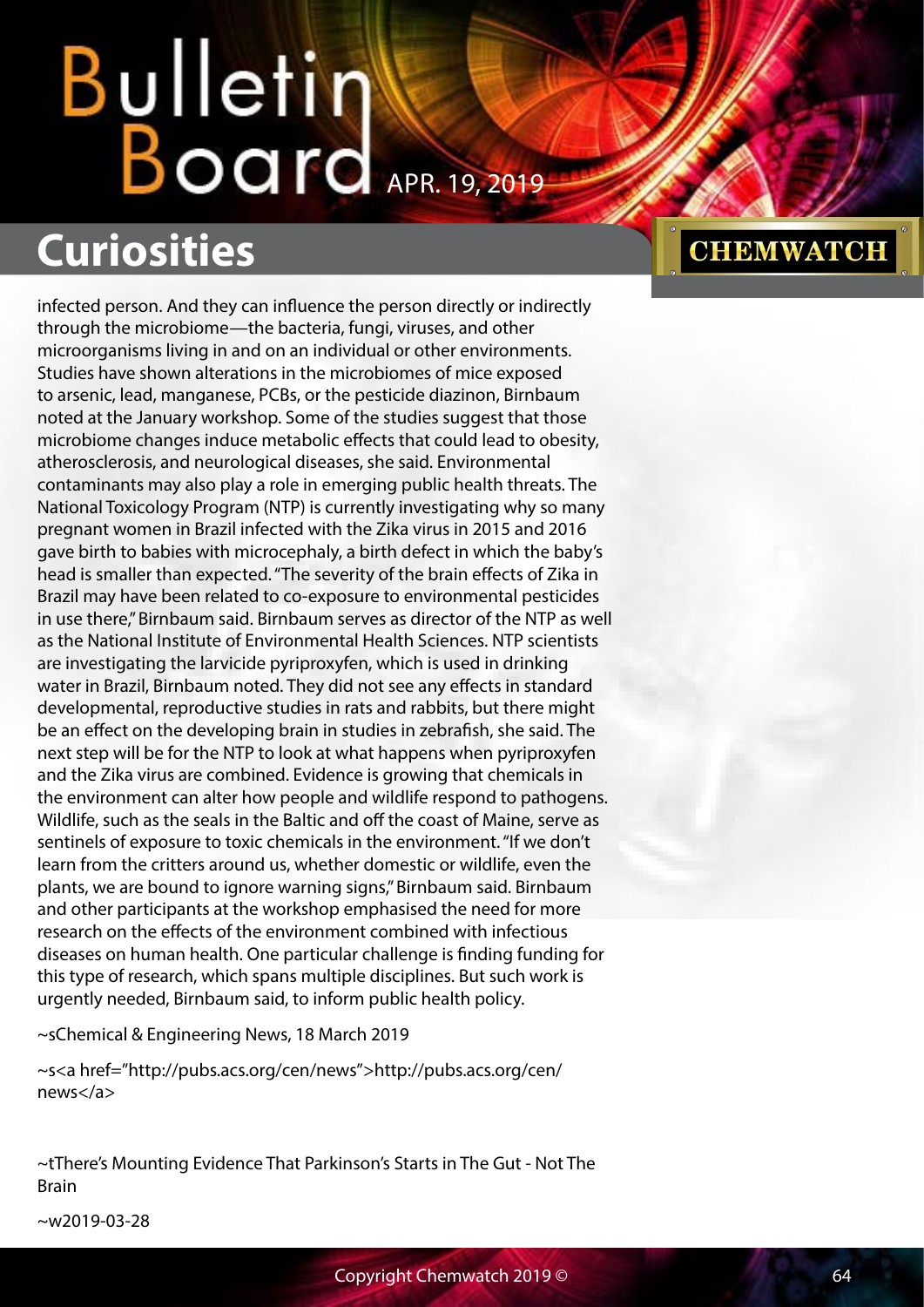infected person. And they can influence the person directly or indirectly through the microbiome—the bacteria, fungi, viruses, and other microorganisms living in and on an individual or other environments. Studies have shown alterations in the microbiomes of mice exposed to arsenic, lead, manganese, PCBs, or the pesticide diazinon, Birnbaum noted at the January workshop. Some of the studies suggest that those microbiome changes induce metabolic effects that could lead to obesity, atherosclerosis, and neurological diseases, she said. Environmental contaminants may also play a role in emerging public health threats. The National Toxicology Program (NTP) is currently investigating why so many pregnant women in Brazil infected with the Zika virus in 2015 and 2016 gave birth to babies with microcephaly, a birth defect in which the baby's head is smaller than expected. "The severity of the brain effects of Zika in Brazil may have been related to co-exposure to environmental pesticides in use there," Birnbaum said. Birnbaum serves as director of the NTP as well as the National Institute of Environmental Health Sciences. NTP scientists are investigating the larvicide pyriproxyfen, which is used in drinking water in Brazil, Birnbaum noted. They did not see any effects in standard developmental, reproductive studies in rats and rabbits, but there might be an effect on the developing brain in studies in zebrafish, she said. The next step will be for the NTP to look at what happens when pyriproxyfen and the Zika virus are combined. Evidence is growing that chemicals in the environment can alter how people and wildlife respond to pathogens. Wildlife, such as the seals in the Baltic and off the coast of Maine, serve as sentinels of exposure to toxic chemicals in the environment. "If we don't learn from the critters around us, whether domestic or wildlife, even the plants, we are bound to ignore warning signs," Birnbaum said. Birnbaum and other participants at the workshop emphasised the need for more research on the effects of the environment combined with infectious diseases on human health. One particular challenge is finding funding for this type of research, which spans multiple disciplines. But such work is urgently needed, Birnbaum said, to inform public health policy.

~sChemical & Engineering News, 18 March 2019

~s<a href="http://pubs.acs.org/cen/news">http://pubs.acs.org/cen/news</a>

~tThere's Mounting Evidence That Parkinson's Starts in The Gut - Not The Brain

~w2019-03-28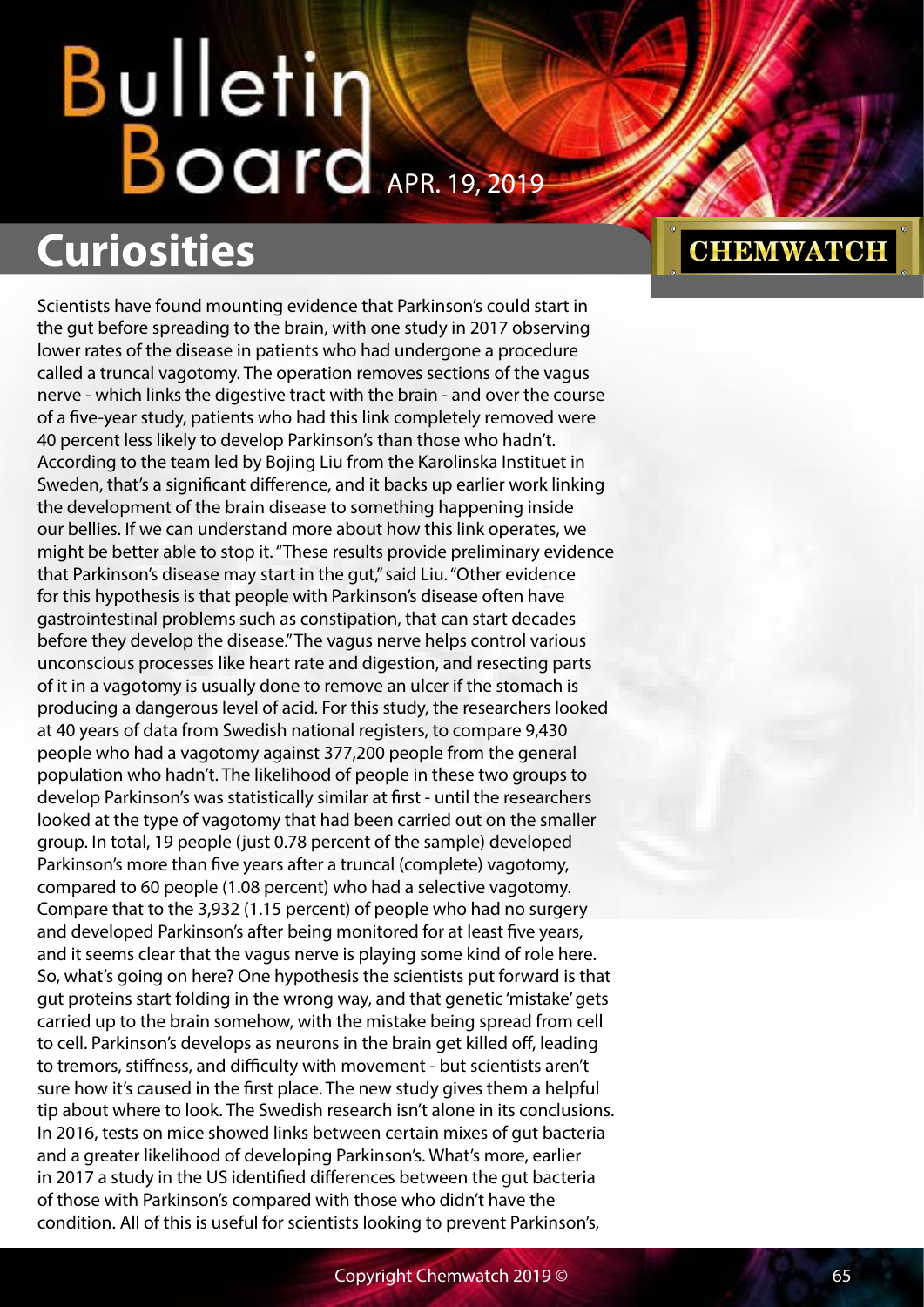## Curiosities

Scientists have found mounting evidence that Parkinson's could start in the gut before spreading to the brain, with one study in 2017 observing lower rates of the disease in patients who had undergone a procedure called a truncal vagotomy. The operation removes sections of the vagus nerve - which links the digestive tract with the brain - and over the course of a five-year study, patients who had this link completely removed were 40 percent less likely to develop Parkinson's than those who hadn't. According to the team led by Bojing Liu from the Karolinska Instituet in Sweden, that's a significant difference, and it backs up earlier work linking the development of the brain disease to something happening inside our bellies. If we can understand more about how this link operates, we might be better able to stop it. "These results provide preliminary evidence that Parkinson's disease may start in the gut," said Liu. "Other evidence for this hypothesis is that people with Parkinson's disease often have gastrointestinal problems such as constipation, that can start decades before they develop the disease." The vagus nerve helps control various unconscious processes like heart rate and digestion, and resecting parts of it in a vagotomy is usually done to remove an ulcer if the stomach is producing a dangerous level of acid. For this study, the researchers looked at 40 years of data from Swedish national registers, to compare 9,430 people who had a vagotomy against 377,200 people from the general population who hadn't. The likelihood of people in these two groups to develop Parkinson's was statistically similar at first - until the researchers looked at the type of vagotomy that had been carried out on the smaller group. In total, 19 people (just 0.78 percent of the sample) developed Parkinson's more than five years after a truncal (complete) vagotomy, compared to 60 people (1.08 percent) who had a selective vagotomy. Compare that to the 3,932 (1.15 percent) of people who had no surgery and developed Parkinson's after being monitored for at least five years, and it seems clear that the vagus nerve is playing some kind of role here. So, what's going on here? One hypothesis the scientists put forward is that gut proteins start folding in the wrong way, and that genetic 'mistake' gets carried up to the brain somehow, with the mistake being spread from cell to cell. Parkinson's develops as neurons in the brain get killed off, leading to tremors, stiffness, and difficulty with movement - but scientists aren't sure how it's caused in the first place. The new study gives them a helpful tip about where to look. The Swedish research isn't alone in its conclusions. In 2016, tests on mice showed links between certain mixes of gut bacteria and a greater likelihood of developing Parkinson's. What's more, earlier in 2017 a study in the US identified differences between the gut bacteria of those with Parkinson's compared with those who didn't have the condition. All of this is useful for scientists looking to prevent Parkinson's,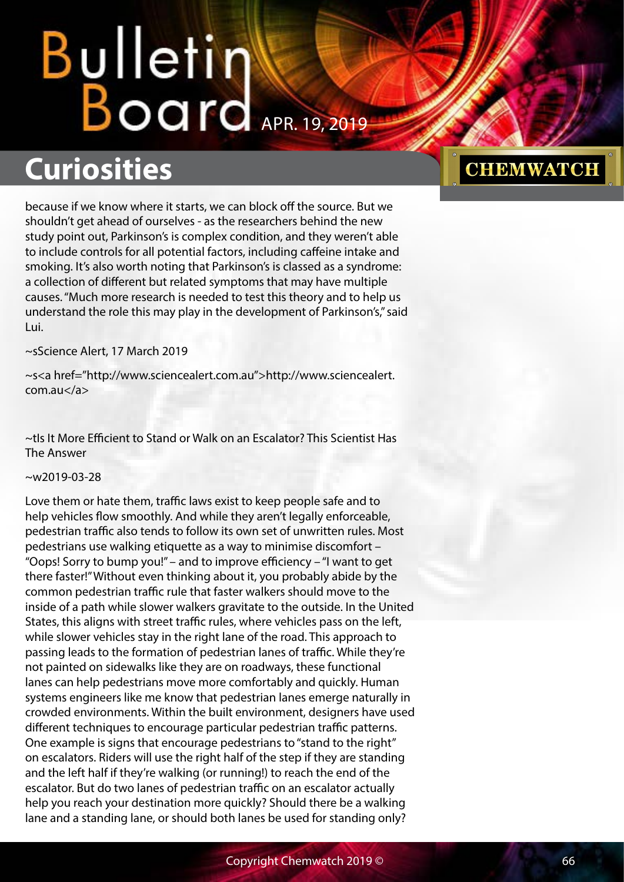because if we know where it starts, we can block off the source. But we shouldn't get ahead of ourselves - as the researchers behind the new study point out, Parkinson's is complex condition, and they weren't able to include controls for all potential factors, including caffeine intake and smoking. It's also worth noting that Parkinson's is classed as a syndrome: a collection of different but related symptoms that may have multiple causes. "Much more research is needed to test this theory and to help us understand the role this may play in the development of Parkinson's," said Lui.

~sScience Alert, 17 March 2019

~s<a href="http://www.sciencealert.com.au">http://www.sciencealert.com.au</a>

~tIs It More Efficient to Stand or Walk on an Escalator? This Scientist Has The Answer

~w2019-03-28

Love them or hate them, traffic laws exist to keep people safe and to help vehicles flow smoothly. And while they aren't legally enforceable, pedestrian traffic also tends to follow its own set of unwritten rules. Most pedestrians use walking etiquette as a way to minimise discomfort – "Oops! Sorry to bump you!" – and to improve efficiency – "I want to get there faster!" Without even thinking about it, you probably abide by the common pedestrian traffic rule that faster walkers should move to the inside of a path while slower walkers gravitate to the outside. In the United States, this aligns with street traffic rules, where vehicles pass on the left, while slower vehicles stay in the right lane of the road. This approach to passing leads to the formation of pedestrian lanes of traffic. While they're not painted on sidewalks like they are on roadways, these functional lanes can help pedestrians move more comfortably and quickly. Human systems engineers like me know that pedestrian lanes emerge naturally in crowded environments. Within the built environment, designers have used different techniques to encourage particular pedestrian traffic patterns. One example is signs that encourage pedestrians to "stand to the right" on escalators. Riders will use the right half of the step if they are standing and the left half if they're walking (or running!) to reach the end of the escalator. But do two lanes of pedestrian traffic on an escalator actually help you reach your destination more quickly? Should there be a walking lane and a standing lane, or should both lanes be used for standing only?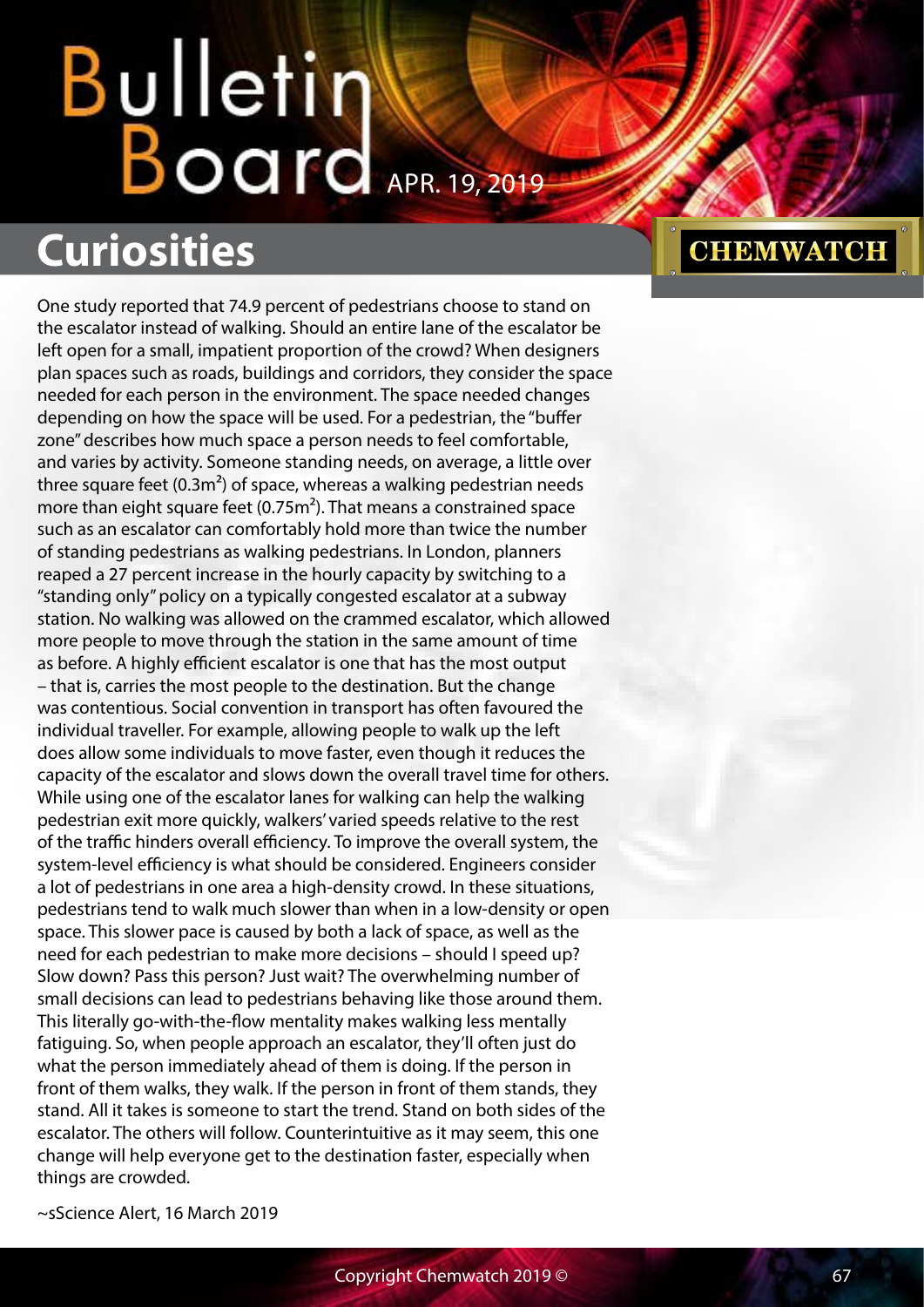## Curiosities

One study reported that 74.9 percent of pedestrians choose to stand on the escalator instead of walking. Should an entire lane of the escalator be left open for a small, impatient proportion of the crowd? When designers plan spaces such as roads, buildings and corridors, they consider the space needed for each person in the environment. The space needed changes depending on how the space will be used. For a pedestrian, the "buffer zone" describes how much space a person needs to feel comfortable, and varies by activity. Someone standing needs, on average, a little over three square feet ($0.3m^2$) of space, whereas a walking pedestrian needs more than eight square feet ($0.75m^2$). That means a constrained space such as an escalator can comfortably hold more than twice the number of standing pedestrians as walking pedestrians. In London, planners reaped a 27 percent increase in the hourly capacity by switching to a "standing only" policy on a typically congested escalator at a subway station. No walking was allowed on the crammed escalator, which allowed more people to move through the station in the same amount of time as before. A highly efficient escalator is one that has the most output – that is, carries the most people to the destination. But the change was contentious. Social convention in transport has often favoured the individual traveller. For example, allowing people to walk up the left does allow some individuals to move faster, even though it reduces the capacity of the escalator and slows down the overall travel time for others. While using one of the escalator lanes for walking can help the walking pedestrian exit more quickly, walkers' varied speeds relative to the rest of the traffic hinders overall efficiency. To improve the overall system, the system-level efficiency is what should be considered. Engineers consider a lot of pedestrians in one area a high-density crowd. In these situations, pedestrians tend to walk much slower than when in a low-density or open space. This slower pace is caused by both a lack of space, as well as the need for each pedestrian to make more decisions – should I speed up? Slow down? Pass this person? Just wait? The overwhelming number of small decisions can lead to pedestrians behaving like those around them. This literally go-with-the-flow mentality makes walking less mentally fatiguing. So, when people approach an escalator, they'll often just do what the person immediately ahead of them is doing. If the person in front of them walks, they walk. If the person in front of them stands, they stand. All it takes is someone to start the trend. Stand on both sides of the escalator. The others will follow. Counterintuitive as it may seem, this one change will help everyone get to the destination faster, especially when things are crowded.

~sScience Alert, 16 March 2019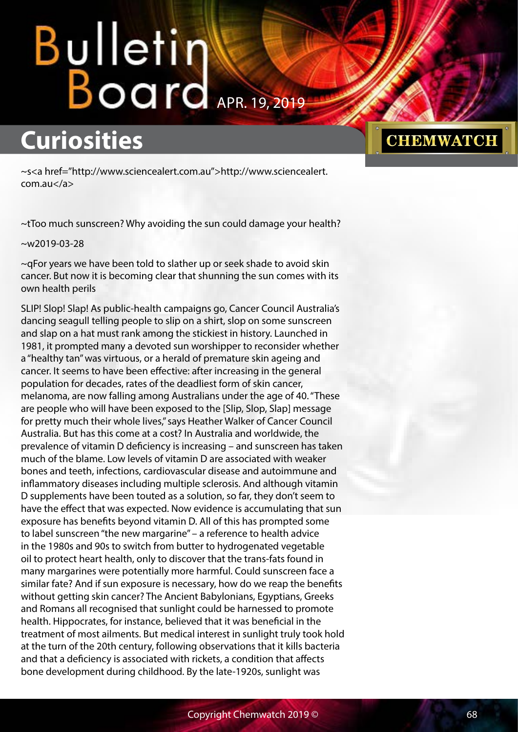# Curiosities

~s<a href="http://www.sciencealert.com.au">http://www.sciencealert.com.au</a>

~tToo much sunscreen? Why avoiding the sun could damage your health?

~w2019-03-28

~qFor years we have been told to slather up or seek shade to avoid skin cancer. But now it is becoming clear that shunning the sun comes with its own health perils

SLIP! Slop! Slap! As public-health campaigns go, Cancer Council Australia's dancing seagull telling people to slip on a shirt, slop on some sunscreen and slap on a hat must rank among the stickiest in history. Launched in 1981, it prompted many a devoted sun worshipper to reconsider whether a "healthy tan" was virtuous, or a herald of premature skin ageing and cancer. It seems to have been effective: after increasing in the general population for decades, rates of the deadliest form of skin cancer, melanoma, are now falling among Australians under the age of 40. "These are people who will have been exposed to the [Slip, Slop, Slap] message for pretty much their whole lives," says Heather Walker of Cancer Council Australia. But has this come at a cost? In Australia and worldwide, the prevalence of vitamin D deficiency is increasing – and sunscreen has taken much of the blame. Low levels of vitamin D are associated with weaker bones and teeth, infections, cardiovascular disease and autoimmune and inflammatory diseases including multiple sclerosis. And although vitamin D supplements have been touted as a solution, so far, they don't seem to have the effect that was expected. Now evidence is accumulating that sun exposure has benefits beyond vitamin D. All of this has prompted some to label sunscreen "the new margarine" – a reference to health advice in the 1980s and 90s to switch from butter to hydrogenated vegetable oil to protect heart health, only to discover that the trans-fats found in many margarines were potentially more harmful. Could sunscreen face a similar fate? And if sun exposure is necessary, how do we reap the benefits without getting skin cancer? The Ancient Babylonians, Egyptians, Greeks and Romans all recognised that sunlight could be harnessed to promote health. Hippocrates, for instance, believed that it was beneficial in the treatment of most ailments. But medical interest in sunlight truly took hold at the turn of the 20th century, following observations that it kills bacteria and that a deficiency is associated with rickets, a condition that affects bone development during childhood. By the late-1920s, sunlight was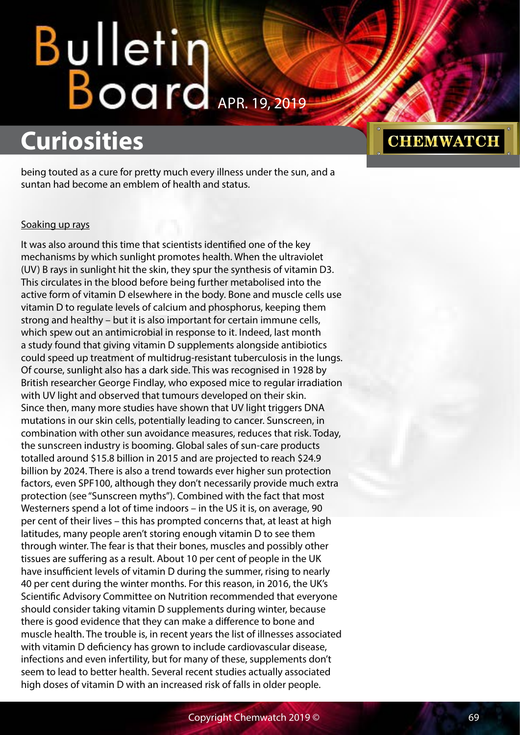being touted as a cure for pretty much every illness under the sun, and a suntan had become an emblem of health and status.

Soaking up rays

It was also around this time that scientists identified one of the key mechanisms by which sunlight promotes health. When the ultraviolet (UV) B rays in sunlight hit the skin, they spur the synthesis of vitamin D3. This circulates in the blood before being further metabolised into the active form of vitamin D elsewhere in the body. Bone and muscle cells use vitamin D to regulate levels of calcium and phosphorus, keeping them strong and healthy – but it is also important for certain immune cells, which spew out an antimicrobial in response to it. Indeed, last month a study found that giving vitamin D supplements alongside antibiotics could speed up treatment of multidrug-resistant tuberculosis in the lungs. Of course, sunlight also has a dark side. This was recognised in 1928 by British researcher George Findlay, who exposed mice to regular irradiation with UV light and observed that tumours developed on their skin. Since then, many more studies have shown that UV light triggers DNA mutations in our skin cells, potentially leading to cancer. Sunscreen, in combination with other sun avoidance measures, reduces that risk. Today, the sunscreen industry is booming. Global sales of sun-care products totalled around $15.8 billion in 2015 and are projected to reach $24.9 billion by 2024. There is also a trend towards ever higher sun protection factors, even SPF100, although they don't necessarily provide much extra protection (see "Sunscreen myths"). Combined with the fact that most Westerners spend a lot of time indoors – in the US it is, on average, 90 per cent of their lives – this has prompted concerns that, at least at high latitudes, many people aren't storing enough vitamin D to see them through winter. The fear is that their bones, muscles and possibly other tissues are suffering as a result. About 10 per cent of people in the UK have insufficient levels of vitamin D during the summer, rising to nearly 40 per cent during the winter months. For this reason, in 2016, the UK's Scientific Advisory Committee on Nutrition recommended that everyone should consider taking vitamin D supplements during winter, because there is good evidence that they can make a difference to bone and muscle health. The trouble is, in recent years the list of illnesses associated with vitamin D deficiency has grown to include cardiovascular disease, infections and even infertility, but for many of these, supplements don't seem to lead to better health. Several recent studies actually associated high doses of vitamin D with an increased risk of falls in older people.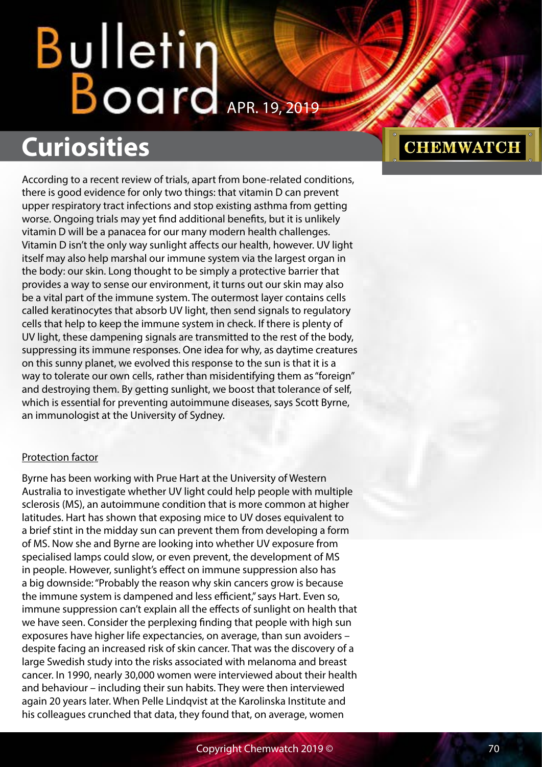# Curiosities

According to a recent review of trials, apart from bone-related conditions, there is good evidence for only two things: that vitamin D can prevent upper respiratory tract infections and stop existing asthma from getting worse. Ongoing trials may yet find additional benefits, but it is unlikely vitamin D will be a panacea for our many modern health challenges. Vitamin D isn't the only way sunlight affects our health, however. UV light itself may also help marshal our immune system via the largest organ in the body: our skin. Long thought to be simply a protective barrier that provides a way to sense our environment, it turns out our skin may also be a vital part of the immune system. The outermost layer contains cells called keratinocytes that absorb UV light, then send signals to regulatory cells that help to keep the immune system in check. If there is plenty of UV light, these dampening signals are transmitted to the rest of the body, suppressing its immune responses. One idea for why, as daytime creatures on this sunny planet, we evolved this response to the sun is that it is a way to tolerate our own cells, rather than misidentifying them as "foreign" and destroying them. By getting sunlight, we boost that tolerance of self, which is essential for preventing autoimmune diseases, says Scott Byrne, an immunologist at the University of Sydney.

Protection factor

Byrne has been working with Prue Hart at the University of Western Australia to investigate whether UV light could help people with multiple sclerosis (MS), an autoimmune condition that is more common at higher latitudes. Hart has shown that exposing mice to UV doses equivalent to a brief stint in the midday sun can prevent them from developing a form of MS. Now she and Byrne are looking into whether UV exposure from specialised lamps could slow, or even prevent, the development of MS in people. However, sunlight's effect on immune suppression also has a big downside: "Probably the reason why skin cancers grow is because the immune system is dampened and less efficient," says Hart. Even so, immune suppression can't explain all the effects of sunlight on health that we have seen. Consider the perplexing finding that people with high sun exposures have higher life expectancies, on average, than sun avoiders – despite facing an increased risk of skin cancer. That was the discovery of a large Swedish study into the risks associated with melanoma and breast cancer. In 1990, nearly 30,000 women were interviewed about their health and behaviour – including their sun habits. They were then interviewed again 20 years later. When Pelle Lindqvist at the Karolinska Institute and his colleagues crunched that data, they found that, on average, women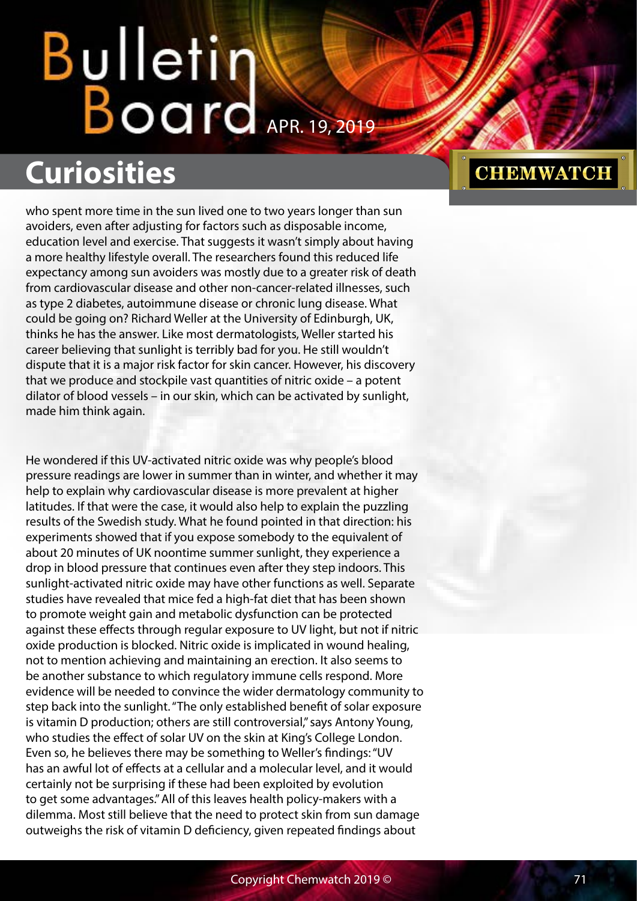who spent more time in the sun lived one to two years longer than sun avoiders, even after adjusting for factors such as disposable income, education level and exercise. That suggests it wasn't simply about having a more healthy lifestyle overall. The researchers found this reduced life expectancy among sun avoiders was mostly due to a greater risk of death from cardiovascular disease and other non-cancer-related illnesses, such as type 2 diabetes, autoimmune disease or chronic lung disease. What could be going on? Richard Weller at the University of Edinburgh, UK, thinks he has the answer. Like most dermatologists, Weller started his career believing that sunlight is terribly bad for you. He still wouldn't dispute that it is a major risk factor for skin cancer. However, his discovery that we produce and stockpile vast quantities of nitric oxide – a potent dilator of blood vessels – in our skin, which can be activated by sunlight, made him think again.

He wondered if this UV-activated nitric oxide was why people's blood pressure readings are lower in summer than in winter, and whether it may help to explain why cardiovascular disease is more prevalent at higher latitudes. If that were the case, it would also help to explain the puzzling results of the Swedish study. What he found pointed in that direction: his experiments showed that if you expose somebody to the equivalent of about 20 minutes of UK noontime summer sunlight, they experience a drop in blood pressure that continues even after they step indoors. This sunlight-activated nitric oxide may have other functions as well. Separate studies have revealed that mice fed a high-fat diet that has been shown to promote weight gain and metabolic dysfunction can be protected against these effects through regular exposure to UV light, but not if nitric oxide production is blocked. Nitric oxide is implicated in wound healing, not to mention achieving and maintaining an erection. It also seems to be another substance to which regulatory immune cells respond. More evidence will be needed to convince the wider dermatology community to step back into the sunlight. "The only established benefit of solar exposure is vitamin D production; others are still controversial," says Antony Young, who studies the effect of solar UV on the skin at King's College London. Even so, he believes there may be something to Weller's findings: "UV has an awful lot of effects at a cellular and a molecular level, and it would certainly not be surprising if these had been exploited by evolution to get some advantages." All of this leaves health policy-makers with a dilemma. Most still believe that the need to protect skin from sun damage outweighs the risk of vitamin D deficiency, given repeated findings about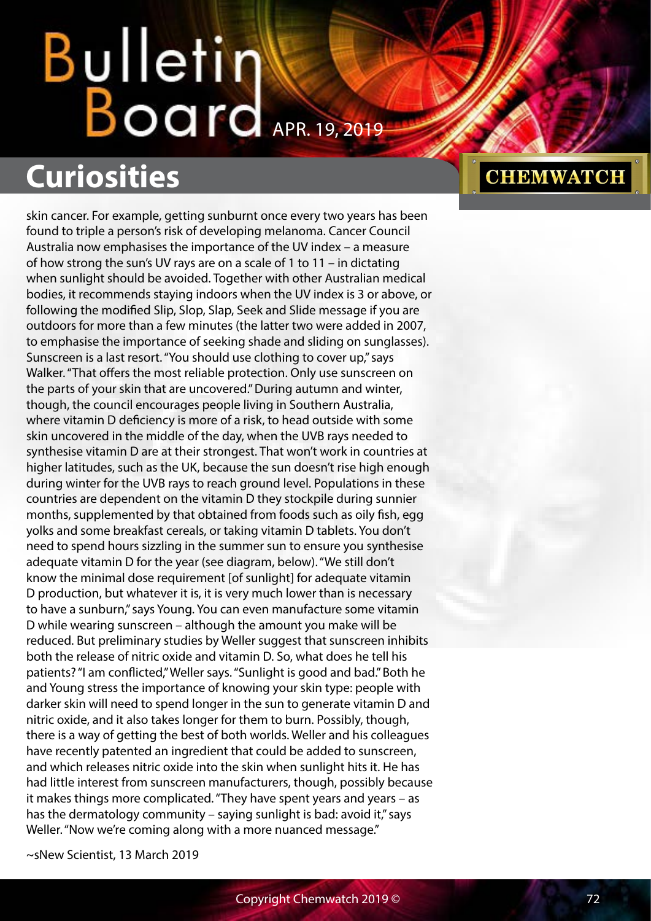skin cancer. For example, getting sunburnt once every two years has been found to triple a person's risk of developing melanoma. Cancer Council Australia now emphasises the importance of the UV index – a measure of how strong the sun's UV rays are on a scale of 1 to 11 – in dictating when sunlight should be avoided. Together with other Australian medical bodies, it recommends staying indoors when the UV index is 3 or above, or following the modified Slip, Slop, Slap, Seek and Slide message if you are outdoors for more than a few minutes (the latter two were added in 2007, to emphasise the importance of seeking shade and sliding on sunglasses). Sunscreen is a last resort. "You should use clothing to cover up," says Walker. "That offers the most reliable protection. Only use sunscreen on the parts of your skin that are uncovered." During autumn and winter, though, the council encourages people living in Southern Australia, where vitamin D deficiency is more of a risk, to head outside with some skin uncovered in the middle of the day, when the UVB rays needed to synthesise vitamin D are at their strongest. That won't work in countries at higher latitudes, such as the UK, because the sun doesn't rise high enough during winter for the UVB rays to reach ground level. Populations in these countries are dependent on the vitamin D they stockpile during sunnier months, supplemented by that obtained from foods such as oily fish, egg yolks and some breakfast cereals, or taking vitamin D tablets. You don't need to spend hours sizzling in the summer sun to ensure you synthesise adequate vitamin D for the year (see diagram, below). "We still don't know the minimal dose requirement [of sunlight] for adequate vitamin D production, but whatever it is, it is very much lower than is necessary to have a sunburn," says Young. You can even manufacture some vitamin D while wearing sunscreen – although the amount you make will be reduced. But preliminary studies by Weller suggest that sunscreen inhibits both the release of nitric oxide and vitamin D. So, what does he tell his patients? "I am conflicted," Weller says. "Sunlight is good and bad." Both he and Young stress the importance of knowing your skin type: people with darker skin will need to spend longer in the sun to generate vitamin D and nitric oxide, and it also takes longer for them to burn. Possibly, though, there is a way of getting the best of both worlds. Weller and his colleagues have recently patented an ingredient that could be added to sunscreen, and which releases nitric oxide into the skin when sunlight hits it. He has had little interest from sunscreen manufacturers, though, possibly because it makes things more complicated. "They have spent years and years – as has the dermatology community – saying sunlight is bad: avoid it," says Weller. "Now we're coming along with a more nuanced message."

~sNew Scientist, 13 March 2019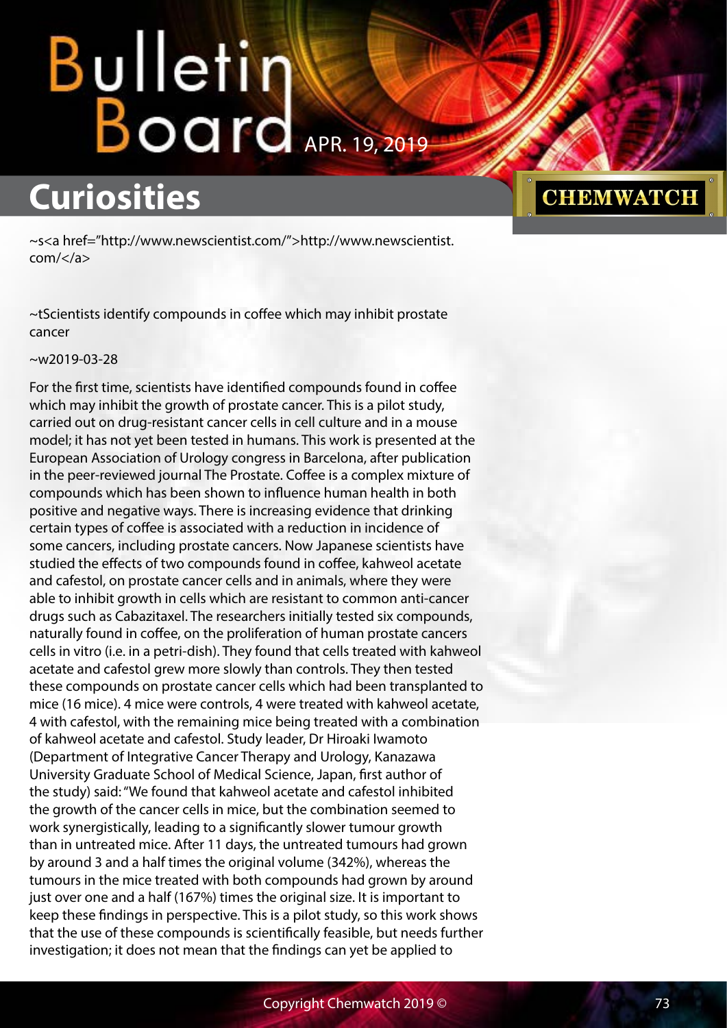# Curiosities

~s<a href="http://www.newscientist.com/">http://www.newscientist.com/</a>

~tScientists identify compounds in coffee which may inhibit prostate cancer

~w2019-03-28

For the first time, scientists have identified compounds found in coffee which may inhibit the growth of prostate cancer. This is a pilot study, carried out on drug-resistant cancer cells in cell culture and in a mouse model; it has not yet been tested in humans. This work is presented at the European Association of Urology congress in Barcelona, after publication in the peer-reviewed journal The Prostate. Coffee is a complex mixture of compounds which has been shown to influence human health in both positive and negative ways. There is increasing evidence that drinking certain types of coffee is associated with a reduction in incidence of some cancers, including prostate cancers. Now Japanese scientists have studied the effects of two compounds found in coffee, kahweol acetate and cafestol, on prostate cancer cells and in animals, where they were able to inhibit growth in cells which are resistant to common anti-cancer drugs such as Cabazitaxel. The researchers initially tested six compounds, naturally found in coffee, on the proliferation of human prostate cancers cells in vitro (i.e. in a petri-dish). They found that cells treated with kahweol acetate and cafestol grew more slowly than controls. They then tested these compounds on prostate cancer cells which had been transplanted to mice (16 mice). 4 mice were controls, 4 were treated with kahweol acetate, 4 with cafestol, with the remaining mice being treated with a combination of kahweol acetate and cafestol. Study leader, Dr Hiroaki Iwamoto (Department of Integrative Cancer Therapy and Urology, Kanazawa University Graduate School of Medical Science, Japan, first author of the study) said: "We found that kahweol acetate and cafestol inhibited the growth of the cancer cells in mice, but the combination seemed to work synergistically, leading to a significantly slower tumour growth than in untreated mice. After 11 days, the untreated tumours had grown by around 3 and a half times the original volume (342%), whereas the tumours in the mice treated with both compounds had grown by around just over one and a half (167%) times the original size. It is important to keep these findings in perspective. This is a pilot study, so this work shows that the use of these compounds is scientifically feasible, but needs further investigation; it does not mean that the findings can yet be applied to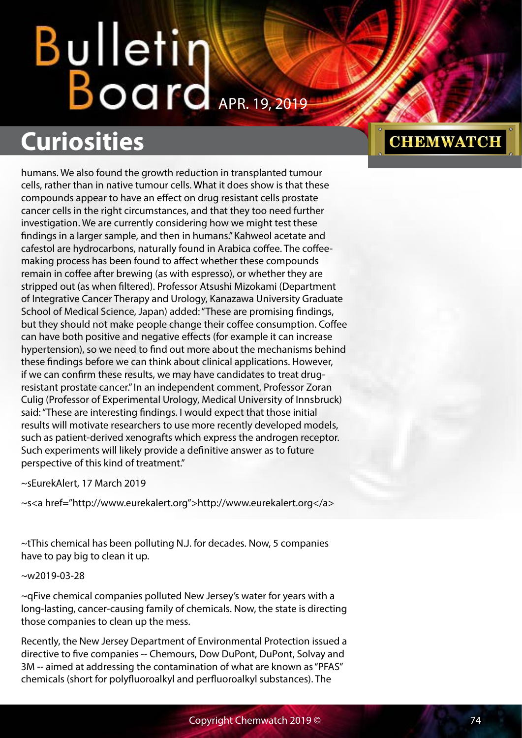humans. We also found the growth reduction in transplanted tumour cells, rather than in native tumour cells. What it does show is that these compounds appear to have an effect on drug resistant cells prostate cancer cells in the right circumstances, and that they too need further investigation. We are currently considering how we might test these findings in a larger sample, and then in humans." Kahweol acetate and cafestol are hydrocarbons, naturally found in Arabica coffee. The coffee-making process has been found to affect whether these compounds remain in coffee after brewing (as with espresso), or whether they are stripped out (as when filtered). Professor Atsushi Mizokami (Department of Integrative Cancer Therapy and Urology, Kanazawa University Graduate School of Medical Science, Japan) added: "These are promising findings, but they should not make people change their coffee consumption. Coffee can have both positive and negative effects (for example it can increase hypertension), so we need to find out more about the mechanisms behind these findings before we can think about clinical applications. However, if we can confirm these results, we may have candidates to treat drug-resistant prostate cancer." In an independent comment, Professor Zoran Culig (Professor of Experimental Urology, Medical University of Innsbruck) said: "These are interesting findings. I would expect that those initial results will motivate researchers to use more recently developed models, such as patient-derived xenografts which express the androgen receptor. Such experiments will likely provide a definitive answer as to future perspective of this kind of treatment."

~sEurekAlert, 17 March 2019

~s<a href="http://www.eurekalert.org">http://www.eurekalert.org</a>

~tThis chemical has been polluting N.J. for decades. Now, 5 companies have to pay big to clean it up.

~w2019-03-28

~qFive chemical companies polluted New Jersey's water for years with a long-lasting, cancer-causing family of chemicals. Now, the state is directing those companies to clean up the mess.

Recently, the New Jersey Department of Environmental Protection issued a directive to five companies -- Chemours, Dow DuPont, DuPont, Solvay and 3M -- aimed at addressing the contamination of what are known as "PFAS" chemicals (short for polyfluoroalkyl and perfluoroalkyl substances). The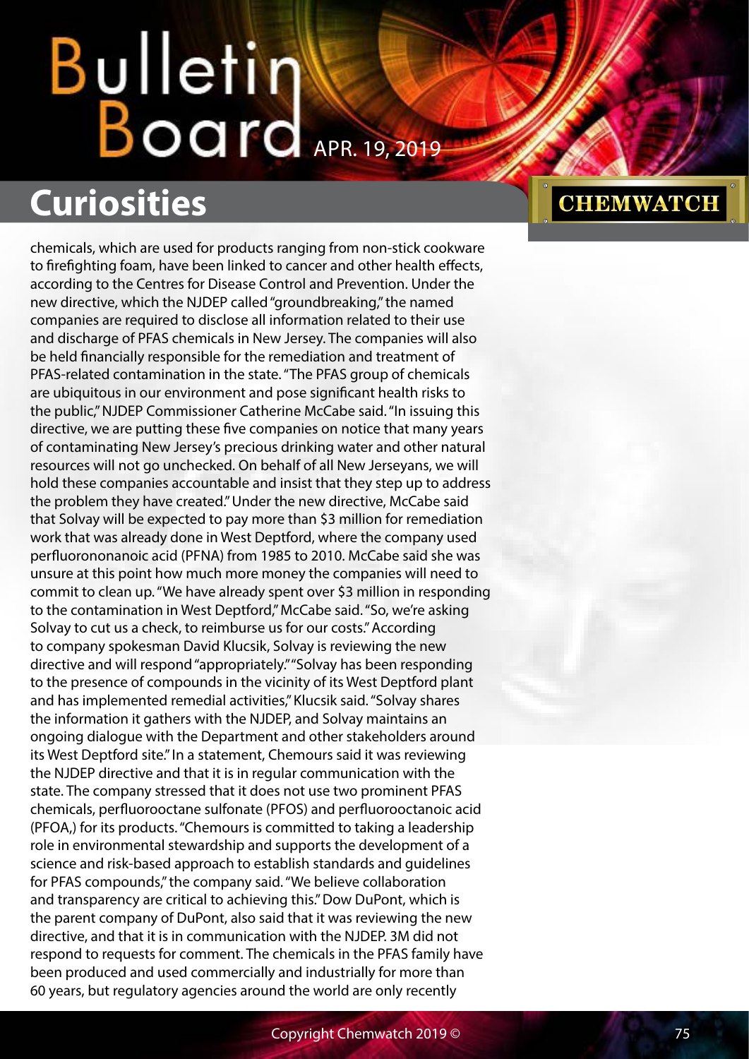chemicals, which are used for products ranging from non-stick cookware to firefighting foam, have been linked to cancer and other health effects, according to the Centres for Disease Control and Prevention. Under the new directive, which the NJDEP called "groundbreaking," the named companies are required to disclose all information related to their use and discharge of PFAS chemicals in New Jersey. The companies will also be held financially responsible for the remediation and treatment of PFAS-related contamination in the state. "The PFAS group of chemicals are ubiquitous in our environment and pose significant health risks to the public," NJDEP Commissioner Catherine McCabe said. "In issuing this directive, we are putting these five companies on notice that many years of contaminating New Jersey's precious drinking water and other natural resources will not go unchecked. On behalf of all New Jerseyans, we will hold these companies accountable and insist that they step up to address the problem they have created." Under the new directive, McCabe said that Solvay will be expected to pay more than $3 million for remediation work that was already done in West Deptford, where the company used perfluorononanoic acid (PFNA) from 1985 to 2010. McCabe said she was unsure at this point how much more money the companies will need to commit to clean up. "We have already spent over $3 million in responding to the contamination in West Deptford," McCabe said. "So, we're asking Solvay to cut us a check, to reimburse us for our costs." According to company spokesman David Klucsik, Solvay is reviewing the new directive and will respond "appropriately." "Solvay has been responding to the presence of compounds in the vicinity of its West Deptford plant and has implemented remedial activities," Klucsik said. "Solvay shares the information it gathers with the NJDEP, and Solvay maintains an ongoing dialogue with the Department and other stakeholders around its West Deptford site." In a statement, Chemours said it was reviewing the NJDEP directive and that it is in regular communication with the state. The company stressed that it does not use two prominent PFAS chemicals, perfluorooctane sulfonate (PFOS) and perfluorooctanoic acid (PFOA,) for its products. "Chemours is committed to taking a leadership role in environmental stewardship and supports the development of a science and risk-based approach to establish standards and guidelines for PFAS compounds," the company said. "We believe collaboration and transparency are critical to achieving this." Dow DuPont, which is the parent company of DuPont, also said that it was reviewing the new directive, and that it is in communication with the NJDEP. 3M did not respond to requests for comment. The chemicals in the PFAS family have been produced and used commercially and industrially for more than 60 years, but regulatory agencies around the world are only recently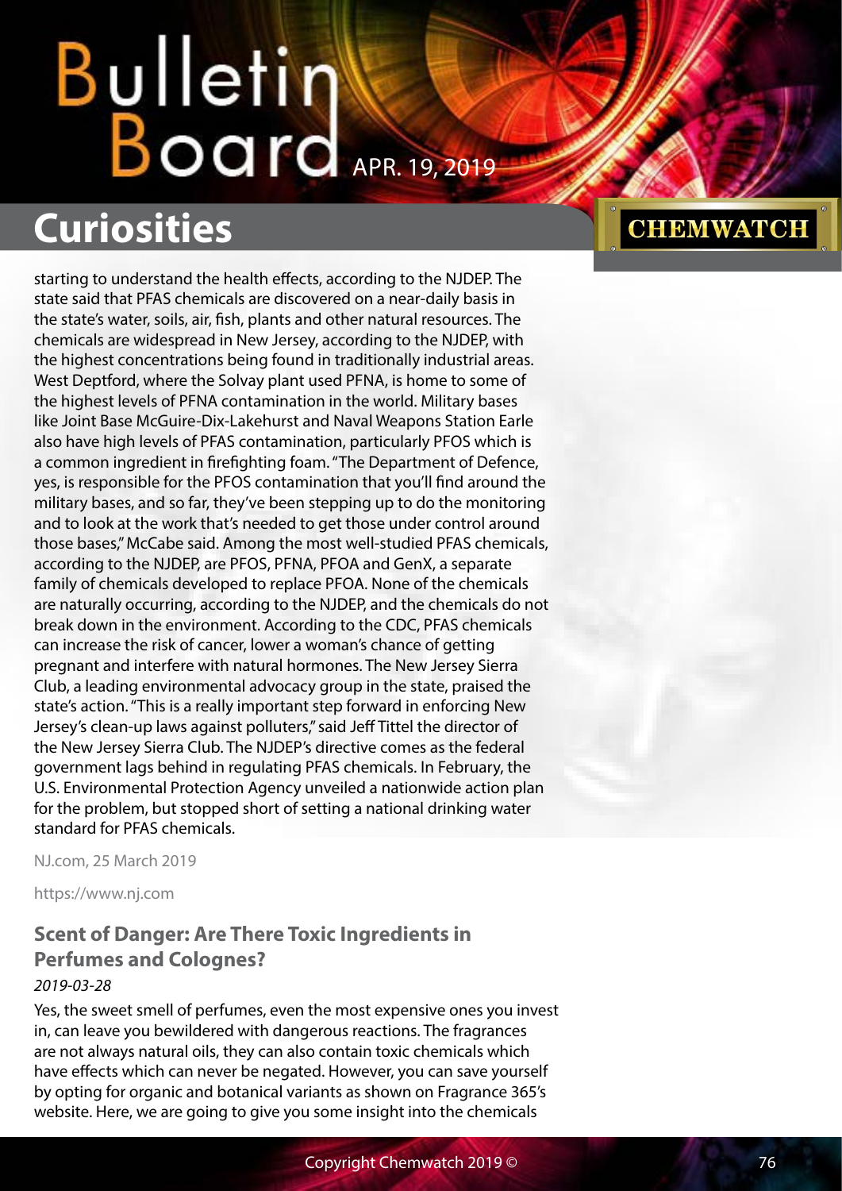starting to understand the health effects, according to the NJDEP. The state said that PFAS chemicals are discovered on a near-daily basis in the state's water, soils, air, fish, plants and other natural resources. The chemicals are widespread in New Jersey, according to the NJDEP, with the highest concentrations being found in traditionally industrial areas. West Deptford, where the Solvay plant used PFNA, is home to some of the highest levels of PFNA contamination in the world. Military bases like Joint Base McGuire-Dix-Lakehurst and Naval Weapons Station Earle also have high levels of PFAS contamination, particularly PFOS which is a common ingredient in firefighting foam. "The Department of Defence, yes, is responsible for the PFOS contamination that you'll find around the military bases, and so far, they've been stepping up to do the monitoring and to look at the work that's needed to get those under control around those bases," McCabe said. Among the most well-studied PFAS chemicals, according to the NJDEP, are PFOS, PFNA, PFOA and GenX, a separate family of chemicals developed to replace PFOA. None of the chemicals are naturally occurring, according to the NJDEP, and the chemicals do not break down in the environment. According to the CDC, PFAS chemicals can increase the risk of cancer, lower a woman's chance of getting pregnant and interfere with natural hormones. The New Jersey Sierra Club, a leading environmental advocacy group in the state, praised the state's action. "This is a really important step forward in enforcing New Jersey's clean-up laws against polluters," said Jeff Tittel the director of the New Jersey Sierra Club. The NJDEP's directive comes as the federal government lags behind in regulating PFAS chemicals. In February, the U.S. Environmental Protection Agency unveiled a nationwide action plan for the problem, but stopped short of setting a national drinking water standard for PFAS chemicals.

NJ.com, 25 March 2019

https://www.nj.com

### Scent of Danger: Are There Toxic Ingredients in Perfumes and Colognes?

*2019-03-28*

Yes, the sweet smell of perfumes, even the most expensive ones you invest in, can leave you bewildered with dangerous reactions. The fragrances are not always natural oils, they can also contain toxic chemicals which have effects which can never be negated. However, you can save yourself by opting for organic and botanical variants as shown on Fragrance 365's website. Here, we are going to give you some insight into the chemicals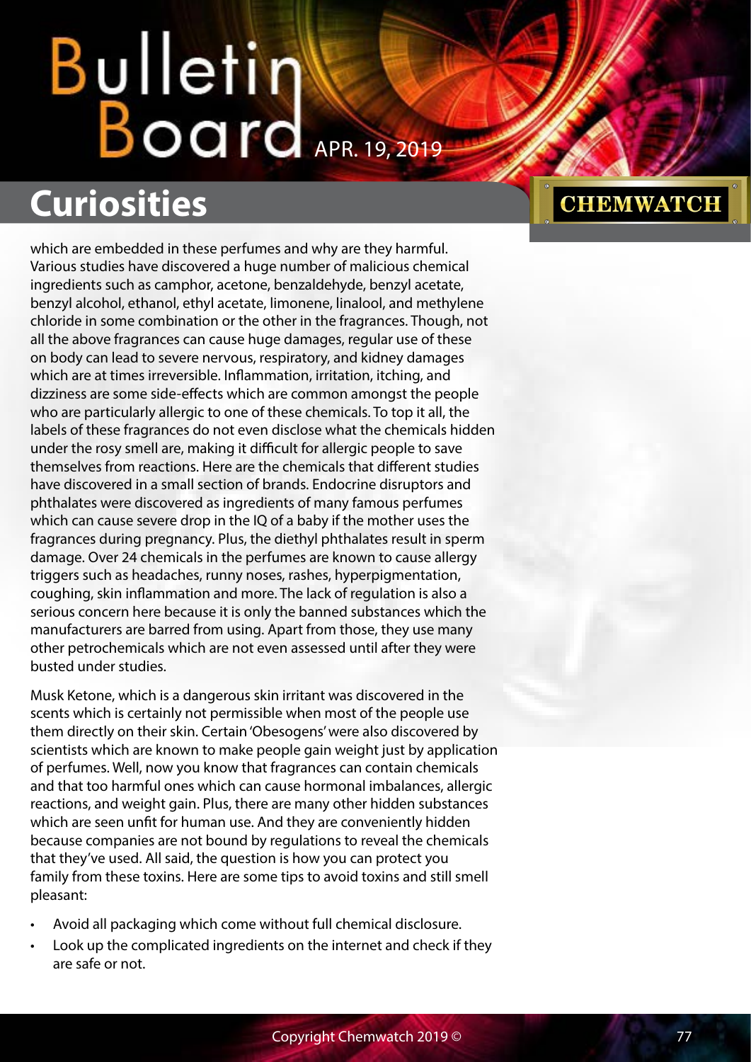which are embedded in these perfumes and why are they harmful. Various studies have discovered a huge number of malicious chemical ingredients such as camphor, acetone, benzaldehyde, benzyl acetate, benzyl alcohol, ethanol, ethyl acetate, limonene, linalool, and methylene chloride in some combination or the other in the fragrances. Though, not all the above fragrances can cause huge damages, regular use of these on body can lead to severe nervous, respiratory, and kidney damages which are at times irreversible. Inflammation, irritation, itching, and dizziness are some side-effects which are common amongst the people who are particularly allergic to one of these chemicals. To top it all, the labels of these fragrances do not even disclose what the chemicals hidden under the rosy smell are, making it difficult for allergic people to save themselves from reactions. Here are the chemicals that different studies have discovered in a small section of brands. Endocrine disruptors and phthalates were discovered as ingredients of many famous perfumes which can cause severe drop in the IQ of a baby if the mother uses the fragrances during pregnancy. Plus, the diethyl phthalates result in sperm damage. Over 24 chemicals in the perfumes are known to cause allergy triggers such as headaches, runny noses, rashes, hyperpigmentation, coughing, skin inflammation and more. The lack of regulation is also a serious concern here because it is only the banned substances which the manufacturers are barred from using. Apart from those, they use many other petrochemicals which are not even assessed until after they were busted under studies.

Musk Ketone, which is a dangerous skin irritant was discovered in the scents which is certainly not permissible when most of the people use them directly on their skin. Certain 'Obesogens' were also discovered by scientists which are known to make people gain weight just by application of perfumes. Well, now you know that fragrances can contain chemicals and that too harmful ones which can cause hormonal imbalances, allergic reactions, and weight gain. Plus, there are many other hidden substances which are seen unfit for human use. And they are conveniently hidden because companies are not bound by regulations to reveal the chemicals that they've used. All said, the question is how you can protect you family from these toxins. Here are some tips to avoid toxins and still smell pleasant:

- Avoid all packaging which come without full chemical disclosure.
- Look up the complicated ingredients on the internet and check if they are safe or not.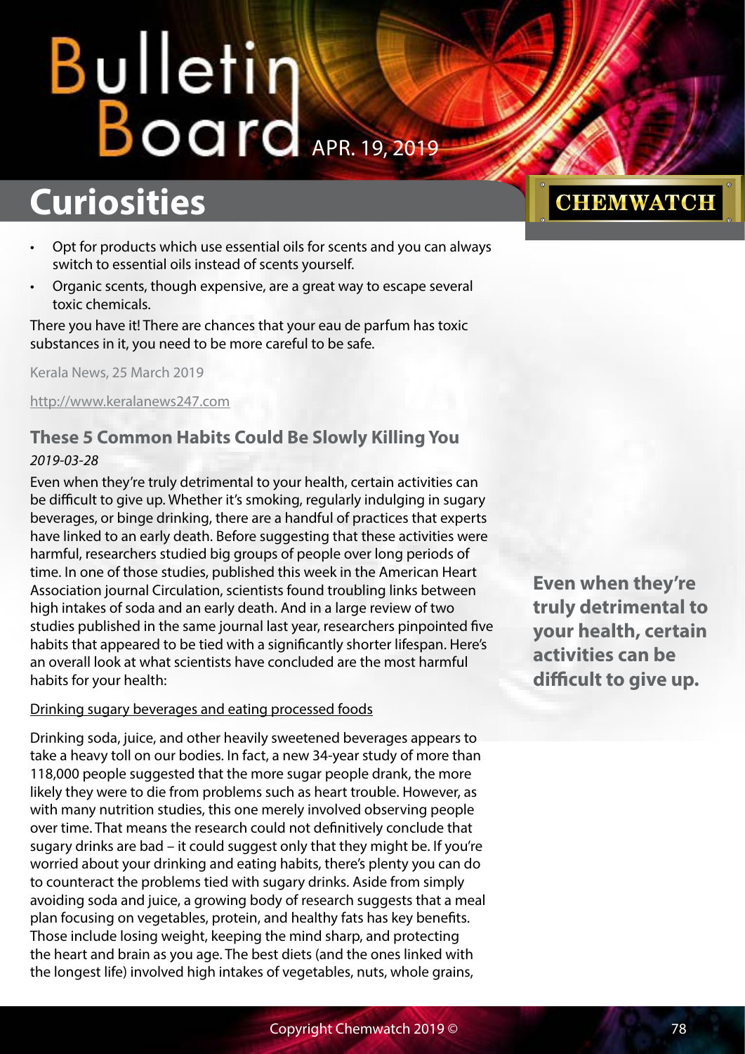- Opt for products which use essential oils for scents and you can always switch to essential oils instead of scents yourself.
- Organic scents, though expensive, are a great way to escape several toxic chemicals.

There you have it! There are chances that your eau de parfum has toxic substances in it, you need to be more careful to be safe.

Kerala News, 25 March 2019

http://www.keralanews247.com

## These 5 Common Habits Could Be Slowly Killing You

*2019-03-28*

Even when they're truly detrimental to your health, certain activities can be difficult to give up. Whether it's smoking, regularly indulging in sugary beverages, or binge drinking, there are a handful of practices that experts have linked to an early death. Before suggesting that these activities were harmful, researchers studied big groups of people over long periods of time. In one of those studies, published this week in the American Heart Association journal Circulation, scientists found troubling links between high intakes of soda and an early death. And in a large review of two studies published in the same journal last year, researchers pinpointed five habits that appeared to be tied with a significantly shorter lifespan. Here's an overall look at what scientists have concluded are the most harmful habits for your health:

**Even when they're truly detrimental to your health, certain activities can be difficult to give up.**

Drinking sugary beverages and eating processed foods

Drinking soda, juice, and other heavily sweetened beverages appears to take a heavy toll on our bodies. In fact, a new 34-year study of more than 118,000 people suggested that the more sugar people drank, the more likely they were to die from problems such as heart trouble. However, as with many nutrition studies, this one merely involved observing people over time. That means the research could not definitively conclude that sugary drinks are bad – it could suggest only that they might be. If you're worried about your drinking and eating habits, there's plenty you can do to counteract the problems tied with sugary drinks. Aside from simply avoiding soda and juice, a growing body of research suggests that a meal plan focusing on vegetables, protein, and healthy fats has key benefits. Those include losing weight, keeping the mind sharp, and protecting the heart and brain as you age. The best diets (and the ones linked with the longest life) involved high intakes of vegetables, nuts, whole grains,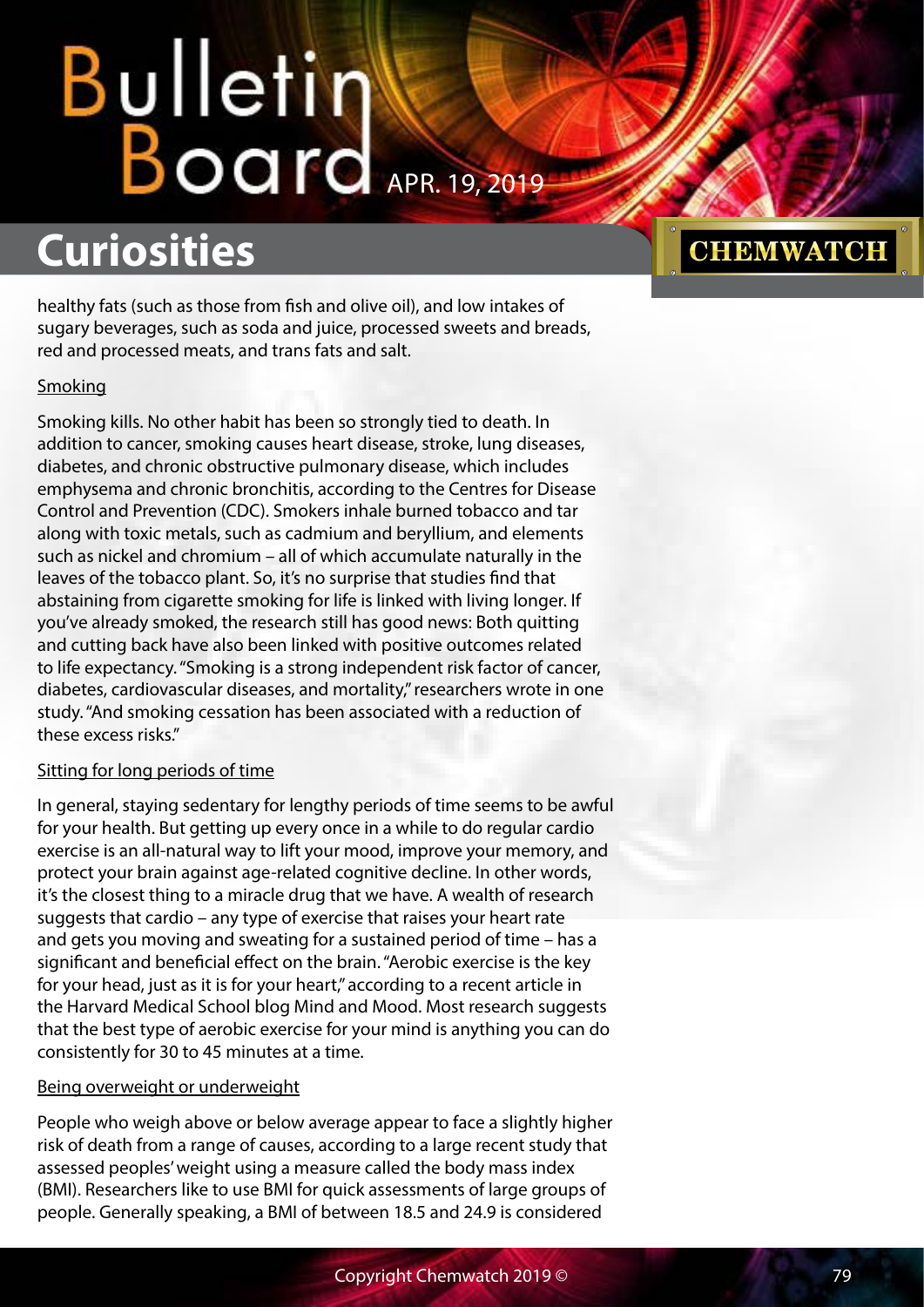healthy fats (such as those from fish and olive oil), and low intakes of sugary beverages, such as soda and juice, processed sweets and breads, red and processed meats, and trans fats and salt.

Smoking

Smoking kills. No other habit has been so strongly tied to death. In addition to cancer, smoking causes heart disease, stroke, lung diseases, diabetes, and chronic obstructive pulmonary disease, which includes emphysema and chronic bronchitis, according to the Centres for Disease Control and Prevention (CDC). Smokers inhale burned tobacco and tar along with toxic metals, such as cadmium and beryllium, and elements such as nickel and chromium – all of which accumulate naturally in the leaves of the tobacco plant. So, it's no surprise that studies find that abstaining from cigarette smoking for life is linked with living longer. If you've already smoked, the research still has good news: Both quitting and cutting back have also been linked with positive outcomes related to life expectancy. "Smoking is a strong independent risk factor of cancer, diabetes, cardiovascular diseases, and mortality," researchers wrote in one study. "And smoking cessation has been associated with a reduction of these excess risks."

Sitting for long periods of time

In general, staying sedentary for lengthy periods of time seems to be awful for your health. But getting up every once in a while to do regular cardio exercise is an all-natural way to lift your mood, improve your memory, and protect your brain against age-related cognitive decline. In other words, it's the closest thing to a miracle drug that we have. A wealth of research suggests that cardio – any type of exercise that raises your heart rate and gets you moving and sweating for a sustained period of time – has a significant and beneficial effect on the brain. "Aerobic exercise is the key for your head, just as it is for your heart," according to a recent article in the Harvard Medical School blog Mind and Mood. Most research suggests that the best type of aerobic exercise for your mind is anything you can do consistently for 30 to 45 minutes at a time.

Being overweight or underweight

People who weigh above or below average appear to face a slightly higher risk of death from a range of causes, according to a large recent study that assessed peoples' weight using a measure called the body mass index (BMI). Researchers like to use BMI for quick assessments of large groups of people. Generally speaking, a BMI of between 18.5 and 24.9 is considered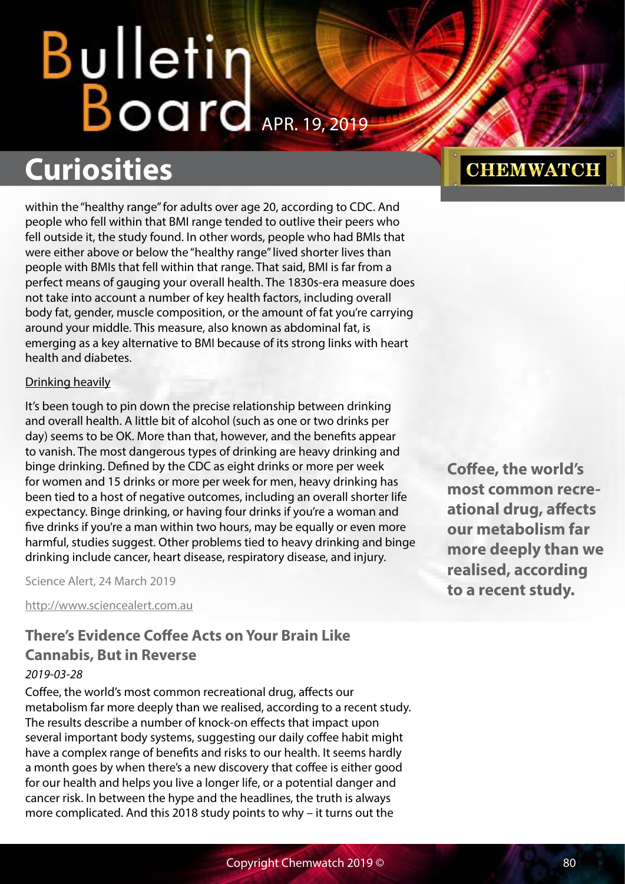within the "healthy range" for adults over age 20, according to CDC. And people who fell within that BMI range tended to outlive their peers who fell outside it, the study found. In other words, people who had BMIs that were either above or below the "healthy range" lived shorter lives than people with BMIs that fell within that range. That said, BMI is far from a perfect means of gauging your overall health. The 1830s-era measure does not take into account a number of key health factors, including overall body fat, gender, muscle composition, or the amount of fat you're carrying around your middle. This measure, also known as abdominal fat, is emerging as a key alternative to BMI because of its strong links with heart health and diabetes.

Drinking heavily

It's been tough to pin down the precise relationship between drinking and overall health. A little bit of alcohol (such as one or two drinks per day) seems to be OK. More than that, however, and the benefits appear to vanish. The most dangerous types of drinking are heavy drinking and binge drinking. Defined by the CDC as eight drinks or more per week for women and 15 drinks or more per week for men, heavy drinking has been tied to a host of negative outcomes, including an overall shorter life expectancy. Binge drinking, or having four drinks if you're a woman and five drinks if you're a man within two hours, may be equally or even more harmful, studies suggest. Other problems tied to heavy drinking and binge drinking include cancer, heart disease, respiratory disease, and injury.

Science Alert, 24 March 2019

http://www.sciencealert.com.au

## There's Evidence Coffee Acts on Your Brain Like Cannabis, But in Reverse

*2019-03-28*

Coffee, the world's most common recreational drug, affects our metabolism far more deeply than we realised, according to a recent study. The results describe a number of knock-on effects that impact upon several important body systems, suggesting our daily coffee habit might have a complex range of benefits and risks to our health. It seems hardly a month goes by when there's a new discovery that coffee is either good for our health and helps you live a longer life, or a potential danger and cancer risk. In between the hype and the headlines, the truth is always more complicated. And this 2018 study points to why – it turns out the

**Coffee, the world's most common recreational drug, affects our metabolism far more deeply than we realised, according to a recent study.**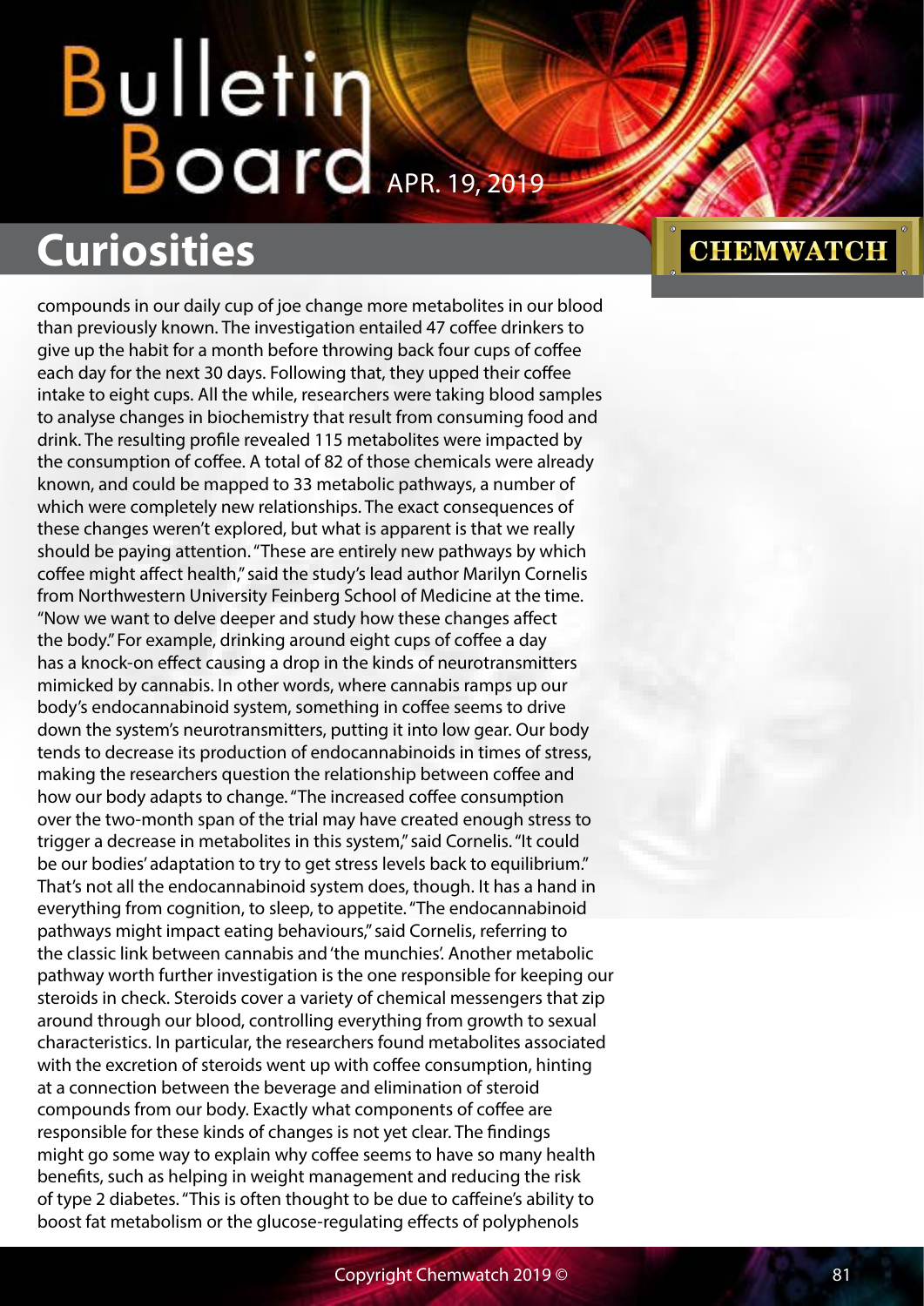compounds in our daily cup of joe change more metabolites in our blood than previously known. The investigation entailed 47 coffee drinkers to give up the habit for a month before throwing back four cups of coffee each day for the next 30 days. Following that, they upped their coffee intake to eight cups. All the while, researchers were taking blood samples to analyse changes in biochemistry that result from consuming food and drink. The resulting profile revealed 115 metabolites were impacted by the consumption of coffee. A total of 82 of those chemicals were already known, and could be mapped to 33 metabolic pathways, a number of which were completely new relationships. The exact consequences of these changes weren't explored, but what is apparent is that we really should be paying attention. "These are entirely new pathways by which coffee might affect health," said the study's lead author Marilyn Cornelis from Northwestern University Feinberg School of Medicine at the time. "Now we want to delve deeper and study how these changes affect the body." For example, drinking around eight cups of coffee a day has a knock-on effect causing a drop in the kinds of neurotransmitters mimicked by cannabis. In other words, where cannabis ramps up our body's endocannabinoid system, something in coffee seems to drive down the system's neurotransmitters, putting it into low gear. Our body tends to decrease its production of endocannabinoids in times of stress, making the researchers question the relationship between coffee and how our body adapts to change. "The increased coffee consumption over the two-month span of the trial may have created enough stress to trigger a decrease in metabolites in this system," said Cornelis. "It could be our bodies' adaptation to try to get stress levels back to equilibrium." That's not all the endocannabinoid system does, though. It has a hand in everything from cognition, to sleep, to appetite. "The endocannabinoid pathways might impact eating behaviours," said Cornelis, referring to the classic link between cannabis and 'the munchies'. Another metabolic pathway worth further investigation is the one responsible for keeping our steroids in check. Steroids cover a variety of chemical messengers that zip around through our blood, controlling everything from growth to sexual characteristics. In particular, the researchers found metabolites associated with the excretion of steroids went up with coffee consumption, hinting at a connection between the beverage and elimination of steroid compounds from our body. Exactly what components of coffee are responsible for these kinds of changes is not yet clear. The findings might go some way to explain why coffee seems to have so many health benefits, such as helping in weight management and reducing the risk of type 2 diabetes. "This is often thought to be due to caffeine's ability to boost fat metabolism or the glucose-regulating effects of polyphenols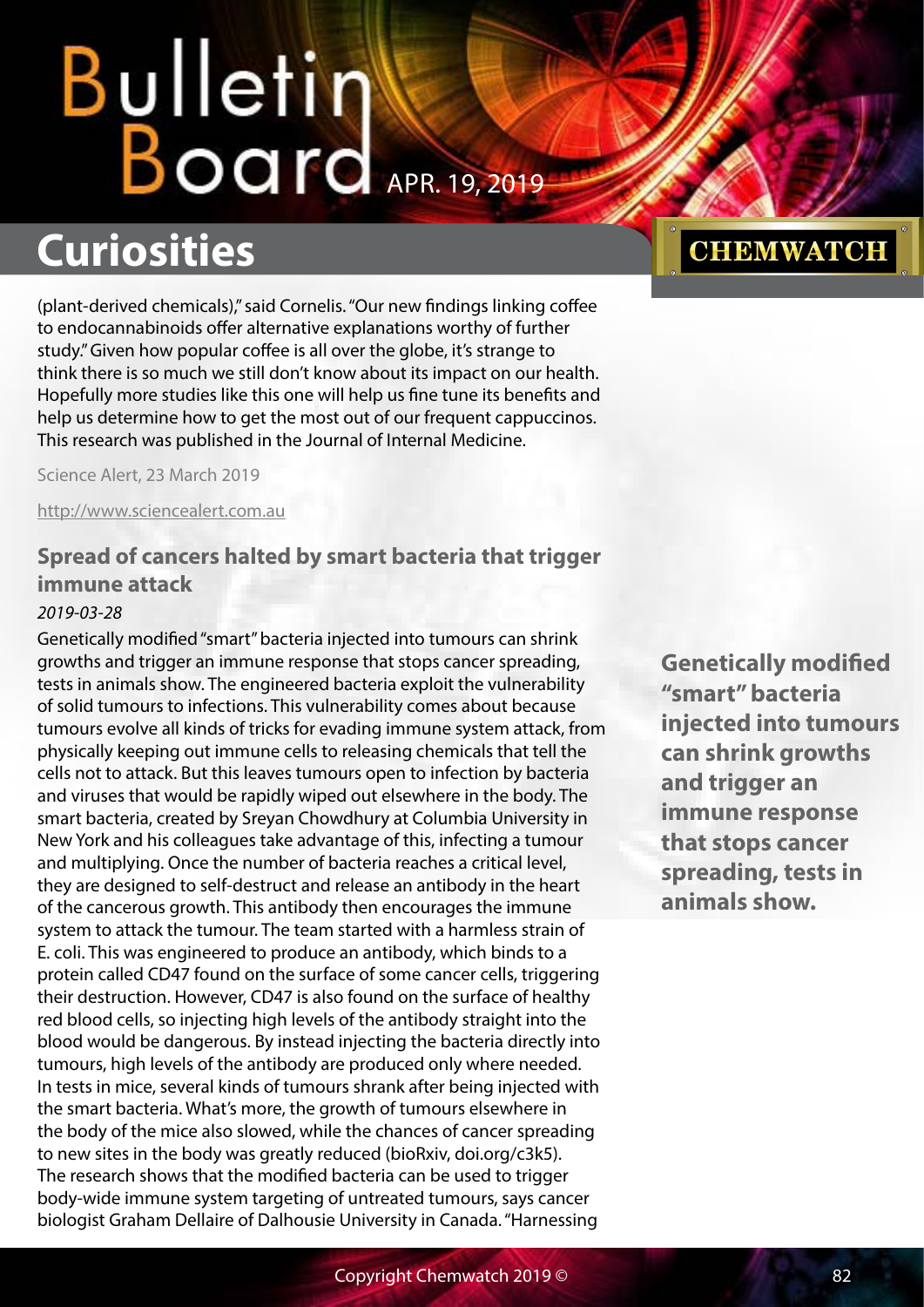(plant-derived chemicals)," said Cornelis. "Our new findings linking coffee to endocannabinoids offer alternative explanations worthy of further study." Given how popular coffee is all over the globe, it's strange to think there is so much we still don't know about its impact on our health. Hopefully more studies like this one will help us fine tune its benefits and help us determine how to get the most out of our frequent cappuccinos. This research was published in the Journal of Internal Medicine.

Science Alert, 23 March 2019

http://www.sciencealert.com.au

## Spread of cancers halted by smart bacteria that trigger immune attack

*2019-03-28*

Genetically modified "smart" bacteria injected into tumours can shrink growths and trigger an immune response that stops cancer spreading, tests in animals show. The engineered bacteria exploit the vulnerability of solid tumours to infections. This vulnerability comes about because tumours evolve all kinds of tricks for evading immune system attack, from physically keeping out immune cells to releasing chemicals that tell the cells not to attack. But this leaves tumours open to infection by bacteria and viruses that would be rapidly wiped out elsewhere in the body. The smart bacteria, created by Sreyan Chowdhury at Columbia University in New York and his colleagues take advantage of this, infecting a tumour and multiplying. Once the number of bacteria reaches a critical level, they are designed to self-destruct and release an antibody in the heart of the cancerous growth. This antibody then encourages the immune system to attack the tumour. The team started with a harmless strain of E. coli. This was engineered to produce an antibody, which binds to a protein called CD47 found on the surface of some cancer cells, triggering their destruction. However, CD47 is also found on the surface of healthy red blood cells, so injecting high levels of the antibody straight into the blood would be dangerous. By instead injecting the bacteria directly into tumours, high levels of the antibody are produced only where needed. In tests in mice, several kinds of tumours shrank after being injected with the smart bacteria. What's more, the growth of tumours elsewhere in the body of the mice also slowed, while the chances of cancer spreading to new sites in the body was greatly reduced (bioRxiv, doi.org/c3k5). The research shows that the modified bacteria can be used to trigger body-wide immune system targeting of untreated tumours, says cancer biologist Graham Dellaire of Dalhousie University in Canada. "Harnessing

**Genetically modified "smart" bacteria injected into tumours can shrink growths and trigger an immune response that stops cancer spreading, tests in animals show.**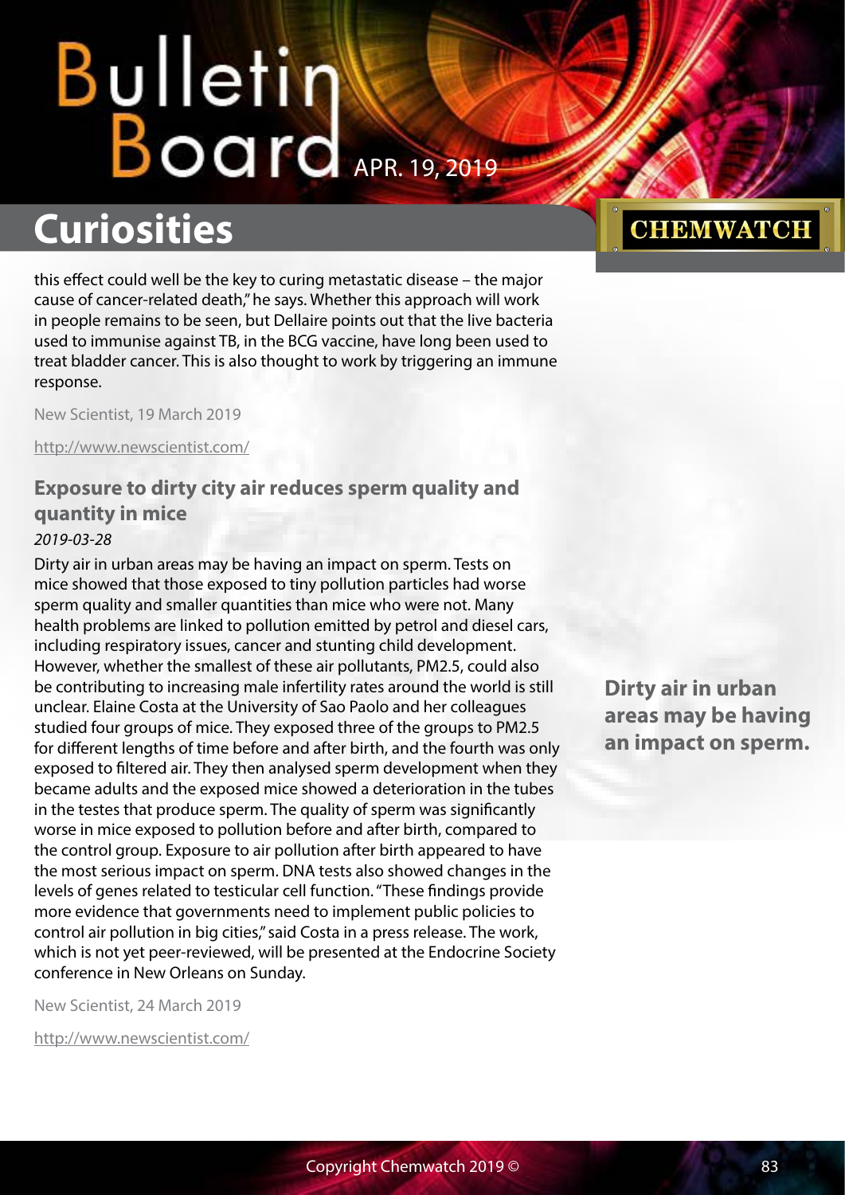this effect could well be the key to curing metastatic disease – the major cause of cancer-related death," he says. Whether this approach will work in people remains to be seen, but Dellaire points out that the live bacteria used to immunise against TB, in the BCG vaccine, have long been used to treat bladder cancer. This is also thought to work by triggering an immune response.

New Scientist, 19 March 2019

http://www.newscientist.com/

### Exposure to dirty city air reduces sperm quality and quantity in mice

*2019-03-28*

Dirty air in urban areas may be having an impact on sperm. Tests on mice showed that those exposed to tiny pollution particles had worse sperm quality and smaller quantities than mice who were not. Many health problems are linked to pollution emitted by petrol and diesel cars, including respiratory issues, cancer and stunting child development. However, whether the smallest of these air pollutants, PM2.5, could also be contributing to increasing male infertility rates around the world is still unclear. Elaine Costa at the University of Sao Paolo and her colleagues studied four groups of mice. They exposed three of the groups to PM2.5 for different lengths of time before and after birth, and the fourth was only exposed to filtered air. They then analysed sperm development when they became adults and the exposed mice showed a deterioration in the tubes in the testes that produce sperm. The quality of sperm was significantly worse in mice exposed to pollution before and after birth, compared to the control group. Exposure to air pollution after birth appeared to have the most serious impact on sperm. DNA tests also showed changes in the levels of genes related to testicular cell function. "These findings provide more evidence that governments need to implement public policies to control air pollution in big cities," said Costa in a press release. The work, which is not yet peer-reviewed, will be presented at the Endocrine Society conference in New Orleans on Sunday.

**Dirty air in urban areas may be having an impact on sperm.**

New Scientist, 24 March 2019

http://www.newscientist.com/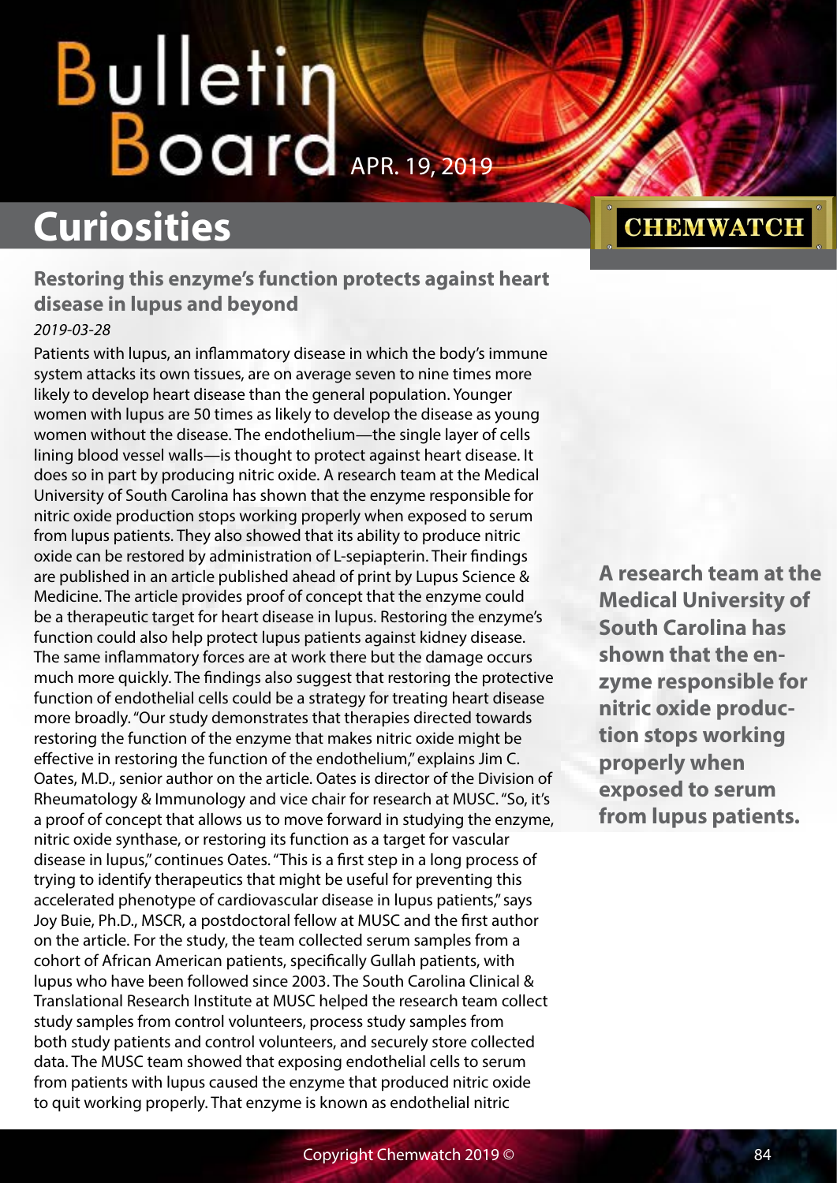## Curiosities

### Restoring this enzyme's function protects against heart disease in lupus and beyond

*2019-03-28*

Patients with lupus, an inflammatory disease in which the body's immune system attacks its own tissues, are on average seven to nine times more likely to develop heart disease than the general population. Younger women with lupus are 50 times as likely to develop the disease as young women without the disease. The endothelium—the single layer of cells lining blood vessel walls—is thought to protect against heart disease. It does so in part by producing nitric oxide. A research team at the Medical University of South Carolina has shown that the enzyme responsible for nitric oxide production stops working properly when exposed to serum from lupus patients. They also showed that its ability to produce nitric oxide can be restored by administration of L-sepiapterin. Their findings are published in an article published ahead of print by Lupus Science & Medicine. The article provides proof of concept that the enzyme could be a therapeutic target for heart disease in lupus. Restoring the enzyme's function could also help protect lupus patients against kidney disease. The same inflammatory forces are at work there but the damage occurs much more quickly. The findings also suggest that restoring the protective function of endothelial cells could be a strategy for treating heart disease more broadly. "Our study demonstrates that therapies directed towards restoring the function of the enzyme that makes nitric oxide might be effective in restoring the function of the endothelium," explains Jim C. Oates, M.D., senior author on the article. Oates is director of the Division of Rheumatology & Immunology and vice chair for research at MUSC. "So, it's a proof of concept that allows us to move forward in studying the enzyme, nitric oxide synthase, or restoring its function as a target for vascular disease in lupus," continues Oates. "This is a first step in a long process of trying to identify therapeutics that might be useful for preventing this accelerated phenotype of cardiovascular disease in lupus patients," says Joy Buie, Ph.D., MSCR, a postdoctoral fellow at MUSC and the first author on the article. For the study, the team collected serum samples from a cohort of African American patients, specifically Gullah patients, with lupus who have been followed since 2003. The South Carolina Clinical & Translational Research Institute at MUSC helped the research team collect study samples from control volunteers, process study samples from both study patients and control volunteers, and securely store collected data. The MUSC team showed that exposing endothelial cells to serum from patients with lupus caused the enzyme that produced nitric oxide to quit working properly. That enzyme is known as endothelial nitric

**A research team at the Medical University of South Carolina has shown that the enzyme responsible for nitric oxide production stops working properly when exposed to serum from lupus patients.**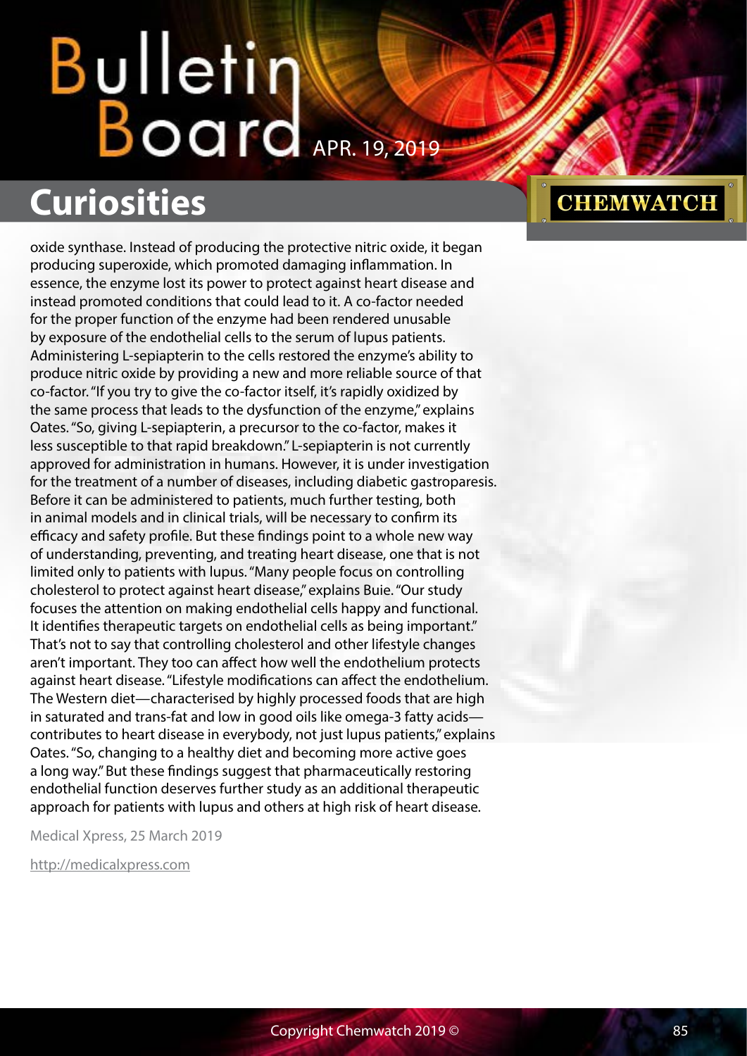oxide synthase. Instead of producing the protective nitric oxide, it began producing superoxide, which promoted damaging inflammation. In essence, the enzyme lost its power to protect against heart disease and instead promoted conditions that could lead to it. A co-factor needed for the proper function of the enzyme had been rendered unusable by exposure of the endothelial cells to the serum of lupus patients. Administering L-sepiapterin to the cells restored the enzyme's ability to produce nitric oxide by providing a new and more reliable source of that co-factor. "If you try to give the co-factor itself, it's rapidly oxidized by the same process that leads to the dysfunction of the enzyme," explains Oates. "So, giving L-sepiapterin, a precursor to the co-factor, makes it less susceptible to that rapid breakdown." L-sepiapterin is not currently approved for administration in humans. However, it is under investigation for the treatment of a number of diseases, including diabetic gastroparesis. Before it can be administered to patients, much further testing, both in animal models and in clinical trials, will be necessary to confirm its efficacy and safety profile. But these findings point to a whole new way of understanding, preventing, and treating heart disease, one that is not limited only to patients with lupus. "Many people focus on controlling cholesterol to protect against heart disease," explains Buie. "Our study focuses the attention on making endothelial cells happy and functional. It identifies therapeutic targets on endothelial cells as being important." That's not to say that controlling cholesterol and other lifestyle changes aren't important. They too can affect how well the endothelium protects against heart disease. "Lifestyle modifications can affect the endothelium. The Western diet—characterised by highly processed foods that are high in saturated and trans-fat and low in good oils like omega-3 fatty acids—contributes to heart disease in everybody, not just lupus patients," explains Oates. "So, changing to a healthy diet and becoming more active goes a long way." But these findings suggest that pharmaceutically restoring endothelial function deserves further study as an additional therapeutic approach for patients with lupus and others at high risk of heart disease.

Medical Xpress, 25 March 2019

http://medicalxpress.com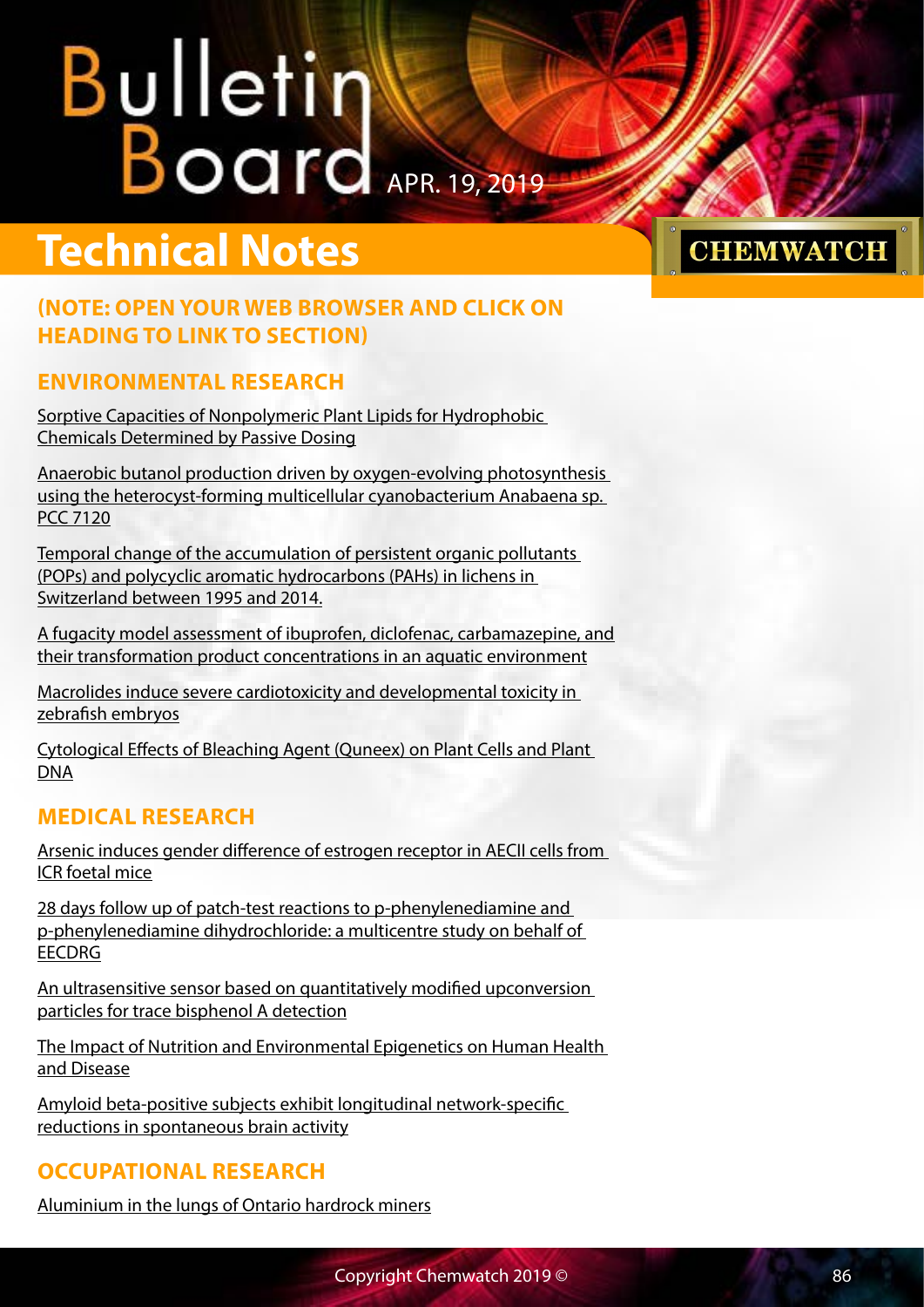# Bulletin Board

APR. 19, 2019

## Technical Notes

CHEMWATCH

### (NOTE: OPEN YOUR WEB BROWSER AND CLICK ON HEADING TO LINK TO SECTION)

### ENVIRONMENTAL RESEARCH

Sorptive Capacities of Nonpolymeric Plant Lipids for Hydrophobic Chemicals Determined by Passive Dosing

Anaerobic butanol production driven by oxygen-evolving photosynthesis using the heterocyst-forming multicellular cyanobacterium Anabaena sp. PCC 7120

Temporal change of the accumulation of persistent organic pollutants (POPs) and polycyclic aromatic hydrocarbons (PAHs) in lichens in Switzerland between 1995 and 2014.

A fugacity model assessment of ibuprofen, diclofenac, carbamazepine, and their transformation product concentrations in an aquatic environment

Macrolides induce severe cardiotoxicity and developmental toxicity in zebrafish embryos

Cytological Effects of Bleaching Agent (Quneex) on Plant Cells and Plant DNA

### MEDICAL RESEARCH

Arsenic induces gender difference of estrogen receptor in AECII cells from ICR foetal mice

28 days follow up of patch-test reactions to p-phenylenediamine and p-phenylenediamine dihydrochloride: a multicentre study on behalf of EECDRG

An ultrasensitive sensor based on quantitatively modified upconversion particles for trace bisphenol A detection

The Impact of Nutrition and Environmental Epigenetics on Human Health and Disease

Amyloid beta-positive subjects exhibit longitudinal network-specific reductions in spontaneous brain activity

### OCCUPATIONAL RESEARCH

Aluminium in the lungs of Ontario hardrock miners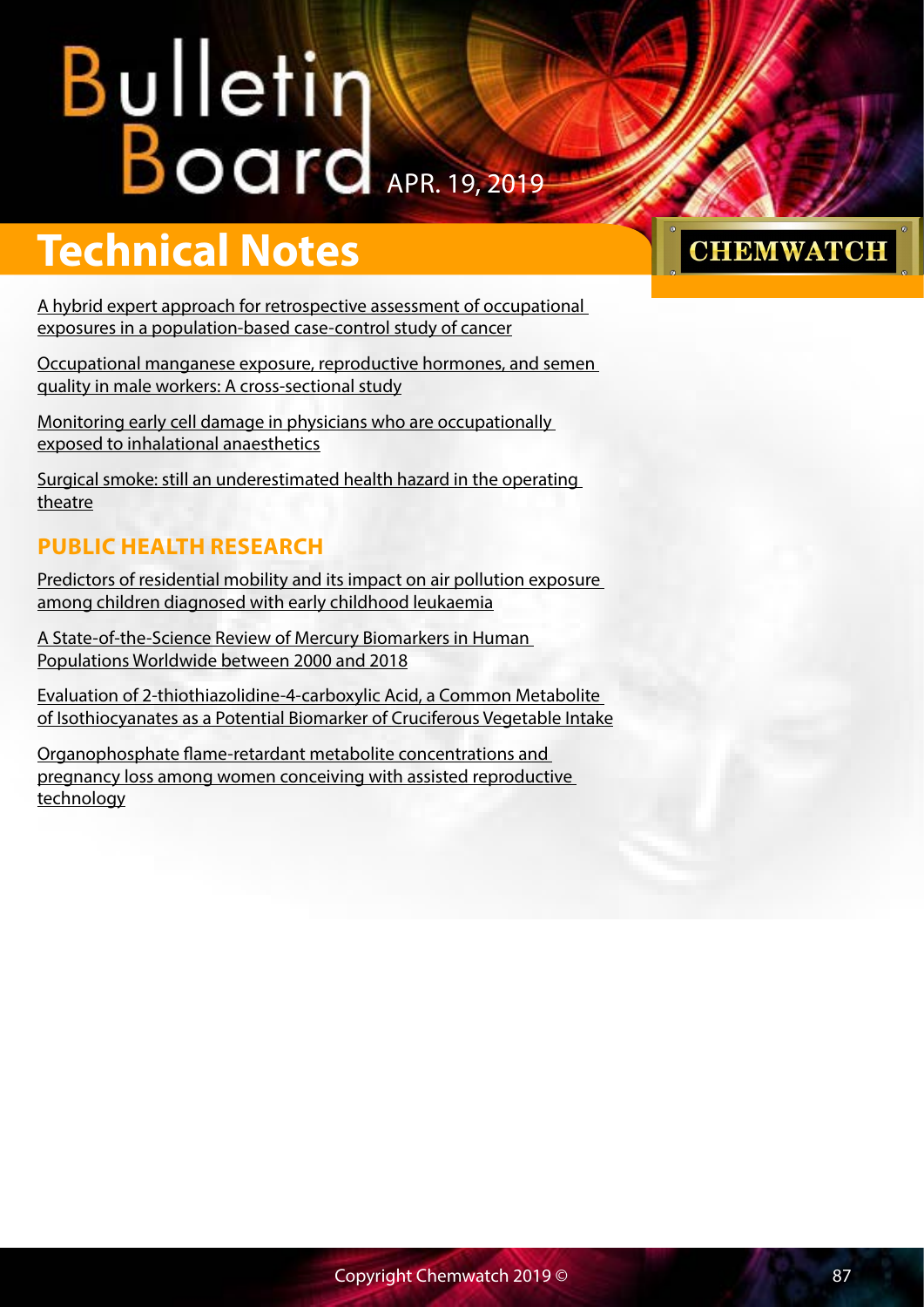# Technical Notes

A hybrid expert approach for retrospective assessment of occupational exposures in a population-based case-control study of cancer

Occupational manganese exposure, reproductive hormones, and semen quality in male workers: A cross-sectional study

Monitoring early cell damage in physicians who are occupationally exposed to inhalational anaesthetics

Surgical smoke: still an underestimated health hazard in the operating theatre

## PUBLIC HEALTH RESEARCH

Predictors of residential mobility and its impact on air pollution exposure among children diagnosed with early childhood leukaemia

A State-of-the-Science Review of Mercury Biomarkers in Human Populations Worldwide between 2000 and 2018

Evaluation of 2-thiothiazolidine-4-carboxylic Acid, a Common Metabolite of Isothiocyanates as a Potential Biomarker of Cruciferous Vegetable Intake

Organophosphate flame-retardant metabolite concentrations and pregnancy loss among women conceiving with assisted reproductive technology